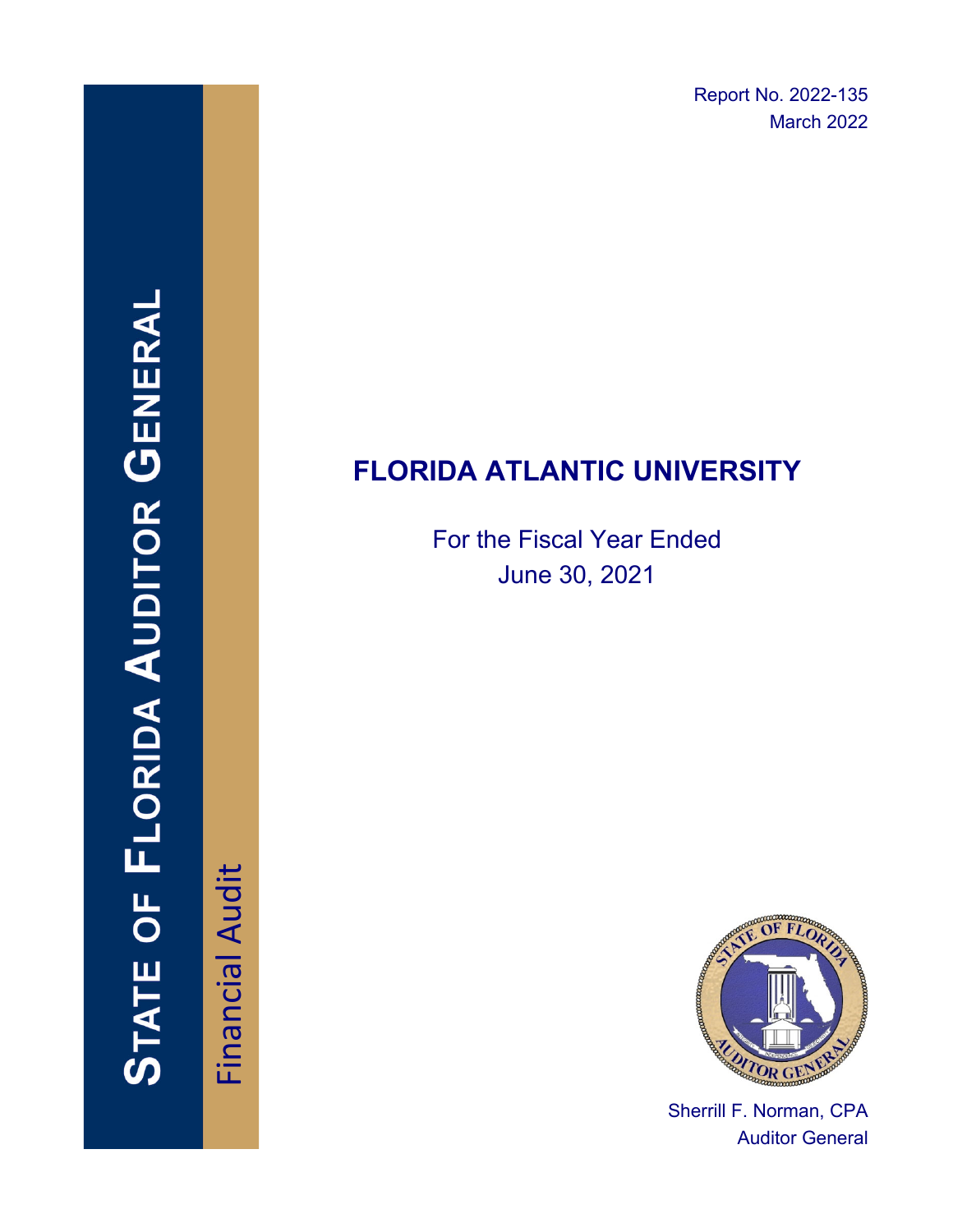Report No. 2022-135
March 2022

STATE OF FLORIDA AUDITOR GENERAL

Financial Audit

# FLORIDA ATLANTIC UNIVERSITY

For the Fiscal Year Ended
June 30, 2021

Sherrill F. Norman, CPA
Auditor General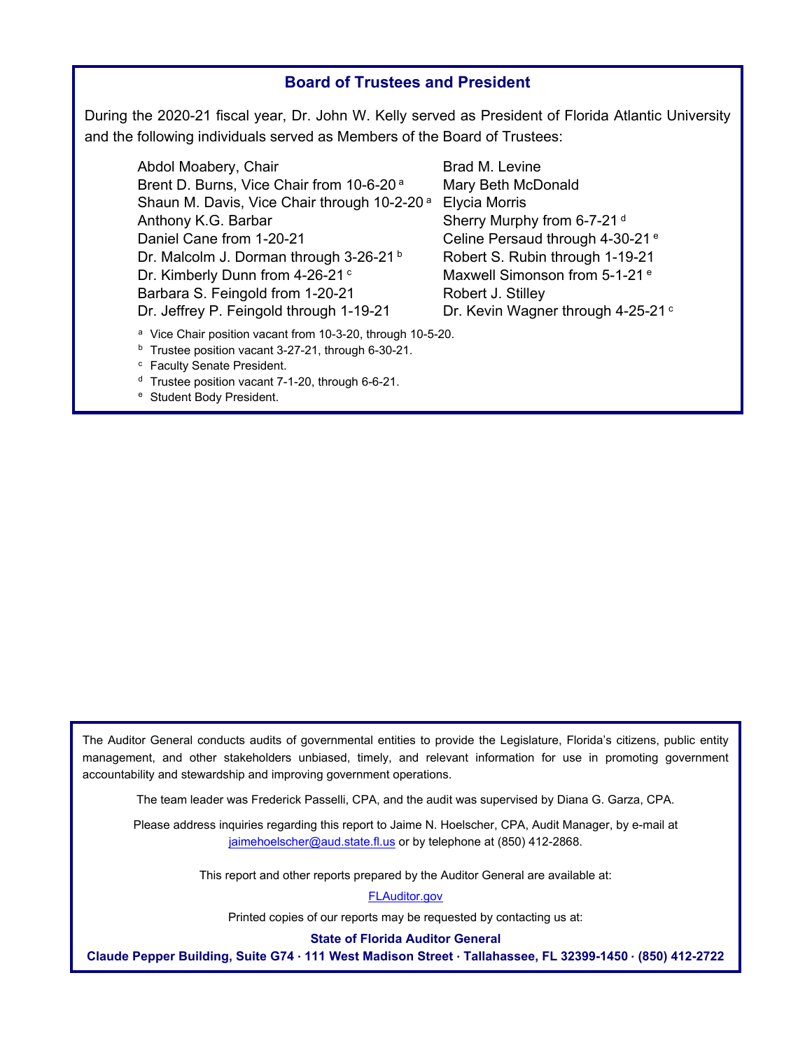## Board of Trustees and President

During the 2020-21 fiscal year, Dr. John W. Kelly served as President of Florida Atlantic University and the following individuals served as Members of the Board of Trustees:

Abdol Moabery, Chair
Brent D. Burns, Vice Chair from 10-6-20 [a]
Shaun M. Davis, Vice Chair through 10-2-20 [a]
Anthony K.G. Barbar
Daniel Cane from 1-20-21
Dr. Malcolm J. Dorman through 3-26-21 [b]
Dr. Kimberly Dunn from 4-26-21 [c]
Barbara S. Feingold from 1-20-21
Dr. Jeffrey P. Feingold through 1-19-21
Brad M. Levine
Mary Beth McDonald
Elycia Morris
Sherry Murphy from 6-7-21 [d]
Celine Persaud through 4-30-21 [e]
Robert S. Rubin through 1-19-21
Maxwell Simonson from 5-1-21 [e]
Robert J. Stilley
Dr. Kevin Wagner through 4-25-21 [c]

[a] Vice Chair position vacant from 10-3-20, through 10-5-20.
[b] Trustee position vacant 3-27-21, through 6-30-21.
[c] Faculty Senate President.
[d] Trustee position vacant 7-1-20, through 6-6-21.
[e] Student Body President.

The Auditor General conducts audits of governmental entities to provide the Legislature, Florida's citizens, public entity management, and other stakeholders unbiased, timely, and relevant information for use in promoting government accountability and stewardship and improving government operations.

The team leader was Frederick Passelli, CPA, and the audit was supervised by Diana G. Garza, CPA.

Please address inquiries regarding this report to Jaime N. Hoelscher, CPA, Audit Manager, by e-mail at jaimehoelscher@aud.state.fl.us or by telephone at (850) 412-2868.

This report and other reports prepared by the Auditor General are available at:

FLAuditor.gov

Printed copies of our reports may be requested by contacting us at:

**State of Florida Auditor General**

**Claude Pepper Building, Suite G74 · 111 West Madison Street · Tallahassee, FL 32399-1450 · (850) 412-2722**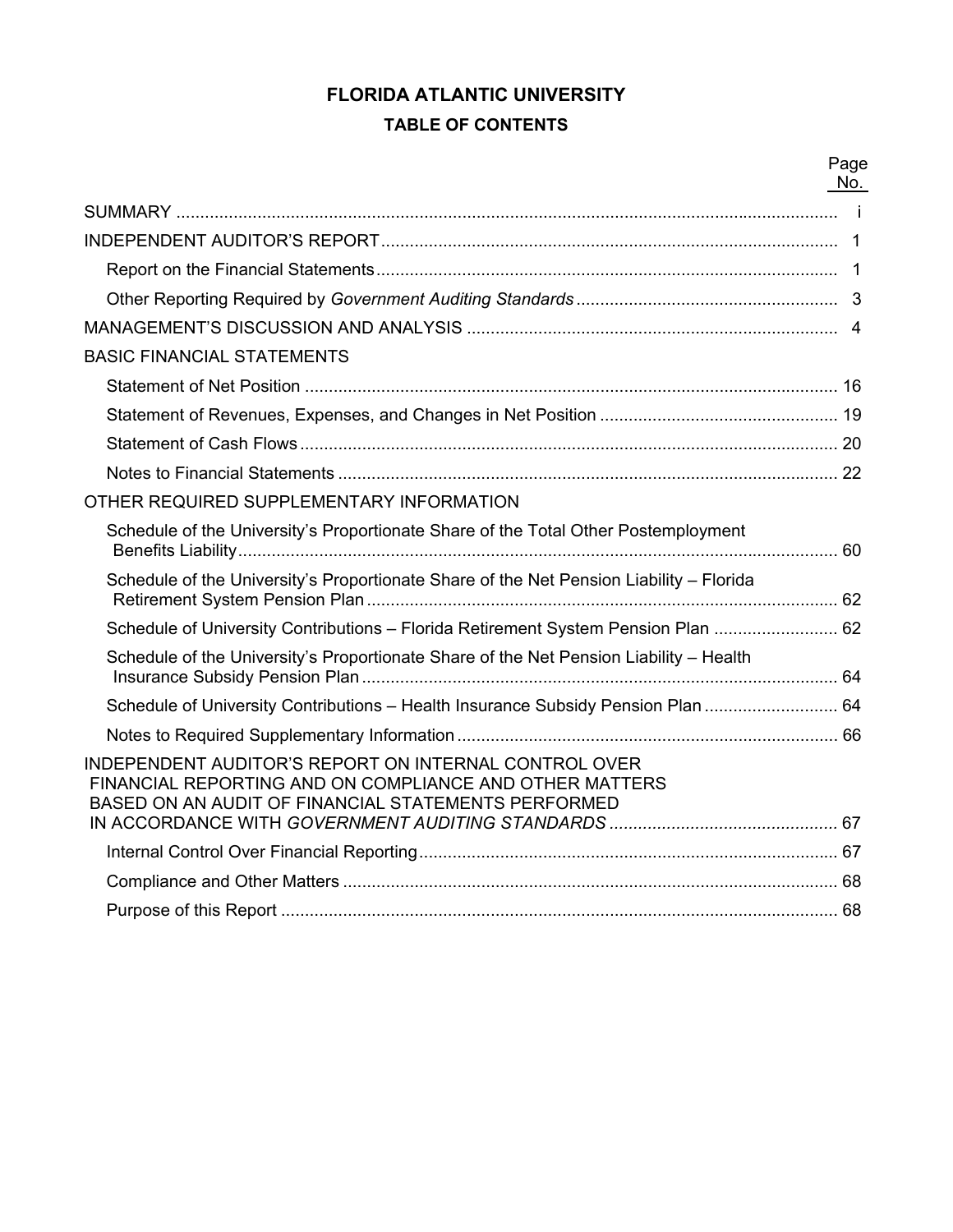# FLORIDA ATLANTIC UNIVERSITY

## TABLE OF CONTENTS

| | Page No. |
|---|---|
| SUMMARY | i |
| INDEPENDENT AUDITOR'S REPORT | 1 |
| Report on the Financial Statements | 1 |
| Other Reporting Required by *Government Auditing Standards* | 3 |
| MANAGEMENT'S DISCUSSION AND ANALYSIS | 4 |
| BASIC FINANCIAL STATEMENTS | |
| Statement of Net Position | 16 |
| Statement of Revenues, Expenses, and Changes in Net Position | 19 |
| Statement of Cash Flows | 20 |
| Notes to Financial Statements | 22 |
| OTHER REQUIRED SUPPLEMENTARY INFORMATION | |
| Schedule of the University's Proportionate Share of the Total Other Postemployment Benefits Liability | 60 |
| Schedule of the University's Proportionate Share of the Net Pension Liability – Florida Retirement System Pension Plan | 62 |
| Schedule of University Contributions – Florida Retirement System Pension Plan | 62 |
| Schedule of the University's Proportionate Share of the Net Pension Liability – Health Insurance Subsidy Pension Plan | 64 |
| Schedule of University Contributions – Health Insurance Subsidy Pension Plan | 64 |
| Notes to Required Supplementary Information | 66 |
| INDEPENDENT AUDITOR'S REPORT ON INTERNAL CONTROL OVER FINANCIAL REPORTING AND ON COMPLIANCE AND OTHER MATTERS BASED ON AN AUDIT OF FINANCIAL STATEMENTS PERFORMED IN ACCORDANCE WITH *GOVERNMENT AUDITING STANDARDS* | 67 |
| Internal Control Over Financial Reporting | 67 |
| Compliance and Other Matters | 68 |
| Purpose of this Report | 68 |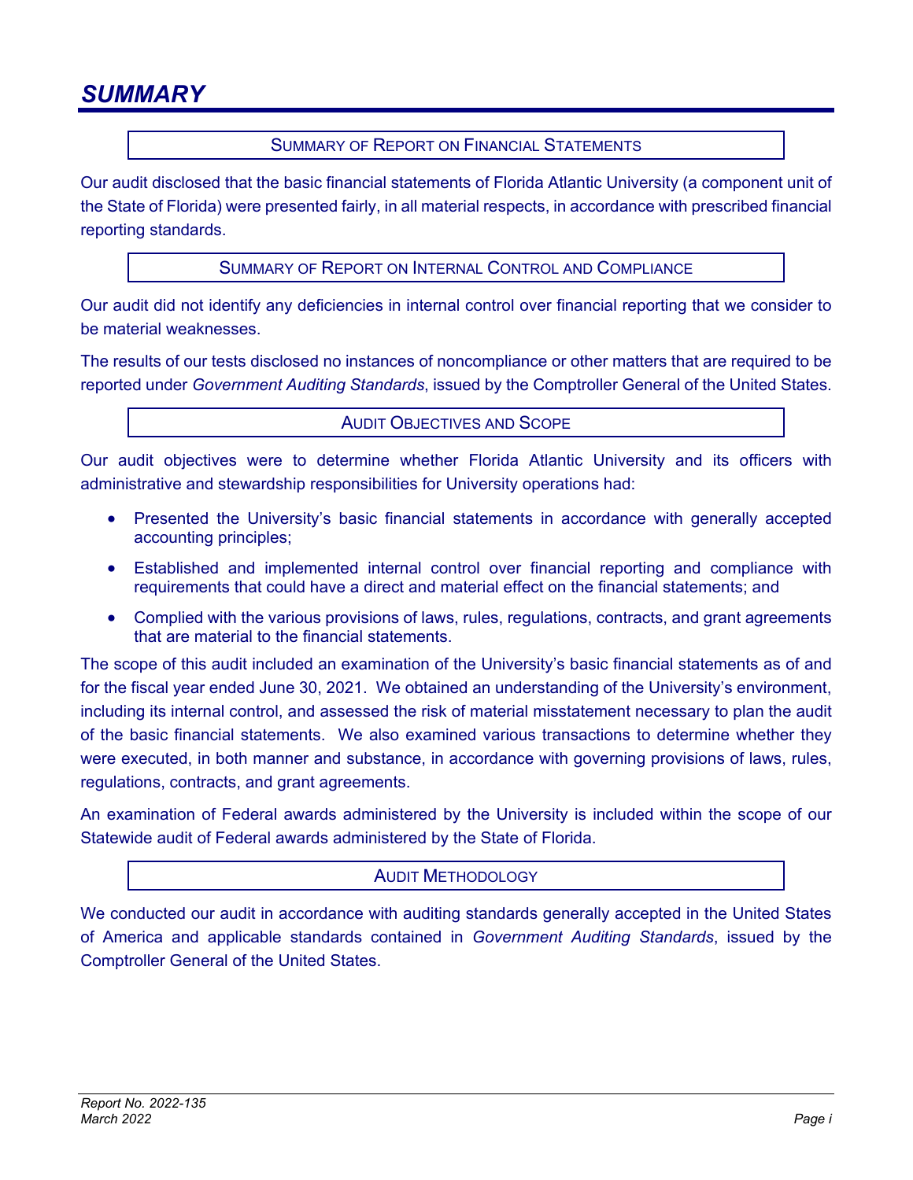# SUMMARY

## SUMMARY OF REPORT ON FINANCIAL STATEMENTS

Our audit disclosed that the basic financial statements of Florida Atlantic University (a component unit of the State of Florida) were presented fairly, in all material respects, in accordance with prescribed financial reporting standards.

## SUMMARY OF REPORT ON INTERNAL CONTROL AND COMPLIANCE

Our audit did not identify any deficiencies in internal control over financial reporting that we consider to be material weaknesses.

The results of our tests disclosed no instances of noncompliance or other matters that are required to be reported under *Government Auditing Standards*, issued by the Comptroller General of the United States.

## AUDIT OBJECTIVES AND SCOPE

Our audit objectives were to determine whether Florida Atlantic University and its officers with administrative and stewardship responsibilities for University operations had:

- Presented the University's basic financial statements in accordance with generally accepted accounting principles;
- Established and implemented internal control over financial reporting and compliance with requirements that could have a direct and material effect on the financial statements; and
- Complied with the various provisions of laws, rules, regulations, contracts, and grant agreements that are material to the financial statements.

The scope of this audit included an examination of the University's basic financial statements as of and for the fiscal year ended June 30, 2021. We obtained an understanding of the University's environment, including its internal control, and assessed the risk of material misstatement necessary to plan the audit of the basic financial statements. We also examined various transactions to determine whether they were executed, in both manner and substance, in accordance with governing provisions of laws, rules, regulations, contracts, and grant agreements.

An examination of Federal awards administered by the University is included within the scope of our Statewide audit of Federal awards administered by the State of Florida.

## AUDIT METHODOLOGY

We conducted our audit in accordance with auditing standards generally accepted in the United States of America and applicable standards contained in *Government Auditing Standards*, issued by the Comptroller General of the United States.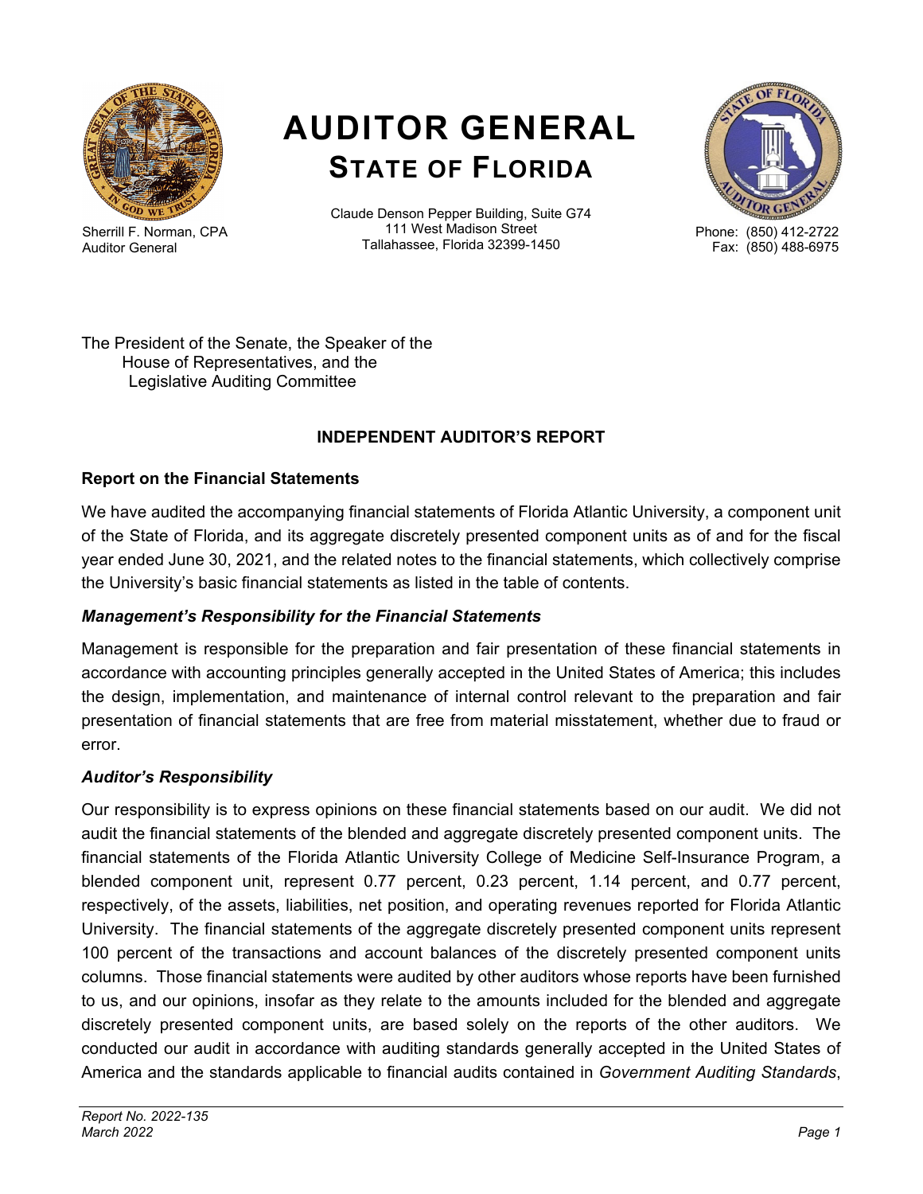# AUDITOR GENERAL
## STATE OF FLORIDA

Sherrill F. Norman, CPA
Auditor General

Claude Denson Pepper Building, Suite G74
111 West Madison Street
Tallahassee, Florida 32399-1450

Phone: (850) 412-2722
Fax: (850) 488-6975

The President of the Senate, the Speaker of the
House of Representatives, and the
Legislative Auditing Committee

### INDEPENDENT AUDITOR'S REPORT

**Report on the Financial Statements**

We have audited the accompanying financial statements of Florida Atlantic University, a component unit of the State of Florida, and its aggregate discretely presented component units as of and for the fiscal year ended June 30, 2021, and the related notes to the financial statements, which collectively comprise the University's basic financial statements as listed in the table of contents.

***Management's Responsibility for the Financial Statements***

Management is responsible for the preparation and fair presentation of these financial statements in accordance with accounting principles generally accepted in the United States of America; this includes the design, implementation, and maintenance of internal control relevant to the preparation and fair presentation of financial statements that are free from material misstatement, whether due to fraud or error.

***Auditor's Responsibility***

Our responsibility is to express opinions on these financial statements based on our audit. We did not audit the financial statements of the blended and aggregate discretely presented component units. The financial statements of the Florida Atlantic University College of Medicine Self-Insurance Program, a blended component unit, represent 0.77 percent, 0.23 percent, 1.14 percent, and 0.77 percent, respectively, of the assets, liabilities, net position, and operating revenues reported for Florida Atlantic University. The financial statements of the aggregate discretely presented component units represent 100 percent of the transactions and account balances of the discretely presented component units columns. Those financial statements were audited by other auditors whose reports have been furnished to us, and our opinions, insofar as they relate to the amounts included for the blended and aggregate discretely presented component units, are based solely on the reports of the other auditors. We conducted our audit in accordance with auditing standards generally accepted in the United States of America and the standards applicable to financial audits contained in *Government Auditing Standards*,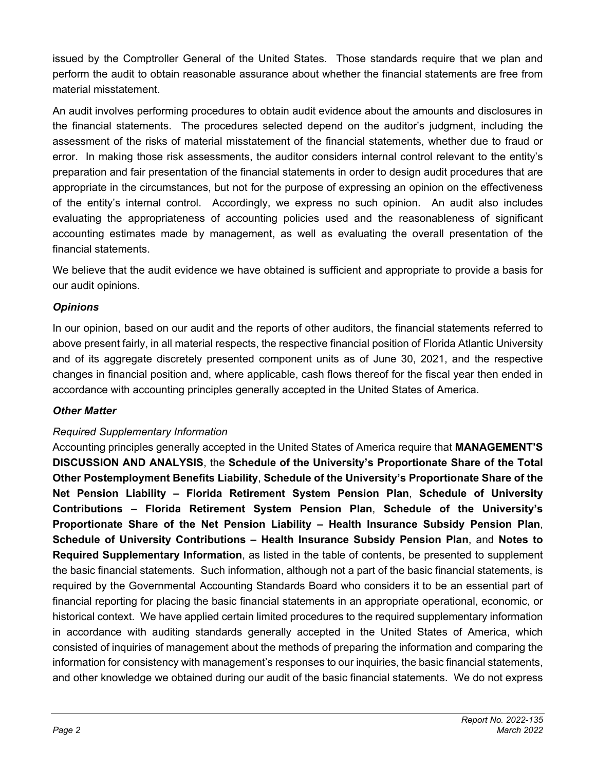issued by the Comptroller General of the United States. Those standards require that we plan and perform the audit to obtain reasonable assurance about whether the financial statements are free from material misstatement.

An audit involves performing procedures to obtain audit evidence about the amounts and disclosures in the financial statements. The procedures selected depend on the auditor's judgment, including the assessment of the risks of material misstatement of the financial statements, whether due to fraud or error. In making those risk assessments, the auditor considers internal control relevant to the entity's preparation and fair presentation of the financial statements in order to design audit procedures that are appropriate in the circumstances, but not for the purpose of expressing an opinion on the effectiveness of the entity's internal control. Accordingly, we express no such opinion. An audit also includes evaluating the appropriateness of accounting policies used and the reasonableness of significant accounting estimates made by management, as well as evaluating the overall presentation of the financial statements.

We believe that the audit evidence we have obtained is sufficient and appropriate to provide a basis for our audit opinions.

### *Opinions*

In our opinion, based on our audit and the reports of other auditors, the financial statements referred to above present fairly, in all material respects, the respective financial position of Florida Atlantic University and of its aggregate discretely presented component units as of June 30, 2021, and the respective changes in financial position and, where applicable, cash flows thereof for the fiscal year then ended in accordance with accounting principles generally accepted in the United States of America.

### *Other Matter*

*Required Supplementary Information*

Accounting principles generally accepted in the United States of America require that **MANAGEMENT'S DISCUSSION AND ANALYSIS**, the **Schedule of the University's Proportionate Share of the Total Other Postemployment Benefits Liability**, **Schedule of the University's Proportionate Share of the Net Pension Liability – Florida Retirement System Pension Plan**, **Schedule of University Contributions – Florida Retirement System Pension Plan**, **Schedule of the University's Proportionate Share of the Net Pension Liability – Health Insurance Subsidy Pension Plan**, **Schedule of University Contributions – Health Insurance Subsidy Pension Plan**, and **Notes to Required Supplementary Information**, as listed in the table of contents, be presented to supplement the basic financial statements. Such information, although not a part of the basic financial statements, is required by the Governmental Accounting Standards Board who considers it to be an essential part of financial reporting for placing the basic financial statements in an appropriate operational, economic, or historical context. We have applied certain limited procedures to the required supplementary information in accordance with auditing standards generally accepted in the United States of America, which consisted of inquiries of management about the methods of preparing the information and comparing the information for consistency with management's responses to our inquiries, the basic financial statements, and other knowledge we obtained during our audit of the basic financial statements. We do not express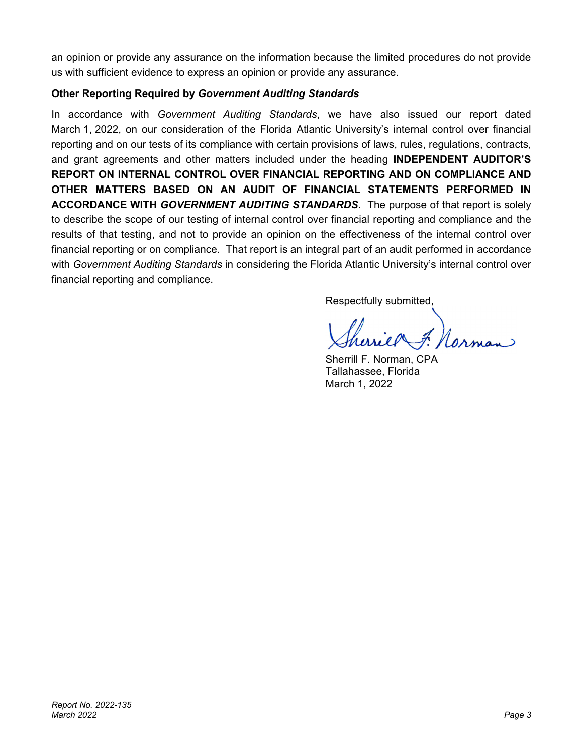an opinion or provide any assurance on the information because the limited procedures do not provide us with sufficient evidence to express an opinion or provide any assurance.

**Other Reporting Required by *Government Auditing Standards***

In accordance with *Government Auditing Standards*, we have also issued our report dated March 1, 2022, on our consideration of the Florida Atlantic University's internal control over financial reporting and on our tests of its compliance with certain provisions of laws, rules, regulations, contracts, and grant agreements and other matters included under the heading **INDEPENDENT AUDITOR'S REPORT ON INTERNAL CONTROL OVER FINANCIAL REPORTING AND ON COMPLIANCE AND OTHER MATTERS BASED ON AN AUDIT OF FINANCIAL STATEMENTS PERFORMED IN ACCORDANCE WITH *GOVERNMENT AUDITING STANDARDS***. The purpose of that report is solely to describe the scope of our testing of internal control over financial reporting and compliance and the results of that testing, and not to provide an opinion on the effectiveness of the internal control over financial reporting or on compliance. That report is an integral part of an audit performed in accordance with *Government Auditing Standards* in considering the Florida Atlantic University's internal control over financial reporting and compliance.

Respectfully submitted,

Sherrill F. Norman, CPA
Tallahassee, Florida
March 1, 2022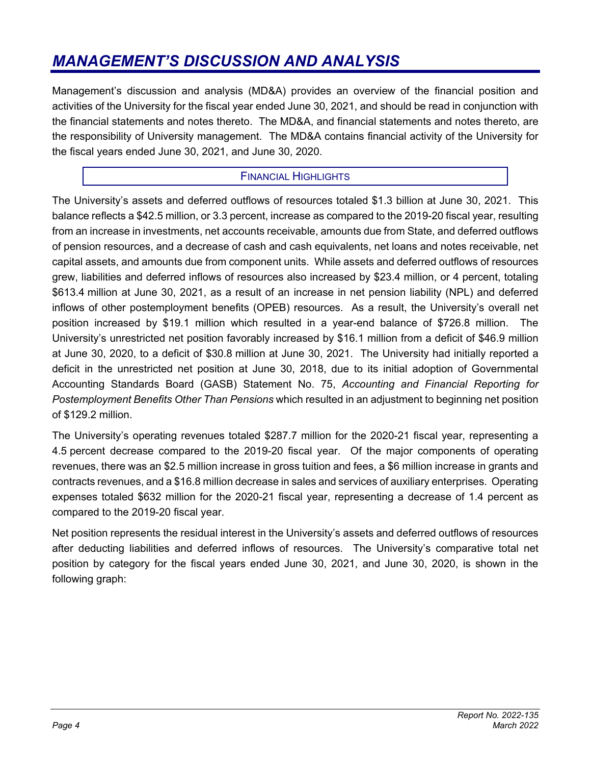# *MANAGEMENT'S DISCUSSION AND ANALYSIS*

Management's discussion and analysis (MD&A) provides an overview of the financial position and activities of the University for the fiscal year ended June 30, 2021, and should be read in conjunction with the financial statements and notes thereto. The MD&A, and financial statements and notes thereto, are the responsibility of University management. The MD&A contains financial activity of the University for the fiscal years ended June 30, 2021, and June 30, 2020.

## FINANCIAL HIGHLIGHTS

The University's assets and deferred outflows of resources totaled $1.3 billion at June 30, 2021. This balance reflects a $42.5 million, or 3.3 percent, increase as compared to the 2019-20 fiscal year, resulting from an increase in investments, net accounts receivable, amounts due from State, and deferred outflows of pension resources, and a decrease of cash and cash equivalents, net loans and notes receivable, net capital assets, and amounts due from component units. While assets and deferred outflows of resources grew, liabilities and deferred inflows of resources also increased by $23.4 million, or 4 percent, totaling $613.4 million at June 30, 2021, as a result of an increase in net pension liability (NPL) and deferred inflows of other postemployment benefits (OPEB) resources. As a result, the University's overall net position increased by $19.1 million which resulted in a year-end balance of $726.8 million. The University's unrestricted net position favorably increased by $16.1 million from a deficit of $46.9 million at June 30, 2020, to a deficit of $30.8 million at June 30, 2021. The University had initially reported a deficit in the unrestricted net position at June 30, 2018, due to its initial adoption of Governmental Accounting Standards Board (GASB) Statement No. 75, *Accounting and Financial Reporting for Postemployment Benefits Other Than Pensions* which resulted in an adjustment to beginning net position of $129.2 million.

The University's operating revenues totaled $287.7 million for the 2020-21 fiscal year, representing a 4.5 percent decrease compared to the 2019-20 fiscal year. Of the major components of operating revenues, there was an $2.5 million increase in gross tuition and fees, a $6 million increase in grants and contracts revenues, and a $16.8 million decrease in sales and services of auxiliary enterprises. Operating expenses totaled $632 million for the 2020-21 fiscal year, representing a decrease of 1.4 percent as compared to the 2019-20 fiscal year.

Net position represents the residual interest in the University's assets and deferred outflows of resources after deducting liabilities and deferred inflows of resources. The University's comparative total net position by category for the fiscal years ended June 30, 2021, and June 30, 2020, is shown in the following graph: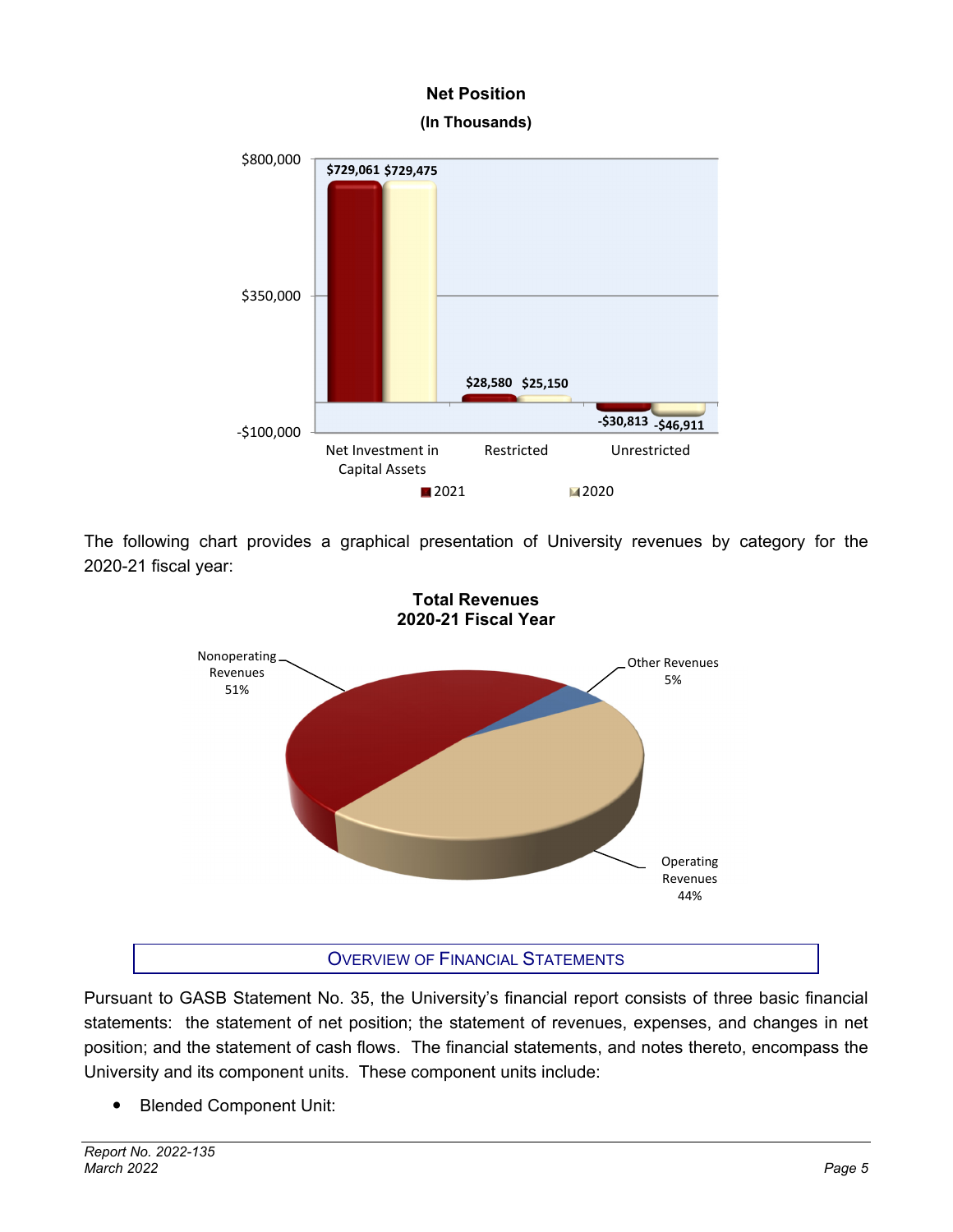**Net Position**
**(In Thousands)**

| | 2021 | 2020 |
|---|---|---|
| Net Investment in Capital Assets | $729,061 | $729,475 |
| Restricted | $28,580 | $25,150 |
| Unrestricted | -$30,813 | -$46,911 |

The following chart provides a graphical presentation of University revenues by category for the 2020-21 fiscal year:

**Total Revenues**
**2020-21 Fiscal Year**

- Nonoperating Revenues 51%
- Other Revenues 5%
- Operating Revenues 44%

## OVERVIEW OF FINANCIAL STATEMENTS

Pursuant to GASB Statement No. 35, the University's financial report consists of three basic financial statements: the statement of net position; the statement of revenues, expenses, and changes in net position; and the statement of cash flows. The financial statements, and notes thereto, encompass the University and its component units. These component units include:

- Blended Component Unit: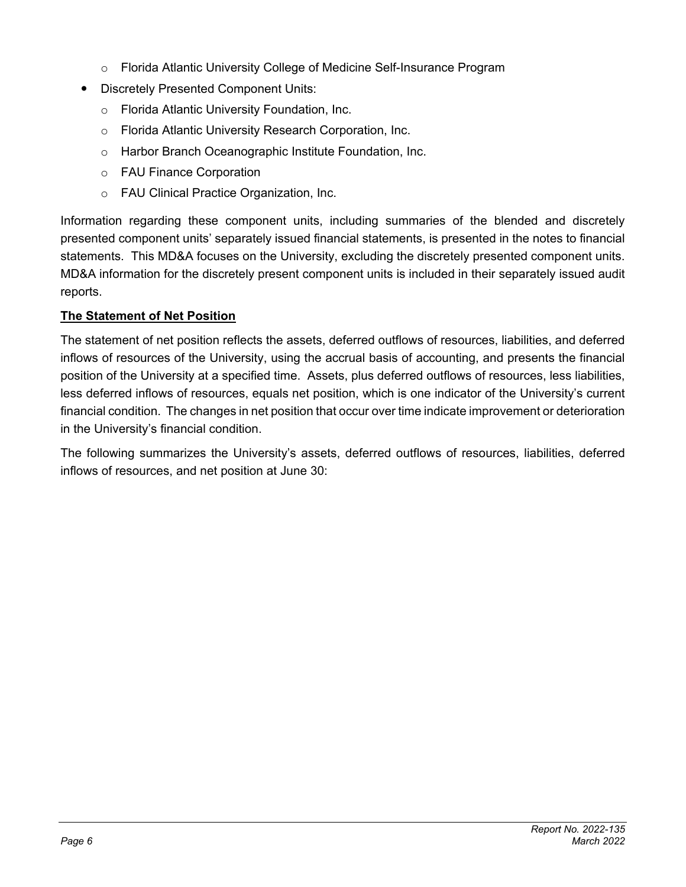- o Florida Atlantic University College of Medicine Self-Insurance Program
- Discretely Presented Component Units:
  - o Florida Atlantic University Foundation, Inc.
  - o Florida Atlantic University Research Corporation, Inc.
  - o Harbor Branch Oceanographic Institute Foundation, Inc.
  - o FAU Finance Corporation
  - o FAU Clinical Practice Organization, Inc.

Information regarding these component units, including summaries of the blended and discretely presented component units' separately issued financial statements, is presented in the notes to financial statements. This MD&A focuses on the University, excluding the discretely presented component units. MD&A information for the discretely present component units is included in their separately issued audit reports.

**The Statement of Net Position**

The statement of net position reflects the assets, deferred outflows of resources, liabilities, and deferred inflows of resources of the University, using the accrual basis of accounting, and presents the financial position of the University at a specified time. Assets, plus deferred outflows of resources, less liabilities, less deferred inflows of resources, equals net position, which is one indicator of the University's current financial condition. The changes in net position that occur over time indicate improvement or deterioration in the University's financial condition.

The following summarizes the University's assets, deferred outflows of resources, liabilities, deferred inflows of resources, and net position at June 30: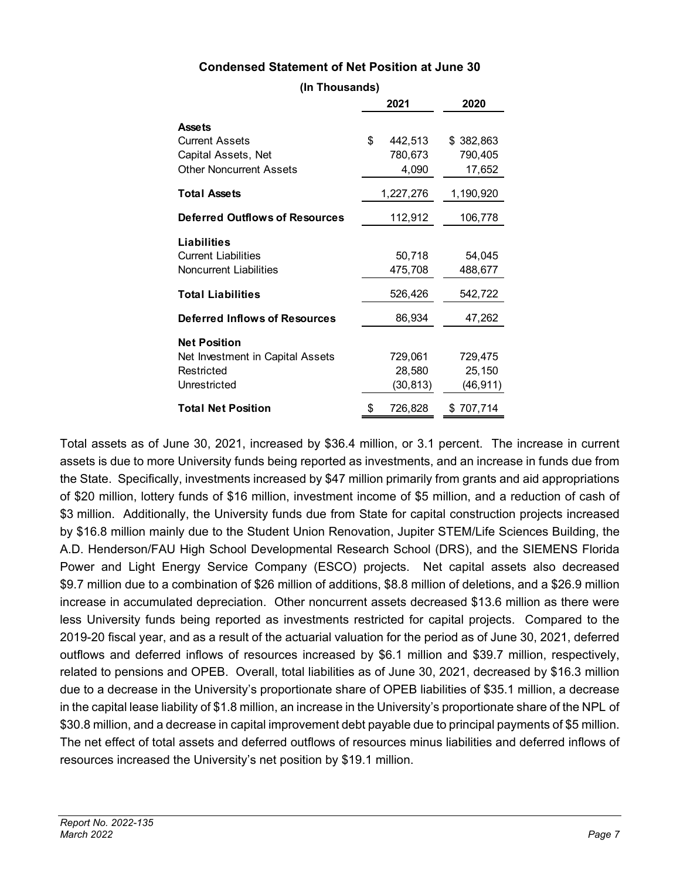**Condensed Statement of Net Position at June 30**

**(In Thousands)**

| | 2021 | 2020 |
|---|---|---|
| **Assets** | | |
| Current Assets | $ 442,513 | $ 382,863 |
| Capital Assets, Net | 780,673 | 790,405 |
| Other Noncurrent Assets | 4,090 | 17,652 |
| **Total Assets** | 1,227,276 | 1,190,920 |
| **Deferred Outflows of Resources** | 112,912 | 106,778 |
| **Liabilities** | | |
| Current Liabilities | 50,718 | 54,045 |
| Noncurrent Liabilities | 475,708 | 488,677 |
| **Total Liabilities** | 526,426 | 542,722 |
| **Deferred Inflows of Resources** | 86,934 | 47,262 |
| **Net Position** | | |
| Net Investment in Capital Assets | 729,061 | 729,475 |
| Restricted | 28,580 | 25,150 |
| Unrestricted | (30,813) | (46,911) |
| **Total Net Position** | $ 726,828 | $ 707,714 |

Total assets as of June 30, 2021, increased by $36.4 million, or 3.1 percent. The increase in current assets is due to more University funds being reported as investments, and an increase in funds due from the State. Specifically, investments increased by $47 million primarily from grants and aid appropriations of $20 million, lottery funds of $16 million, investment income of $5 million, and a reduction of cash of $3 million. Additionally, the University funds due from State for capital construction projects increased by $16.8 million mainly due to the Student Union Renovation, Jupiter STEM/Life Sciences Building, the A.D. Henderson/FAU High School Developmental Research School (DRS), and the SIEMENS Florida Power and Light Energy Service Company (ESCO) projects. Net capital assets also decreased $9.7 million due to a combination of $26 million of additions, $8.8 million of deletions, and a $26.9 million increase in accumulated depreciation. Other noncurrent assets decreased $13.6 million as there were less University funds being reported as investments restricted for capital projects. Compared to the 2019-20 fiscal year, and as a result of the actuarial valuation for the period as of June 30, 2021, deferred outflows and deferred inflows of resources increased by $6.1 million and $39.7 million, respectively, related to pensions and OPEB. Overall, total liabilities as of June 30, 2021, decreased by $16.3 million due to a decrease in the University's proportionate share of OPEB liabilities of $35.1 million, a decrease in the capital lease liability of $1.8 million, an increase in the University's proportionate share of the NPL of $30.8 million, and a decrease in capital improvement debt payable due to principal payments of $5 million. The net effect of total assets and deferred outflows of resources minus liabilities and deferred inflows of resources increased the University's net position by $19.1 million.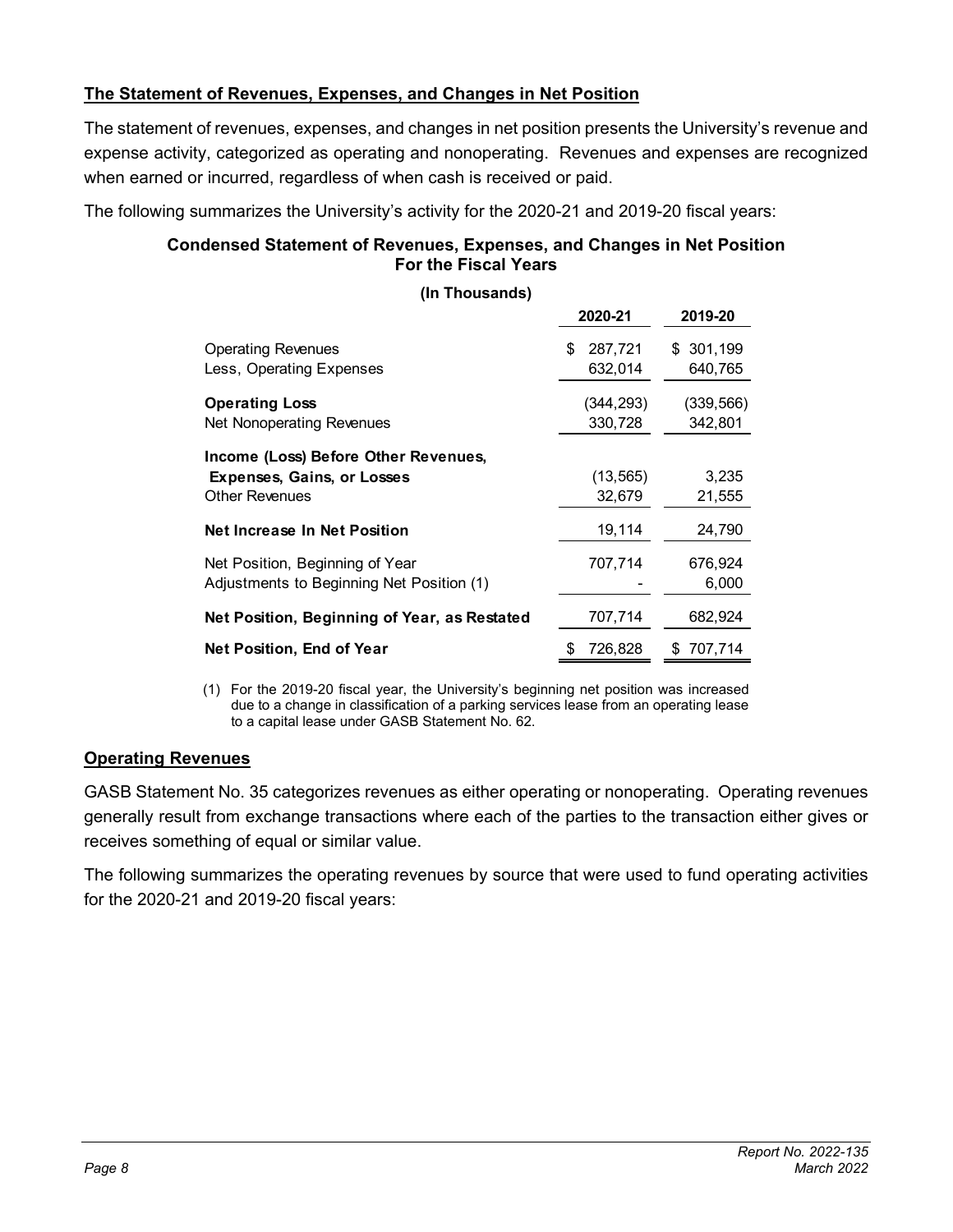## The Statement of Revenues, Expenses, and Changes in Net Position

The statement of revenues, expenses, and changes in net position presents the University's revenue and expense activity, categorized as operating and nonoperating. Revenues and expenses are recognized when earned or incurred, regardless of when cash is received or paid.

The following summarizes the University's activity for the 2020-21 and 2019-20 fiscal years:

**Condensed Statement of Revenues, Expenses, and Changes in Net Position**
**For the Fiscal Years**

**(In Thousands)**

| | 2020-21 | 2019-20 |
|---|---|---|
| Operating Revenues | $ 287,721 | $ 301,199 |
| Less, Operating Expenses | 632,014 | 640,765 |
| **Operating Loss** | (344,293) | (339,566) |
| Net Nonoperating Revenues | 330,728 | 342,801 |
| **Income (Loss) Before Other Revenues, Expenses, Gains, or Losses** | (13,565) | 3,235 |
| Other Revenues | 32,679 | 21,555 |
| **Net Increase In Net Position** | 19,114 | 24,790 |
| Net Position, Beginning of Year | 707,714 | 676,924 |
| Adjustments to Beginning Net Position (1) | - | 6,000 |
| **Net Position, Beginning of Year, as Restated** | 707,714 | 682,924 |
| **Net Position, End of Year** | $ 726,828 | $ 707,714 |

(1) For the 2019-20 fiscal year, the University's beginning net position was increased due to a change in classification of a parking services lease from an operating lease to a capital lease under GASB Statement No. 62.

## Operating Revenues

GASB Statement No. 35 categorizes revenues as either operating or nonoperating. Operating revenues generally result from exchange transactions where each of the parties to the transaction either gives or receives something of equal or similar value.

The following summarizes the operating revenues by source that were used to fund operating activities for the 2020-21 and 2019-20 fiscal years: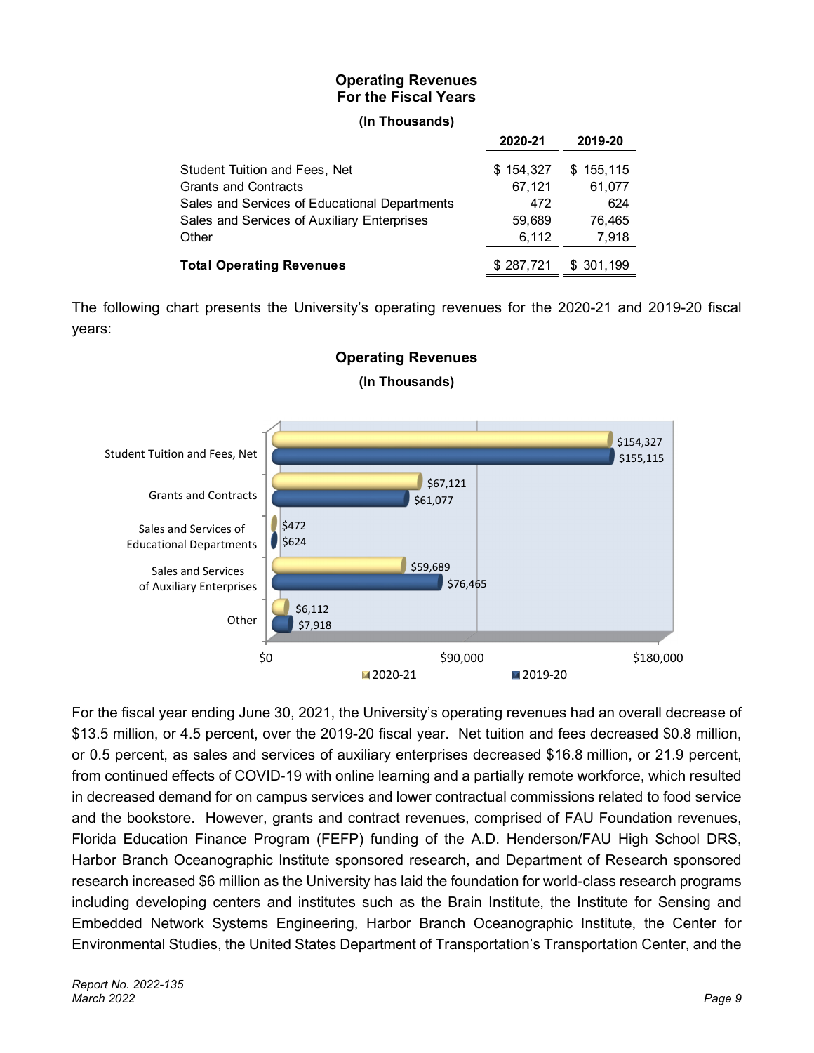**Operating Revenues**
**For the Fiscal Years**

**(In Thousands)**

| | 2020-21 | 2019-20 |
|---|---|---|
| Student Tuition and Fees, Net | $ 154,327 | $ 155,115 |
| Grants and Contracts | 67,121 | 61,077 |
| Sales and Services of Educational Departments | 472 | 624 |
| Sales and Services of Auxiliary Enterprises | 59,689 | 76,465 |
| Other | 6,112 | 7,918 |
| **Total Operating Revenues** | $ 287,721 | $ 301,199 |

The following chart presents the University's operating revenues for the 2020-21 and 2019-20 fiscal years:

**Operating Revenues**

**(In Thousands)**

| | 2020-21 | 2019-20 |
|---|---|---|
| Student Tuition and Fees, Net | $154,327 | $155,115 |
| Grants and Contracts | $67,121 | $61,077 |
| Sales and Services of Educational Departments | $472 | $624 |
| Sales and Services of Auxiliary Enterprises | $59,689 | $76,465 |
| Other | $6,112 | $7,918 |

For the fiscal year ending June 30, 2021, the University's operating revenues had an overall decrease of $13.5 million, or 4.5 percent, over the 2019-20 fiscal year. Net tuition and fees decreased $0.8 million, or 0.5 percent, as sales and services of auxiliary enterprises decreased $16.8 million, or 21.9 percent, from continued effects of COVID-19 with online learning and a partially remote workforce, which resulted in decreased demand for on campus services and lower contractual commissions related to food service and the bookstore. However, grants and contract revenues, comprised of FAU Foundation revenues, Florida Education Finance Program (FEFP) funding of the A.D. Henderson/FAU High School DRS, Harbor Branch Oceanographic Institute sponsored research, and Department of Research sponsored research increased $6 million as the University has laid the foundation for world-class research programs including developing centers and institutes such as the Brain Institute, the Institute for Sensing and Embedded Network Systems Engineering, Harbor Branch Oceanographic Institute, the Center for Environmental Studies, the United States Department of Transportation's Transportation Center, and the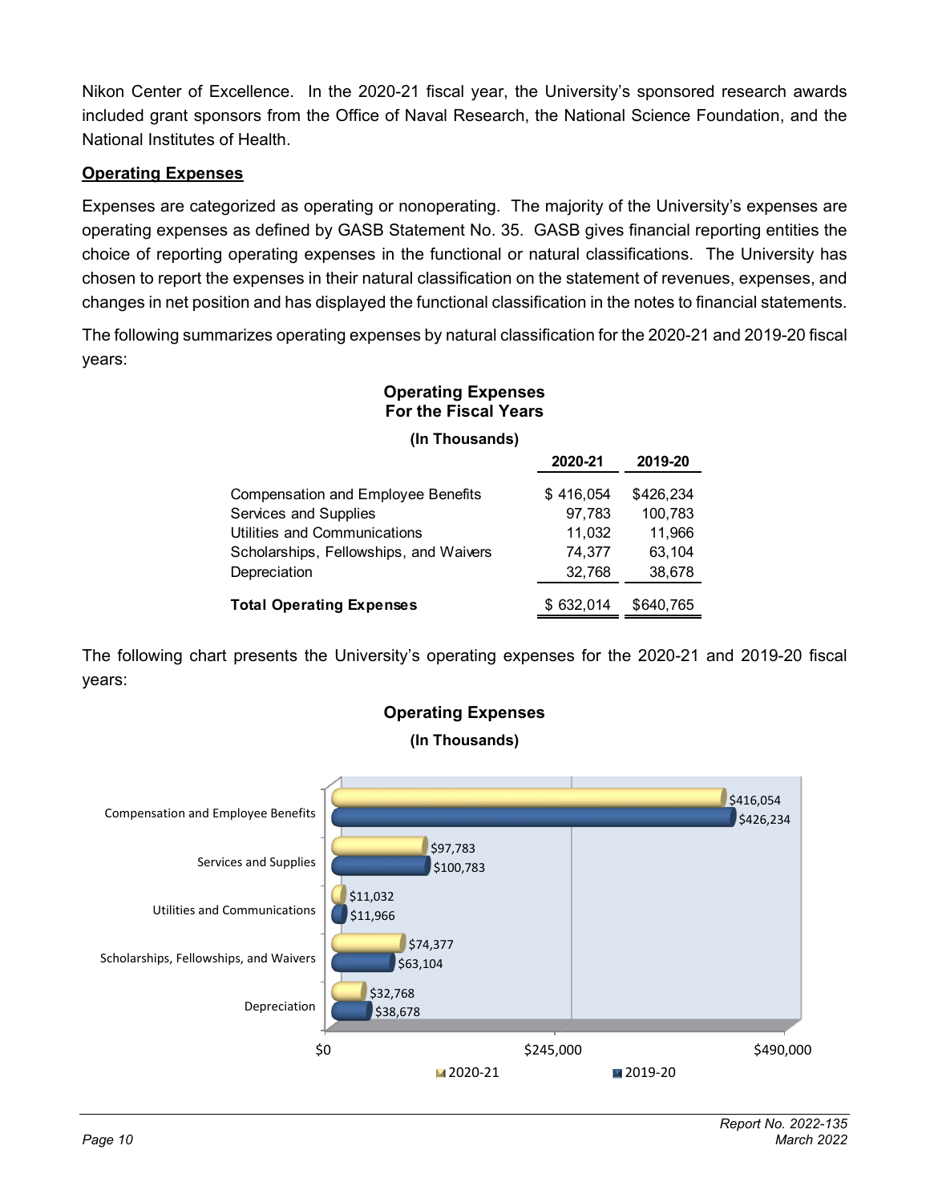Nikon Center of Excellence. In the 2020-21 fiscal year, the University's sponsored research awards included grant sponsors from the Office of Naval Research, the National Science Foundation, and the National Institutes of Health.

## Operating Expenses

Expenses are categorized as operating or nonoperating. The majority of the University's expenses are operating expenses as defined by GASB Statement No. 35. GASB gives financial reporting entities the choice of reporting operating expenses in the functional or natural classifications. The University has chosen to report the expenses in their natural classification on the statement of revenues, expenses, and changes in net position and has displayed the functional classification in the notes to financial statements.

The following summarizes operating expenses by natural classification for the 2020-21 and 2019-20 fiscal years:

**Operating Expenses For the Fiscal Years**

**(In Thousands)**

| | 2020-21 | 2019-20 |
|---|---|---|
| Compensation and Employee Benefits | $ 416,054 | $426,234 |
| Services and Supplies | 97,783 | 100,783 |
| Utilities and Communications | 11,032 | 11,966 |
| Scholarships, Fellowships, and Waivers | 74,377 | 63,104 |
| Depreciation | 32,768 | 38,678 |
| **Total Operating Expenses** | $ 632,014 | $640,765 |

The following chart presents the University's operating expenses for the 2020-21 and 2019-20 fiscal years:

**Operating Expenses**

**(In Thousands)**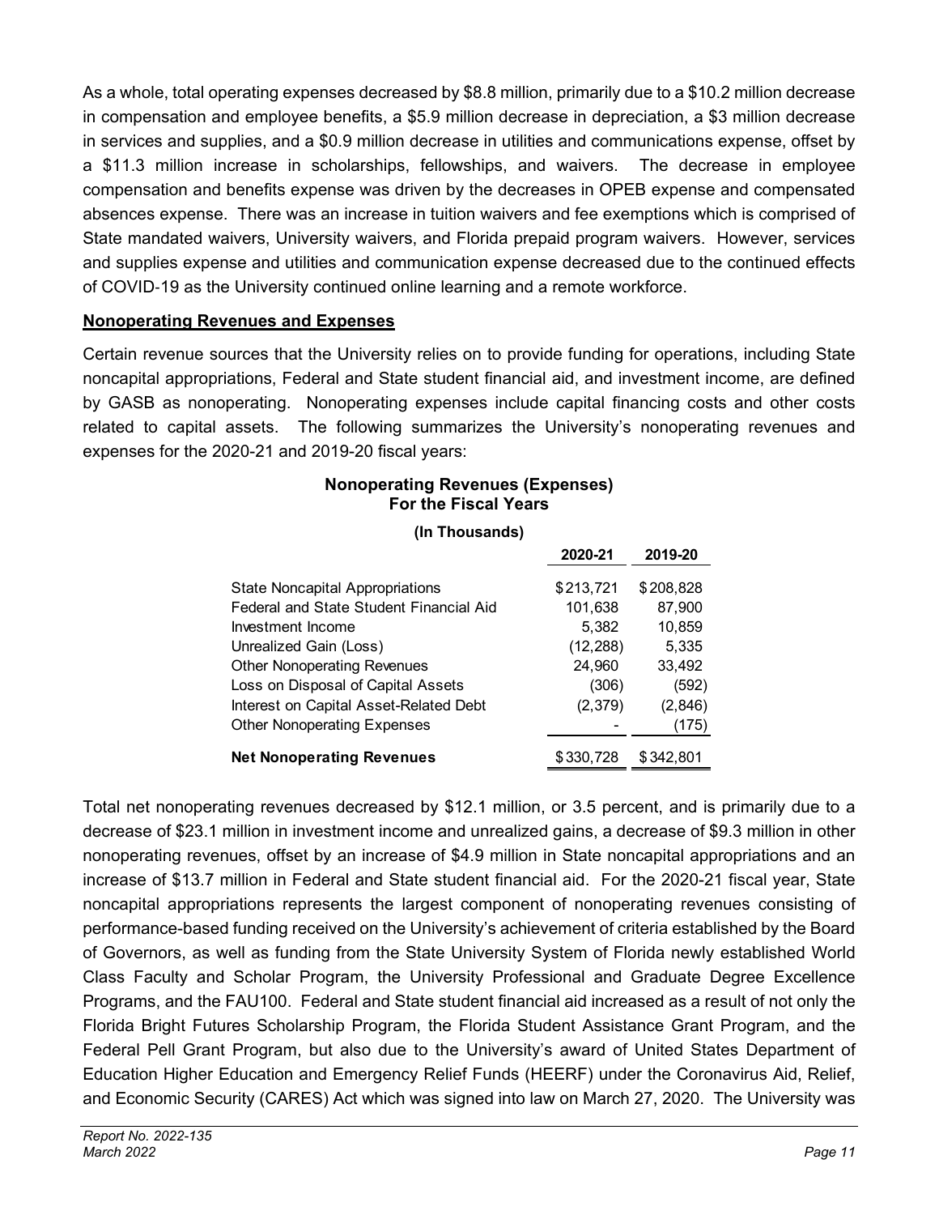As a whole, total operating expenses decreased by $8.8 million, primarily due to a $10.2 million decrease in compensation and employee benefits, a $5.9 million decrease in depreciation, a $3 million decrease in services and supplies, and a $0.9 million decrease in utilities and communications expense, offset by a $11.3 million increase in scholarships, fellowships, and waivers. The decrease in employee compensation and benefits expense was driven by the decreases in OPEB expense and compensated absences expense. There was an increase in tuition waivers and fee exemptions which is comprised of State mandated waivers, University waivers, and Florida prepaid program waivers. However, services and supplies expense and utilities and communication expense decreased due to the continued effects of COVID-19 as the University continued online learning and a remote workforce.

**Nonoperating Revenues and Expenses**

Certain revenue sources that the University relies on to provide funding for operations, including State noncapital appropriations, Federal and State student financial aid, and investment income, are defined by GASB as nonoperating. Nonoperating expenses include capital financing costs and other costs related to capital assets. The following summarizes the University's nonoperating revenues and expenses for the 2020-21 and 2019-20 fiscal years:

**Nonoperating Revenues (Expenses)**
**For the Fiscal Years**

**(In Thousands)**

| | 2020-21 | 2019-20 |
|---|---|---|
| State Noncapital Appropriations | $213,721 | $208,828 |
| Federal and State Student Financial Aid | 101,638 | 87,900 |
| Investment Income | 5,382 | 10,859 |
| Unrealized Gain (Loss) | (12,288) | 5,335 |
| Other Nonoperating Revenues | 24,960 | 33,492 |
| Loss on Disposal of Capital Assets | (306) | (592) |
| Interest on Capital Asset-Related Debt | (2,379) | (2,846) |
| Other Nonoperating Expenses | - | (175) |
| **Net Nonoperating Revenues** | $330,728 | $342,801 |

Total net nonoperating revenues decreased by $12.1 million, or 3.5 percent, and is primarily due to a decrease of $23.1 million in investment income and unrealized gains, a decrease of $9.3 million in other nonoperating revenues, offset by an increase of $4.9 million in State noncapital appropriations and an increase of $13.7 million in Federal and State student financial aid. For the 2020-21 fiscal year, State noncapital appropriations represents the largest component of nonoperating revenues consisting of performance-based funding received on the University's achievement of criteria established by the Board of Governors, as well as funding from the State University System of Florida newly established World Class Faculty and Scholar Program, the University Professional and Graduate Degree Excellence Programs, and the FAU100. Federal and State student financial aid increased as a result of not only the Florida Bright Futures Scholarship Program, the Florida Student Assistance Grant Program, and the Federal Pell Grant Program, but also due to the University's award of United States Department of Education Higher Education and Emergency Relief Funds (HEERF) under the Coronavirus Aid, Relief, and Economic Security (CARES) Act which was signed into law on March 27, 2020. The University was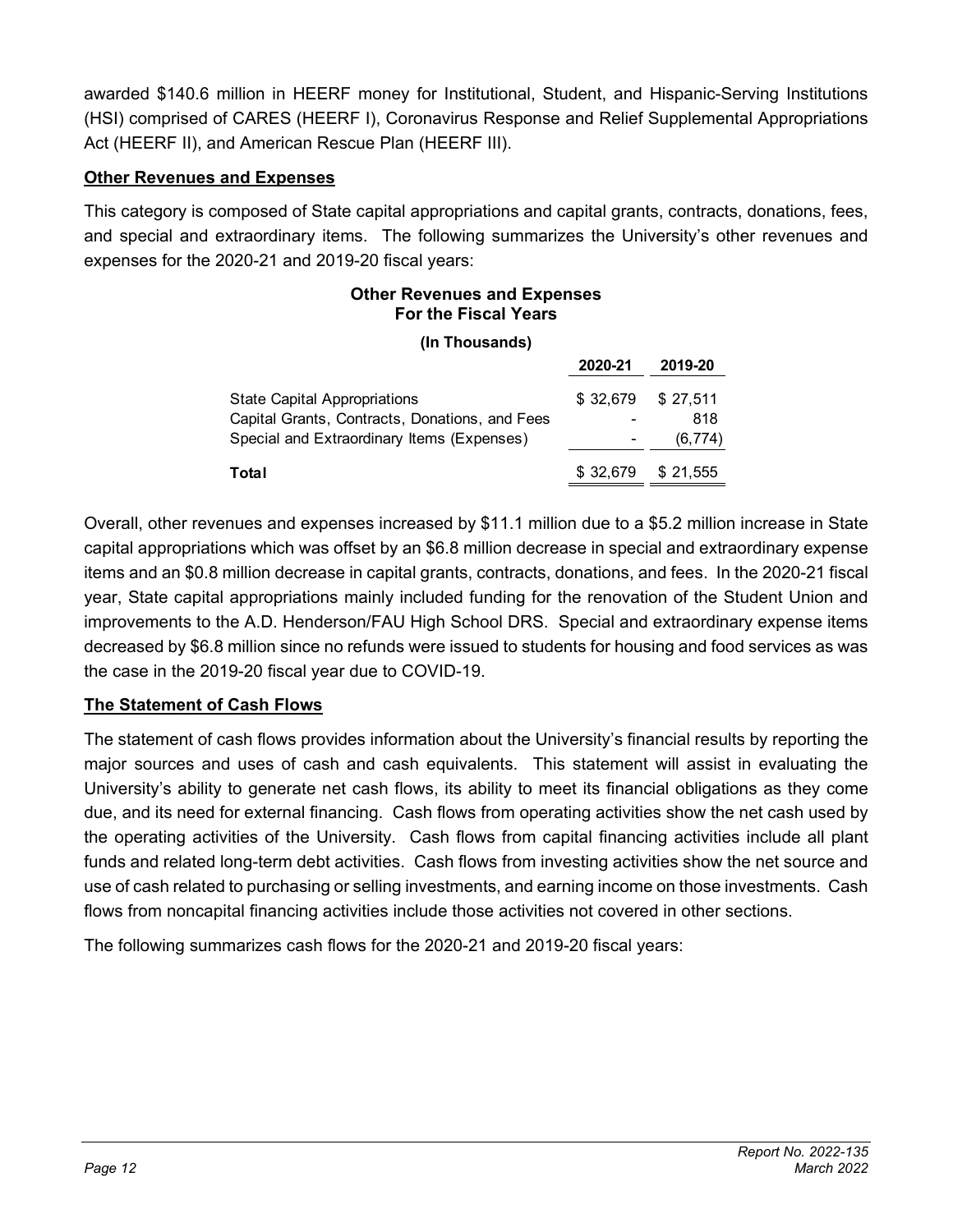awarded $140.6 million in HEERF money for Institutional, Student, and Hispanic-Serving Institutions (HSI) comprised of CARES (HEERF I), Coronavirus Response and Relief Supplemental Appropriations Act (HEERF II), and American Rescue Plan (HEERF III).

**Other Revenues and Expenses**

This category is composed of State capital appropriations and capital grants, contracts, donations, fees, and special and extraordinary items. The following summarizes the University's other revenues and expenses for the 2020-21 and 2019-20 fiscal years:

**Other Revenues and Expenses**
**For the Fiscal Years**

**(In Thousands)**

| | **2020-21** | **2019-20** |
|---|---|---|
| State Capital Appropriations | $ 32,679 | $ 27,511 |
| Capital Grants, Contracts, Donations, and Fees | - | 818 |
| Special and Extraordinary Items (Expenses) | - | (6,774) |
| **Total** | $ 32,679 | $ 21,555 |

Overall, other revenues and expenses increased by $11.1 million due to a $5.2 million increase in State capital appropriations which was offset by an $6.8 million decrease in special and extraordinary expense items and an $0.8 million decrease in capital grants, contracts, donations, and fees. In the 2020-21 fiscal year, State capital appropriations mainly included funding for the renovation of the Student Union and improvements to the A.D. Henderson/FAU High School DRS. Special and extraordinary expense items decreased by $6.8 million since no refunds were issued to students for housing and food services as was the case in the 2019-20 fiscal year due to COVID-19.

**The Statement of Cash Flows**

The statement of cash flows provides information about the University's financial results by reporting the major sources and uses of cash and cash equivalents. This statement will assist in evaluating the University's ability to generate net cash flows, its ability to meet its financial obligations as they come due, and its need for external financing. Cash flows from operating activities show the net cash used by the operating activities of the University. Cash flows from capital financing activities include all plant funds and related long-term debt activities. Cash flows from investing activities show the net source and use of cash related to purchasing or selling investments, and earning income on those investments. Cash flows from noncapital financing activities include those activities not covered in other sections.

The following summarizes cash flows for the 2020-21 and 2019-20 fiscal years: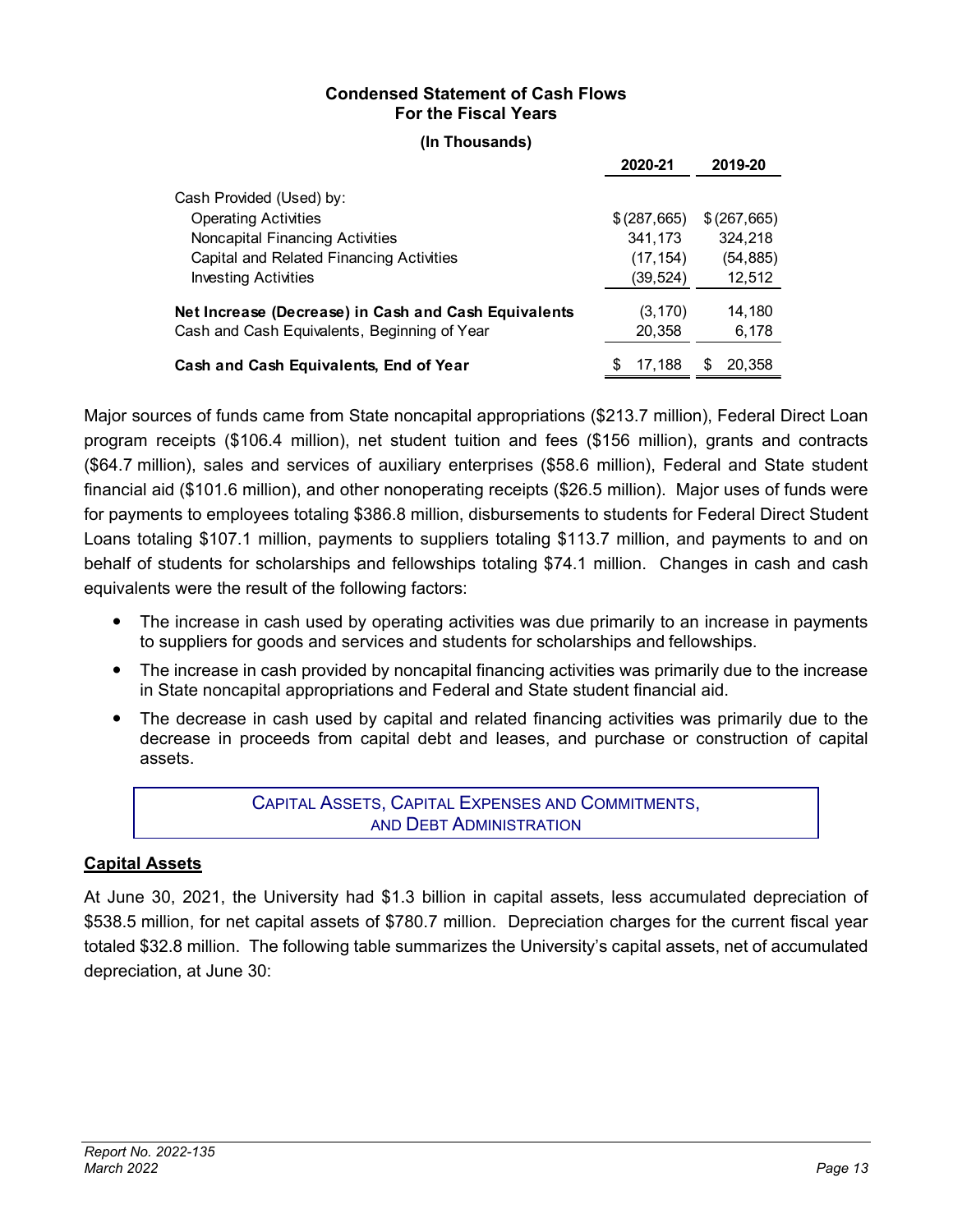**Condensed Statement of Cash Flows**
**For the Fiscal Years**

**(In Thousands)**

| | 2020-21 | 2019-20 |
|---|---|---|
| Cash Provided (Used) by: | | |
| Operating Activities | $ (287,665) | $ (267,665) |
| Noncapital Financing Activities | 341,173 | 324,218 |
| Capital and Related Financing Activities | (17,154) | (54,885) |
| Investing Activities | (39,524) | 12,512 |
| **Net Increase (Decrease) in Cash and Cash Equivalents** | (3,170) | 14,180 |
| Cash and Cash Equivalents, Beginning of Year | 20,358 | 6,178 |
| **Cash and Cash Equivalents, End of Year** | $ 17,188 | $ 20,358 |

Major sources of funds came from State noncapital appropriations ($213.7 million), Federal Direct Loan program receipts ($106.4 million), net student tuition and fees ($156 million), grants and contracts ($64.7 million), sales and services of auxiliary enterprises ($58.6 million), Federal and State student financial aid ($101.6 million), and other nonoperating receipts ($26.5 million). Major uses of funds were for payments to employees totaling $386.8 million, disbursements to students for Federal Direct Student Loans totaling $107.1 million, payments to suppliers totaling $113.7 million, and payments to and on behalf of students for scholarships and fellowships totaling $74.1 million. Changes in cash and cash equivalents were the result of the following factors:

- The increase in cash used by operating activities was due primarily to an increase in payments to suppliers for goods and services and students for scholarships and fellowships.
- The increase in cash provided by noncapital financing activities was primarily due to the increase in State noncapital appropriations and Federal and State student financial aid.
- The decrease in cash used by capital and related financing activities was primarily due to the decrease in proceeds from capital debt and leases, and purchase or construction of capital assets.

## Capital Assets, Capital Expenses and Commitments, and Debt Administration

### Capital Assets

At June 30, 2021, the University had $1.3 billion in capital assets, less accumulated depreciation of $538.5 million, for net capital assets of $780.7 million. Depreciation charges for the current fiscal year totaled $32.8 million. The following table summarizes the University's capital assets, net of accumulated depreciation, at June 30: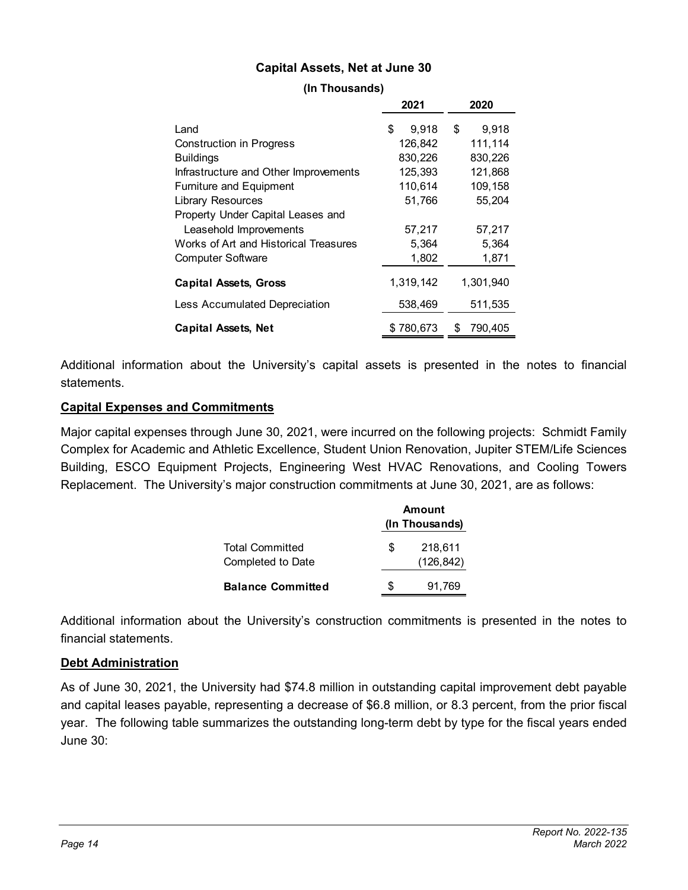**Capital Assets, Net at June 30**

**(In Thousands)**

| | 2021 | 2020 |
|---|---|---|
| Land | $ 9,918 | $ 9,918 |
| Construction in Progress | 126,842 | 111,114 |
| Buildings | 830,226 | 830,226 |
| Infrastructure and Other Improvements | 125,393 | 121,868 |
| Furniture and Equipment | 110,614 | 109,158 |
| Library Resources | 51,766 | 55,204 |
| Property Under Capital Leases and Leasehold Improvements | 57,217 | 57,217 |
| Works of Art and Historical Treasures | 5,364 | 5,364 |
| Computer Software | 1,802 | 1,871 |
| **Capital Assets, Gross** | 1,319,142 | 1,301,940 |
| Less Accumulated Depreciation | 538,469 | 511,535 |
| **Capital Assets, Net** | $ 780,673 | $ 790,405 |

Additional information about the University's capital assets is presented in the notes to financial statements.

**Capital Expenses and Commitments**

Major capital expenses through June 30, 2021, were incurred on the following projects: Schmidt Family Complex for Academic and Athletic Excellence, Student Union Renovation, Jupiter STEM/Life Sciences Building, ESCO Equipment Projects, Engineering West HVAC Renovations, and Cooling Towers Replacement. The University's major construction commitments at June 30, 2021, are as follows:

| | Amount (In Thousands) |
|---|---|
| Total Committed | $ 218,611 |
| Completed to Date | (126,842) |
| **Balance Committed** | $ 91,769 |

Additional information about the University's construction commitments is presented in the notes to financial statements.

**Debt Administration**

As of June 30, 2021, the University had $74.8 million in outstanding capital improvement debt payable and capital leases payable, representing a decrease of $6.8 million, or 8.3 percent, from the prior fiscal year. The following table summarizes the outstanding long-term debt by type for the fiscal years ended June 30: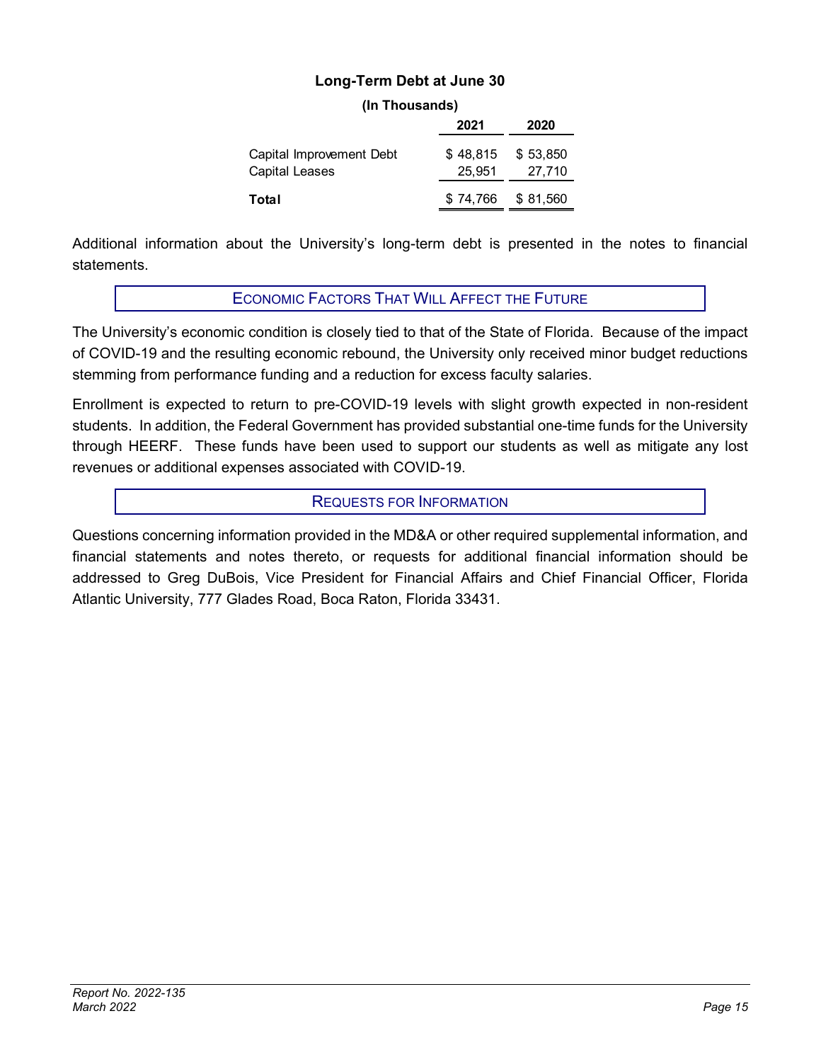**Long-Term Debt at June 30**

**(In Thousands)**

| | 2021 | 2020 |
|---|---|---|
| Capital Improvement Debt | $ 48,815 | $ 53,850 |
| Capital Leases | 25,951 | 27,710 |
| **Total** | $ 74,766 | $ 81,560 |

Additional information about the University's long-term debt is presented in the notes to financial statements.

## ECONOMIC FACTORS THAT WILL AFFECT THE FUTURE

The University's economic condition is closely tied to that of the State of Florida. Because of the impact of COVID-19 and the resulting economic rebound, the University only received minor budget reductions stemming from performance funding and a reduction for excess faculty salaries.

Enrollment is expected to return to pre-COVID-19 levels with slight growth expected in non-resident students. In addition, the Federal Government has provided substantial one-time funds for the University through HEERF. These funds have been used to support our students as well as mitigate any lost revenues or additional expenses associated with COVID-19.

## REQUESTS FOR INFORMATION

Questions concerning information provided in the MD&A or other required supplemental information, and financial statements and notes thereto, or requests for additional financial information should be addressed to Greg DuBois, Vice President for Financial Affairs and Chief Financial Officer, Florida Atlantic University, 777 Glades Road, Boca Raton, Florida 33431.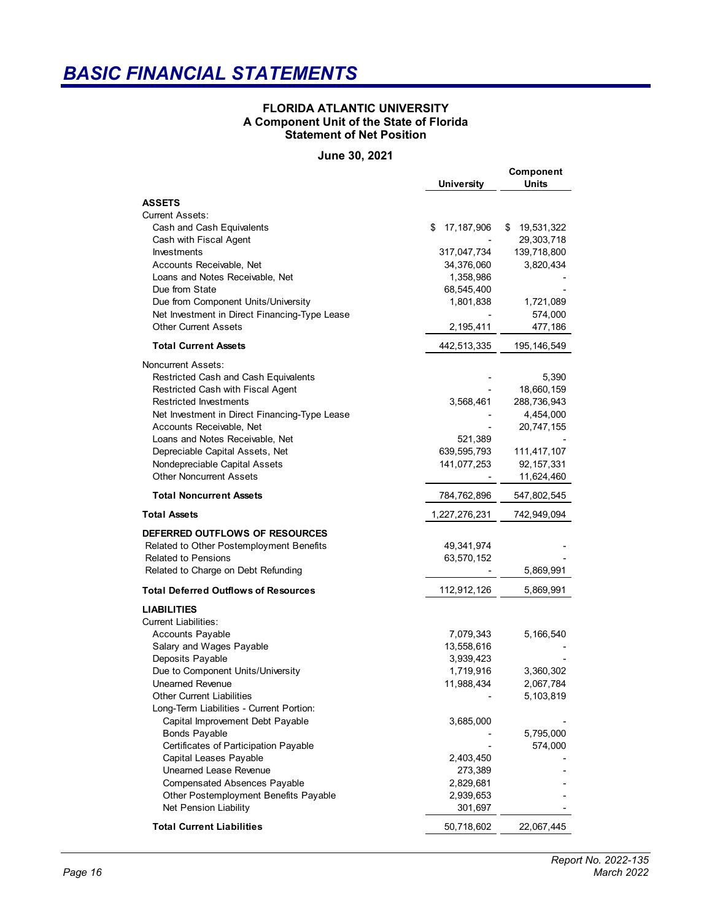# BASIC FINANCIAL STATEMENTS

## FLORIDA ATLANTIC UNIVERSITY
### A Component Unit of the State of Florida
### Statement of Net Position

**June 30, 2021**

| | University | Component Units |
|---|---|---|
| **ASSETS** | | |
| Current Assets: | | |
| Cash and Cash Equivalents | $ 17,187,906 | $ 19,531,322 |
| Cash with Fiscal Agent | - | 29,303,718 |
| Investments | 317,047,734 | 139,718,800 |
| Accounts Receivable, Net | 34,376,060 | 3,820,434 |
| Loans and Notes Receivable, Net | 1,358,986 | - |
| Due from State | 68,545,400 | - |
| Due from Component Units/University | 1,801,838 | 1,721,089 |
| Net Investment in Direct Financing-Type Lease | - | 574,000 |
| Other Current Assets | 2,195,411 | 477,186 |
| **Total Current Assets** | 442,513,335 | 195,146,549 |
| Noncurrent Assets: | | |
| Restricted Cash and Cash Equivalents | - | 5,390 |
| Restricted Cash with Fiscal Agent | - | 18,660,159 |
| Restricted Investments | 3,568,461 | 288,736,943 |
| Net Investment in Direct Financing-Type Lease | - | 4,454,000 |
| Accounts Receivable, Net | - | 20,747,155 |
| Loans and Notes Receivable, Net | 521,389 | - |
| Depreciable Capital Assets, Net | 639,595,793 | 111,417,107 |
| Nondepreciable Capital Assets | 141,077,253 | 92,157,331 |
| Other Noncurrent Assets | - | 11,624,460 |
| **Total Noncurrent Assets** | 784,762,896 | 547,802,545 |
| **Total Assets** | 1,227,276,231 | 742,949,094 |
| **DEFERRED OUTFLOWS OF RESOURCES** | | |
| Related to Other Postemployment Benefits | 49,341,974 | - |
| Related to Pensions | 63,570,152 | - |
| Related to Charge on Debt Refunding | - | 5,869,991 |
| **Total Deferred Outflows of Resources** | 112,912,126 | 5,869,991 |
| **LIABILITIES** | | |
| Current Liabilities: | | |
| Accounts Payable | 7,079,343 | 5,166,540 |
| Salary and Wages Payable | 13,558,616 | - |
| Deposits Payable | 3,939,423 | - |
| Due to Component Units/University | 1,719,916 | 3,360,302 |
| Unearned Revenue | 11,988,434 | 2,067,784 |
| Other Current Liabilities | - | 5,103,819 |
| Long-Term Liabilities - Current Portion: | | |
| Capital Improvement Debt Payable | 3,685,000 | - |
| Bonds Payable | - | 5,795,000 |
| Certificates of Participation Payable | - | 574,000 |
| Capital Leases Payable | 2,403,450 | - |
| Unearned Lease Revenue | 273,389 | - |
| Compensated Absences Payable | 2,829,681 | - |
| Other Postemployment Benefits Payable | 2,939,653 | - |
| Net Pension Liability | 301,697 | - |
| **Total Current Liabilities** | 50,718,602 | 22,067,445 |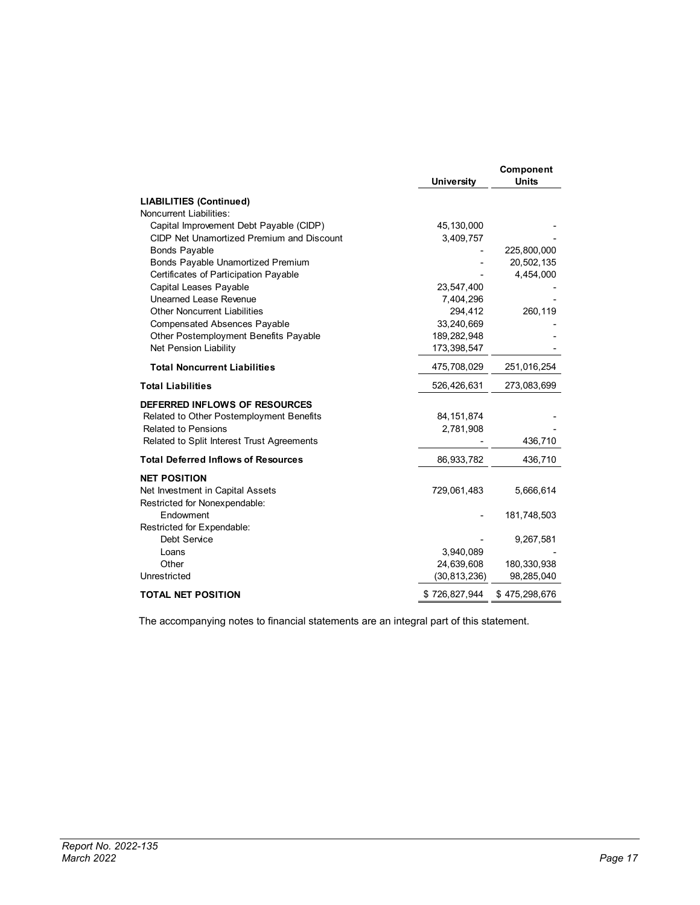| | University | Component Units |
|---|---|---|
| **LIABILITIES (Continued)** | | |
| Noncurrent Liabilities: | | |
| Capital Improvement Debt Payable (CIDP) | 45,130,000 | - |
| CIDP Net Unamortized Premium and Discount | 3,409,757 | - |
| Bonds Payable | - | 225,800,000 |
| Bonds Payable Unamortized Premium | - | 20,502,135 |
| Certificates of Participation Payable | - | 4,454,000 |
| Capital Leases Payable | 23,547,400 | - |
| Unearned Lease Revenue | 7,404,296 | - |
| Other Noncurrent Liabilities | 294,412 | 260,119 |
| Compensated Absences Payable | 33,240,669 | - |
| Other Postemployment Benefits Payable | 189,282,948 | - |
| Net Pension Liability | 173,398,547 | - |
| **Total Noncurrent Liabilities** | 475,708,029 | 251,016,254 |
| **Total Liabilities** | 526,426,631 | 273,083,699 |
| **DEFERRED INFLOWS OF RESOURCES** | | |
| Related to Other Postemployment Benefits | 84,151,874 | - |
| Related to Pensions | 2,781,908 | - |
| Related to Split Interest Trust Agreements | - | 436,710 |
| **Total Deferred Inflows of Resources** | 86,933,782 | 436,710 |
| **NET POSITION** | | |
| Net Investment in Capital Assets | 729,061,483 | 5,666,614 |
| Restricted for Nonexpendable: | | |
| Endowment | - | 181,748,503 |
| Restricted for Expendable: | | |
| Debt Service | - | 9,267,581 |
| Loans | 3,940,089 | - |
| Other | 24,639,608 | 180,330,938 |
| Unrestricted | (30,813,236) | 98,285,040 |
| **TOTAL NET POSITION** | $ 726,827,944 | $ 475,298,676 |

The accompanying notes to financial statements are an integral part of this statement.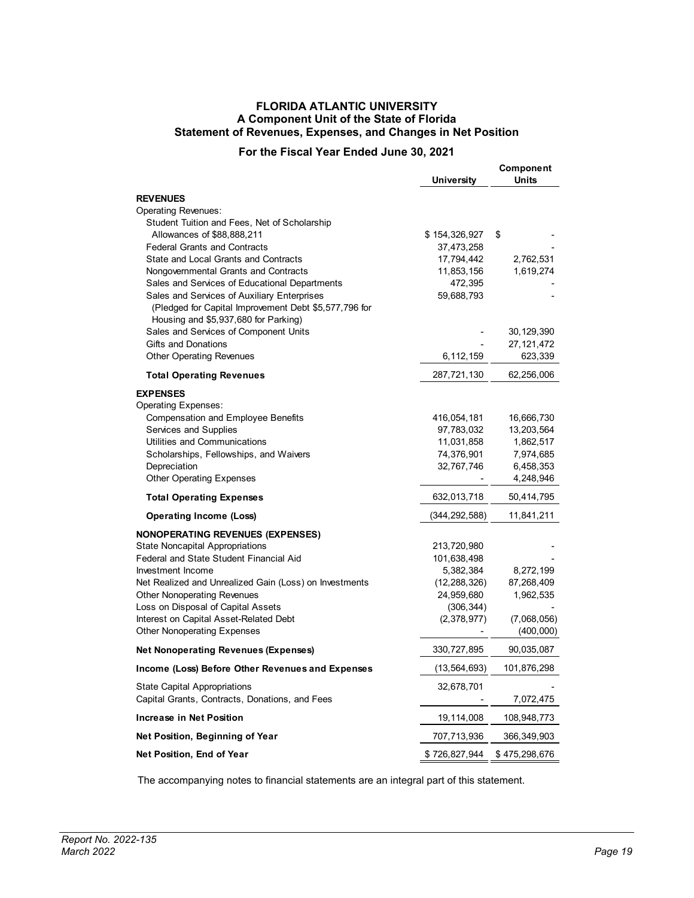# FLORIDA ATLANTIC UNIVERSITY
## A Component Unit of the State of Florida
## Statement of Revenues, Expenses, and Changes in Net Position
### For the Fiscal Year Ended June 30, 2021

| | University | Component Units |
|---|---|---|
| **REVENUES** | | |
| Operating Revenues: | | |
| Student Tuition and Fees, Net of Scholarship Allowances of $88,888,211 | $ 154,326,927 | $ - |
| Federal Grants and Contracts | 37,473,258 | - |
| State and Local Grants and Contracts | 17,794,442 | 2,762,531 |
| Nongovernmental Grants and Contracts | 11,853,156 | 1,619,274 |
| Sales and Services of Educational Departments | 472,395 | - |
| Sales and Services of Auxiliary Enterprises (Pledged for Capital Improvement Debt $5,577,796 for Housing and $5,937,680 for Parking) | 59,688,793 | - |
| Sales and Services of Component Units | - | 30,129,390 |
| Gifts and Donations | - | 27,121,472 |
| Other Operating Revenues | 6,112,159 | 623,339 |
| **Total Operating Revenues** | 287,721,130 | 62,256,006 |
| **EXPENSES** | | |
| Operating Expenses: | | |
| Compensation and Employee Benefits | 416,054,181 | 16,666,730 |
| Services and Supplies | 97,783,032 | 13,203,564 |
| Utilities and Communications | 11,031,858 | 1,862,517 |
| Scholarships, Fellowships, and Waivers | 74,376,901 | 7,974,685 |
| Depreciation | 32,767,746 | 6,458,353 |
| Other Operating Expenses | - | 4,248,946 |
| **Total Operating Expenses** | 632,013,718 | 50,414,795 |
| **Operating Income (Loss)** | (344,292,588) | 11,841,211 |
| **NONOPERATING REVENUES (EXPENSES)** | | |
| State Noncapital Appropriations | 213,720,980 | - |
| Federal and State Student Financial Aid | 101,638,498 | - |
| Investment Income | 5,382,384 | 8,272,199 |
| Net Realized and Unrealized Gain (Loss) on Investments | (12,288,326) | 87,268,409 |
| Other Nonoperating Revenues | 24,959,680 | 1,962,535 |
| Loss on Disposal of Capital Assets | (306,344) | - |
| Interest on Capital Asset-Related Debt | (2,378,977) | (7,068,056) |
| Other Nonoperating Expenses | - | (400,000) |
| **Net Nonoperating Revenues (Expenses)** | 330,727,895 | 90,035,087 |
| **Income (Loss) Before Other Revenues and Expenses** | (13,564,693) | 101,876,298 |
| State Capital Appropriations | 32,678,701 | - |
| Capital Grants, Contracts, Donations, and Fees | - | 7,072,475 |
| **Increase in Net Position** | 19,114,008 | 108,948,773 |
| **Net Position, Beginning of Year** | 707,713,936 | 366,349,903 |
| **Net Position, End of Year** | $ 726,827,944 | $ 475,298,676 |

The accompanying notes to financial statements are an integral part of this statement.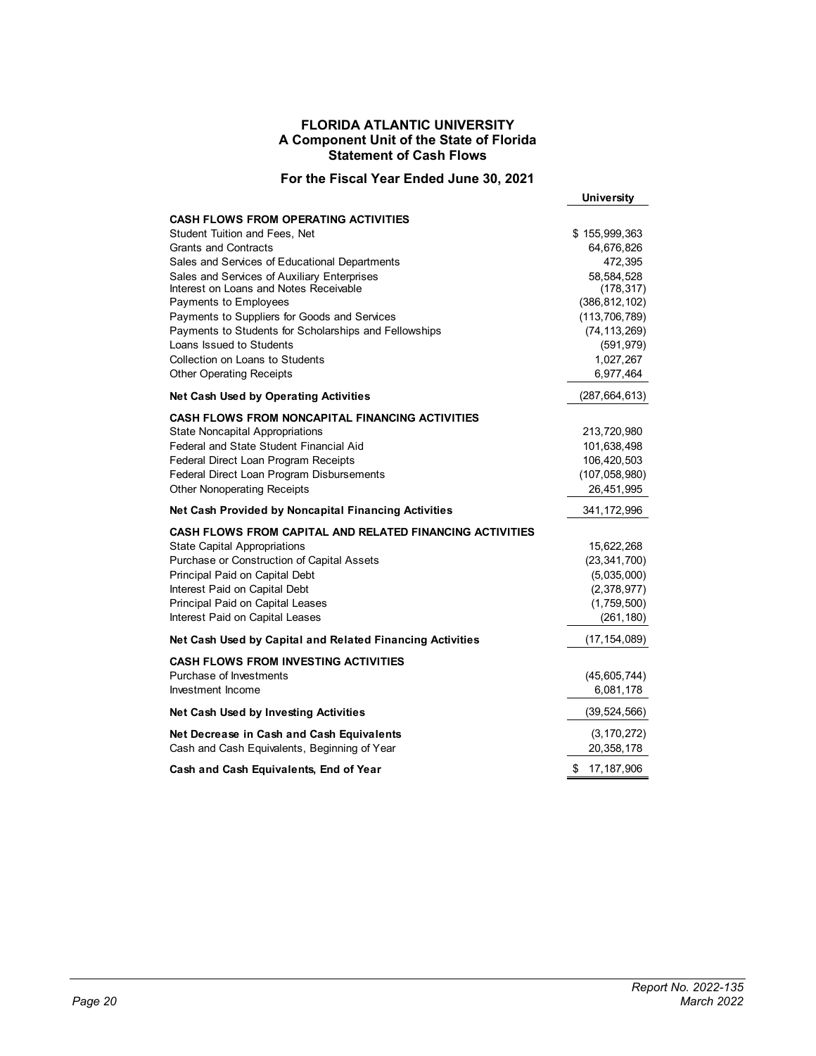# FLORIDA ATLANTIC UNIVERSITY
## A Component Unit of the State of Florida
## Statement of Cash Flows

### For the Fiscal Year Ended June 30, 2021

| | University |
|---|---|
| **CASH FLOWS FROM OPERATING ACTIVITIES** | |
| Student Tuition and Fees, Net | $ 155,999,363 |
| Grants and Contracts | 64,676,826 |
| Sales and Services of Educational Departments | 472,395 |
| Sales and Services of Auxiliary Enterprises | 58,584,528 |
| Interest on Loans and Notes Receivable | (178,317) |
| Payments to Employees | (386,812,102) |
| Payments to Suppliers for Goods and Services | (113,706,789) |
| Payments to Students for Scholarships and Fellowships | (74,113,269) |
| Loans Issued to Students | (591,979) |
| Collection on Loans to Students | 1,027,267 |
| Other Operating Receipts | 6,977,464 |
| **Net Cash Used by Operating Activities** | (287,664,613) |
| **CASH FLOWS FROM NONCAPITAL FINANCING ACTIVITIES** | |
| State Noncapital Appropriations | 213,720,980 |
| Federal and State Student Financial Aid | 101,638,498 |
| Federal Direct Loan Program Receipts | 106,420,503 |
| Federal Direct Loan Program Disbursements | (107,058,980) |
| Other Nonoperating Receipts | 26,451,995 |
| **Net Cash Provided by Noncapital Financing Activities** | 341,172,996 |
| **CASH FLOWS FROM CAPITAL AND RELATED FINANCING ACTIVITIES** | |
| State Capital Appropriations | 15,622,268 |
| Purchase or Construction of Capital Assets | (23,341,700) |
| Principal Paid on Capital Debt | (5,035,000) |
| Interest Paid on Capital Debt | (2,378,977) |
| Principal Paid on Capital Leases | (1,759,500) |
| Interest Paid on Capital Leases | (261,180) |
| **Net Cash Used by Capital and Related Financing Activities** | (17,154,089) |
| **CASH FLOWS FROM INVESTING ACTIVITIES** | |
| Purchase of Investments | (45,605,744) |
| Investment Income | 6,081,178 |
| **Net Cash Used by Investing Activities** | (39,524,566) |
| **Net Decrease in Cash and Cash Equivalents** | (3,170,272) |
| Cash and Cash Equivalents, Beginning of Year | 20,358,178 |
| **Cash and Cash Equivalents, End of Year** | $ 17,187,906 |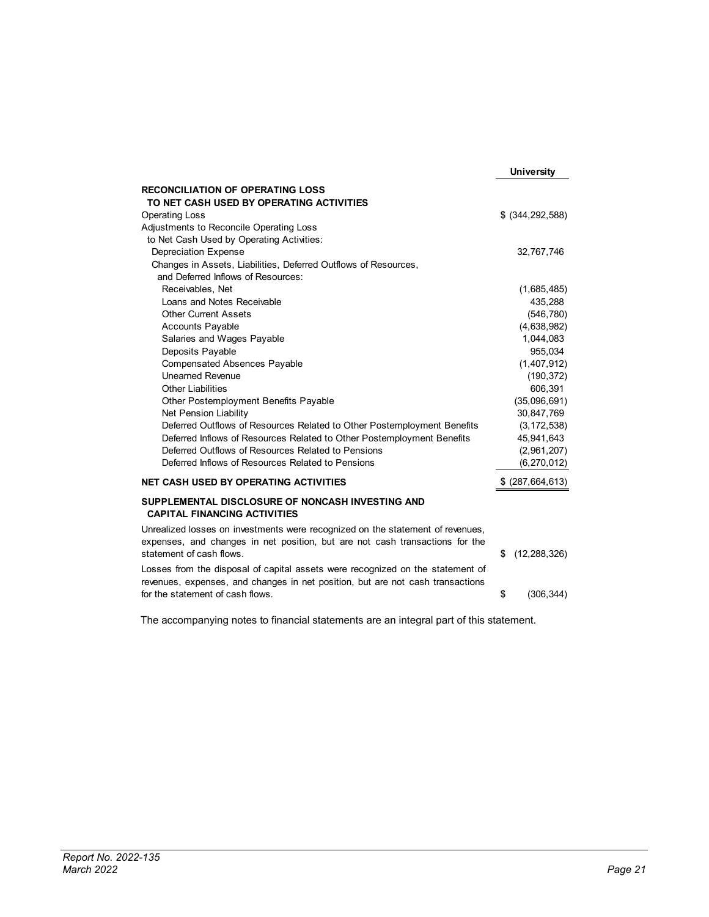| | University |
|---|---|
| **RECONCILIATION OF OPERATING LOSS TO NET CASH USED BY OPERATING ACTIVITIES** | |
| Operating Loss | $ (344,292,588) |
| Adjustments to Reconcile Operating Loss to Net Cash Used by Operating Activities: | |
| Depreciation Expense | 32,767,746 |
| Changes in Assets, Liabilities, Deferred Outflows of Resources, and Deferred Inflows of Resources: | |
| Receivables, Net | (1,685,485) |
| Loans and Notes Receivable | 435,288 |
| Other Current Assets | (546,780) |
| Accounts Payable | (4,638,982) |
| Salaries and Wages Payable | 1,044,083 |
| Deposits Payable | 955,034 |
| Compensated Absences Payable | (1,407,912) |
| Unearned Revenue | (190,372) |
| Other Liabilities | 606,391 |
| Other Postemployment Benefits Payable | (35,096,691) |
| Net Pension Liability | 30,847,769 |
| Deferred Outflows of Resources Related to Other Postemployment Benefits | (3,172,538) |
| Deferred Inflows of Resources Related to Other Postemployment Benefits | 45,941,643 |
| Deferred Outflows of Resources Related to Pensions | (2,961,207) |
| Deferred Inflows of Resources Related to Pensions | (6,270,012) |
| **NET CASH USED BY OPERATING ACTIVITIES** | $ (287,664,613) |
| **SUPPLEMENTAL DISCLOSURE OF NONCASH INVESTING AND CAPITAL FINANCING ACTIVITIES** | |
| Unrealized losses on investments were recognized on the statement of revenues, expenses, and changes in net position, but are not cash transactions for the statement of cash flows. | $ (12,288,326) |
| Losses from the disposal of capital assets were recognized on the statement of revenues, expenses, and changes in net position, but are not cash transactions for the statement of cash flows. | $ (306,344) |

The accompanying notes to financial statements are an integral part of this statement.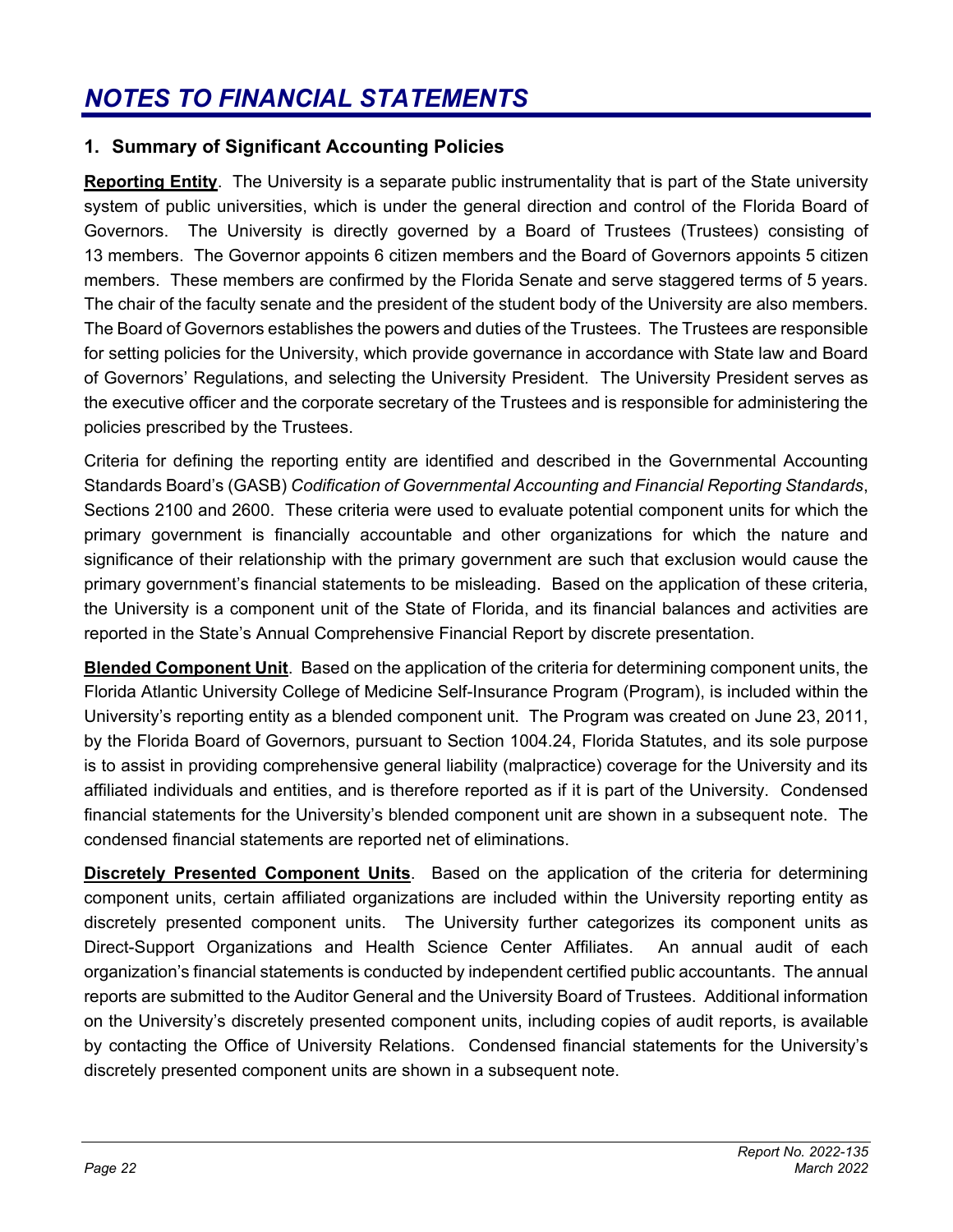# NOTES TO FINANCIAL STATEMENTS

## 1. Summary of Significant Accounting Policies

**Reporting Entity**. The University is a separate public instrumentality that is part of the State university system of public universities, which is under the general direction and control of the Florida Board of Governors. The University is directly governed by a Board of Trustees (Trustees) consisting of 13 members. The Governor appoints 6 citizen members and the Board of Governors appoints 5 citizen members. These members are confirmed by the Florida Senate and serve staggered terms of 5 years. The chair of the faculty senate and the president of the student body of the University are also members. The Board of Governors establishes the powers and duties of the Trustees. The Trustees are responsible for setting policies for the University, which provide governance in accordance with State law and Board of Governors' Regulations, and selecting the University President. The University President serves as the executive officer and the corporate secretary of the Trustees and is responsible for administering the policies prescribed by the Trustees.

Criteria for defining the reporting entity are identified and described in the Governmental Accounting Standards Board's (GASB) *Codification of Governmental Accounting and Financial Reporting Standards*, Sections 2100 and 2600. These criteria were used to evaluate potential component units for which the primary government is financially accountable and other organizations for which the nature and significance of their relationship with the primary government are such that exclusion would cause the primary government's financial statements to be misleading. Based on the application of these criteria, the University is a component unit of the State of Florida, and its financial balances and activities are reported in the State's Annual Comprehensive Financial Report by discrete presentation.

**Blended Component Unit**. Based on the application of the criteria for determining component units, the Florida Atlantic University College of Medicine Self-Insurance Program (Program), is included within the University's reporting entity as a blended component unit. The Program was created on June 23, 2011, by the Florida Board of Governors, pursuant to Section 1004.24, Florida Statutes, and its sole purpose is to assist in providing comprehensive general liability (malpractice) coverage for the University and its affiliated individuals and entities, and is therefore reported as if it is part of the University. Condensed financial statements for the University's blended component unit are shown in a subsequent note. The condensed financial statements are reported net of eliminations.

**Discretely Presented Component Units**. Based on the application of the criteria for determining component units, certain affiliated organizations are included within the University reporting entity as discretely presented component units. The University further categorizes its component units as Direct-Support Organizations and Health Science Center Affiliates. An annual audit of each organization's financial statements is conducted by independent certified public accountants. The annual reports are submitted to the Auditor General and the University Board of Trustees. Additional information on the University's discretely presented component units, including copies of audit reports, is available by contacting the Office of University Relations. Condensed financial statements for the University's discretely presented component units are shown in a subsequent note.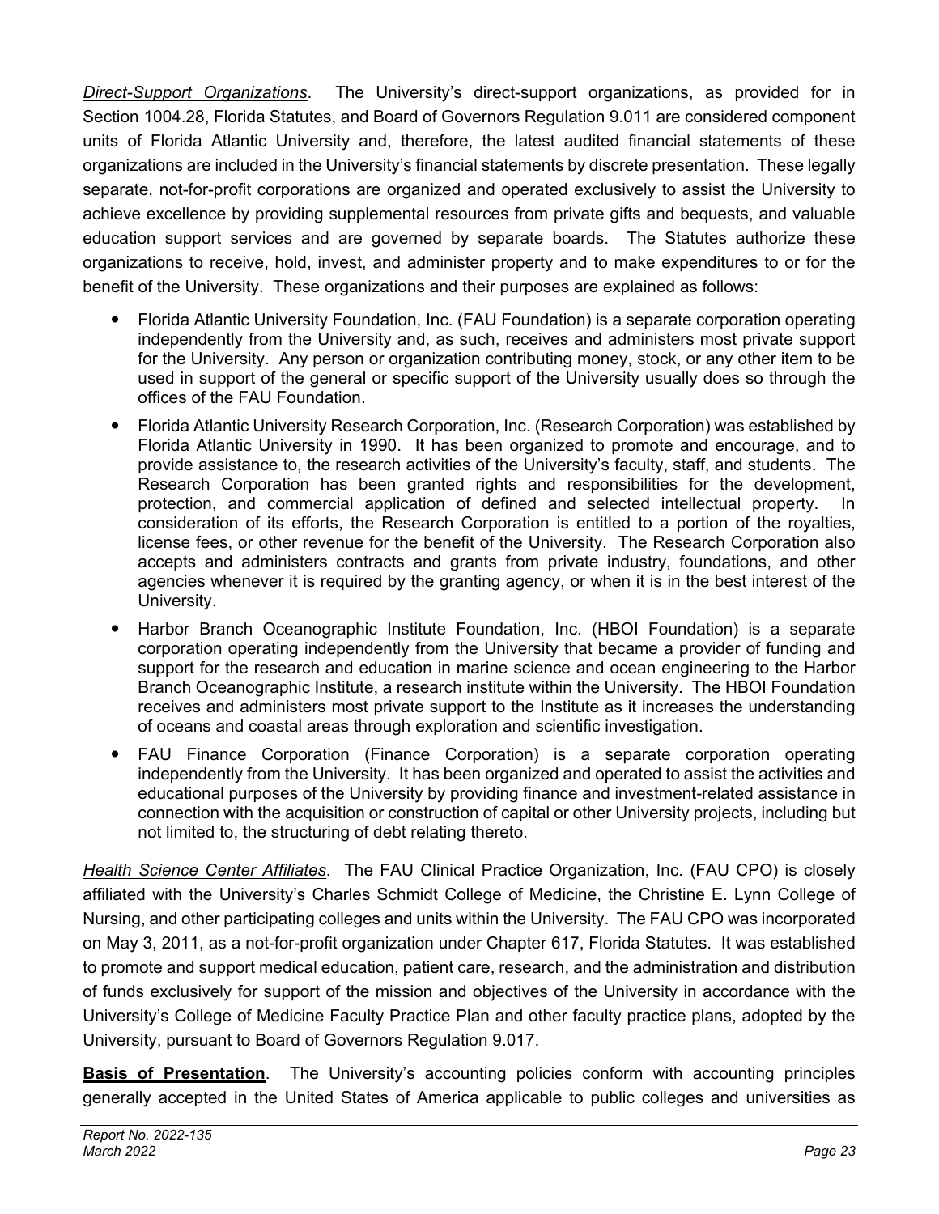*Direct-Support Organizations*. The University's direct-support organizations, as provided for in Section 1004.28, Florida Statutes, and Board of Governors Regulation 9.011 are considered component units of Florida Atlantic University and, therefore, the latest audited financial statements of these organizations are included in the University's financial statements by discrete presentation. These legally separate, not-for-profit corporations are organized and operated exclusively to assist the University to achieve excellence by providing supplemental resources from private gifts and bequests, and valuable education support services and are governed by separate boards. The Statutes authorize these organizations to receive, hold, invest, and administer property and to make expenditures to or for the benefit of the University. These organizations and their purposes are explained as follows:

- Florida Atlantic University Foundation, Inc. (FAU Foundation) is a separate corporation operating independently from the University and, as such, receives and administers most private support for the University. Any person or organization contributing money, stock, or any other item to be used in support of the general or specific support of the University usually does so through the offices of the FAU Foundation.
- Florida Atlantic University Research Corporation, Inc. (Research Corporation) was established by Florida Atlantic University in 1990. It has been organized to promote and encourage, and to provide assistance to, the research activities of the University's faculty, staff, and students. The Research Corporation has been granted rights and responsibilities for the development, protection, and commercial application of defined and selected intellectual property. In consideration of its efforts, the Research Corporation is entitled to a portion of the royalties, license fees, or other revenue for the benefit of the University. The Research Corporation also accepts and administers contracts and grants from private industry, foundations, and other agencies whenever it is required by the granting agency, or when it is in the best interest of the University.
- Harbor Branch Oceanographic Institute Foundation, Inc. (HBOI Foundation) is a separate corporation operating independently from the University that became a provider of funding and support for the research and education in marine science and ocean engineering to the Harbor Branch Oceanographic Institute, a research institute within the University. The HBOI Foundation receives and administers most private support to the Institute as it increases the understanding of oceans and coastal areas through exploration and scientific investigation.
- FAU Finance Corporation (Finance Corporation) is a separate corporation operating independently from the University. It has been organized and operated to assist the activities and educational purposes of the University by providing finance and investment-related assistance in connection with the acquisition or construction of capital or other University projects, including but not limited to, the structuring of debt relating thereto.

*Health Science Center Affiliates*. The FAU Clinical Practice Organization, Inc. (FAU CPO) is closely affiliated with the University's Charles Schmidt College of Medicine, the Christine E. Lynn College of Nursing, and other participating colleges and units within the University. The FAU CPO was incorporated on May 3, 2011, as a not-for-profit organization under Chapter 617, Florida Statutes. It was established to promote and support medical education, patient care, research, and the administration and distribution of funds exclusively for support of the mission and objectives of the University in accordance with the University's College of Medicine Faculty Practice Plan and other faculty practice plans, adopted by the University, pursuant to Board of Governors Regulation 9.017.

**Basis of Presentation**. The University's accounting policies conform with accounting principles generally accepted in the United States of America applicable to public colleges and universities as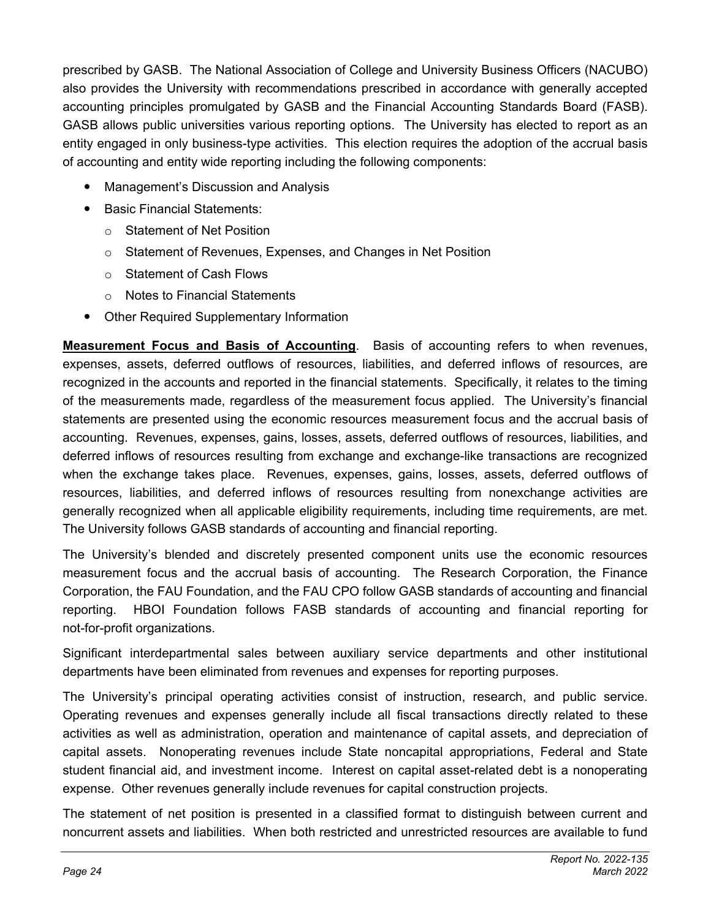prescribed by GASB. The National Association of College and University Business Officers (NACUBO) also provides the University with recommendations prescribed in accordance with generally accepted accounting principles promulgated by GASB and the Financial Accounting Standards Board (FASB). GASB allows public universities various reporting options. The University has elected to report as an entity engaged in only business-type activities. This election requires the adoption of the accrual basis of accounting and entity wide reporting including the following components:

- Management's Discussion and Analysis
- Basic Financial Statements:
  - Statement of Net Position
  - Statement of Revenues, Expenses, and Changes in Net Position
  - Statement of Cash Flows
  - Notes to Financial Statements
- Other Required Supplementary Information

**Measurement Focus and Basis of Accounting**. Basis of accounting refers to when revenues, expenses, assets, deferred outflows of resources, liabilities, and deferred inflows of resources, are recognized in the accounts and reported in the financial statements. Specifically, it relates to the timing of the measurements made, regardless of the measurement focus applied. The University's financial statements are presented using the economic resources measurement focus and the accrual basis of accounting. Revenues, expenses, gains, losses, assets, deferred outflows of resources, liabilities, and deferred inflows of resources resulting from exchange and exchange-like transactions are recognized when the exchange takes place. Revenues, expenses, gains, losses, assets, deferred outflows of resources, liabilities, and deferred inflows of resources resulting from nonexchange activities are generally recognized when all applicable eligibility requirements, including time requirements, are met. The University follows GASB standards of accounting and financial reporting.

The University's blended and discretely presented component units use the economic resources measurement focus and the accrual basis of accounting. The Research Corporation, the Finance Corporation, the FAU Foundation, and the FAU CPO follow GASB standards of accounting and financial reporting. HBOI Foundation follows FASB standards of accounting and financial reporting for not-for-profit organizations.

Significant interdepartmental sales between auxiliary service departments and other institutional departments have been eliminated from revenues and expenses for reporting purposes.

The University's principal operating activities consist of instruction, research, and public service. Operating revenues and expenses generally include all fiscal transactions directly related to these activities as well as administration, operation and maintenance of capital assets, and depreciation of capital assets. Nonoperating revenues include State noncapital appropriations, Federal and State student financial aid, and investment income. Interest on capital asset-related debt is a nonoperating expense. Other revenues generally include revenues for capital construction projects.

The statement of net position is presented in a classified format to distinguish between current and noncurrent assets and liabilities. When both restricted and unrestricted resources are available to fund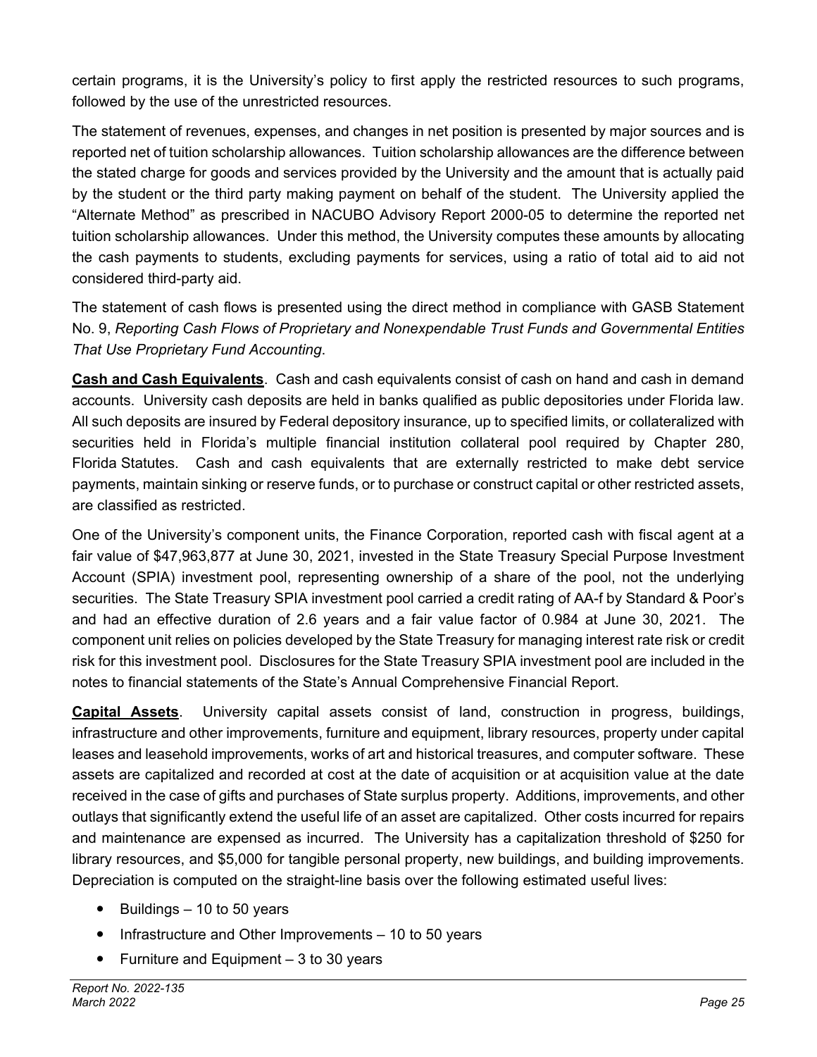certain programs, it is the University's policy to first apply the restricted resources to such programs, followed by the use of the unrestricted resources.

The statement of revenues, expenses, and changes in net position is presented by major sources and is reported net of tuition scholarship allowances. Tuition scholarship allowances are the difference between the stated charge for goods and services provided by the University and the amount that is actually paid by the student or the third party making payment on behalf of the student. The University applied the "Alternate Method" as prescribed in NACUBO Advisory Report 2000-05 to determine the reported net tuition scholarship allowances. Under this method, the University computes these amounts by allocating the cash payments to students, excluding payments for services, using a ratio of total aid to aid not considered third-party aid.

The statement of cash flows is presented using the direct method in compliance with GASB Statement No. 9, *Reporting Cash Flows of Proprietary and Nonexpendable Trust Funds and Governmental Entities That Use Proprietary Fund Accounting*.

**Cash and Cash Equivalents**. Cash and cash equivalents consist of cash on hand and cash in demand accounts. University cash deposits are held in banks qualified as public depositories under Florida law. All such deposits are insured by Federal depository insurance, up to specified limits, or collateralized with securities held in Florida's multiple financial institution collateral pool required by Chapter 280, Florida Statutes. Cash and cash equivalents that are externally restricted to make debt service payments, maintain sinking or reserve funds, or to purchase or construct capital or other restricted assets, are classified as restricted.

One of the University's component units, the Finance Corporation, reported cash with fiscal agent at a fair value of $47,963,877 at June 30, 2021, invested in the State Treasury Special Purpose Investment Account (SPIA) investment pool, representing ownership of a share of the pool, not the underlying securities. The State Treasury SPIA investment pool carried a credit rating of AA-f by Standard & Poor's and had an effective duration of 2.6 years and a fair value factor of 0.984 at June 30, 2021. The component unit relies on policies developed by the State Treasury for managing interest rate risk or credit risk for this investment pool. Disclosures for the State Treasury SPIA investment pool are included in the notes to financial statements of the State's Annual Comprehensive Financial Report.

**Capital Assets**. University capital assets consist of land, construction in progress, buildings, infrastructure and other improvements, furniture and equipment, library resources, property under capital leases and leasehold improvements, works of art and historical treasures, and computer software. These assets are capitalized and recorded at cost at the date of acquisition or at acquisition value at the date received in the case of gifts and purchases of State surplus property. Additions, improvements, and other outlays that significantly extend the useful life of an asset are capitalized. Other costs incurred for repairs and maintenance are expensed as incurred. The University has a capitalization threshold of $250 for library resources, and $5,000 for tangible personal property, new buildings, and building improvements. Depreciation is computed on the straight-line basis over the following estimated useful lives:

- Buildings – 10 to 50 years
- Infrastructure and Other Improvements – 10 to 50 years
- Furniture and Equipment – 3 to 30 years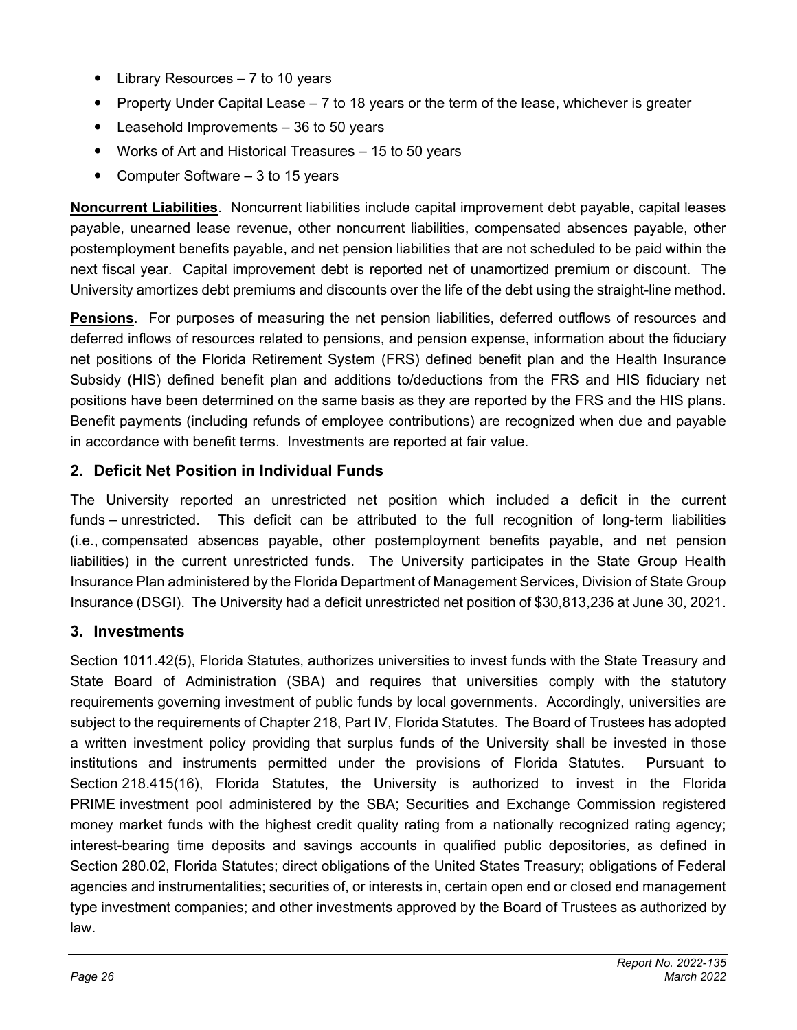- Library Resources – 7 to 10 years
- Property Under Capital Lease – 7 to 18 years or the term of the lease, whichever is greater
- Leasehold Improvements – 36 to 50 years
- Works of Art and Historical Treasures – 15 to 50 years
- Computer Software – 3 to 15 years

**Noncurrent Liabilities**. Noncurrent liabilities include capital improvement debt payable, capital leases payable, unearned lease revenue, other noncurrent liabilities, compensated absences payable, other postemployment benefits payable, and net pension liabilities that are not scheduled to be paid within the next fiscal year. Capital improvement debt is reported net of unamortized premium or discount. The University amortizes debt premiums and discounts over the life of the debt using the straight-line method.

**Pensions**. For purposes of measuring the net pension liabilities, deferred outflows of resources and deferred inflows of resources related to pensions, and pension expense, information about the fiduciary net positions of the Florida Retirement System (FRS) defined benefit plan and the Health Insurance Subsidy (HIS) defined benefit plan and additions to/deductions from the FRS and HIS fiduciary net positions have been determined on the same basis as they are reported by the FRS and the HIS plans. Benefit payments (including refunds of employee contributions) are recognized when due and payable in accordance with benefit terms. Investments are reported at fair value.

## 2. Deficit Net Position in Individual Funds

The University reported an unrestricted net position which included a deficit in the current funds – unrestricted. This deficit can be attributed to the full recognition of long-term liabilities (i.e., compensated absences payable, other postemployment benefits payable, and net pension liabilities) in the current unrestricted funds. The University participates in the State Group Health Insurance Plan administered by the Florida Department of Management Services, Division of State Group Insurance (DSGI). The University had a deficit unrestricted net position of $30,813,236 at June 30, 2021.

## 3. Investments

Section 1011.42(5), Florida Statutes, authorizes universities to invest funds with the State Treasury and State Board of Administration (SBA) and requires that universities comply with the statutory requirements governing investment of public funds by local governments. Accordingly, universities are subject to the requirements of Chapter 218, Part IV, Florida Statutes. The Board of Trustees has adopted a written investment policy providing that surplus funds of the University shall be invested in those institutions and instruments permitted under the provisions of Florida Statutes. Pursuant to Section 218.415(16), Florida Statutes, the University is authorized to invest in the Florida PRIME investment pool administered by the SBA; Securities and Exchange Commission registered money market funds with the highest credit quality rating from a nationally recognized rating agency; interest-bearing time deposits and savings accounts in qualified public depositories, as defined in Section 280.02, Florida Statutes; direct obligations of the United States Treasury; obligations of Federal agencies and instrumentalities; securities of, or interests in, certain open end or closed end management type investment companies; and other investments approved by the Board of Trustees as authorized by law.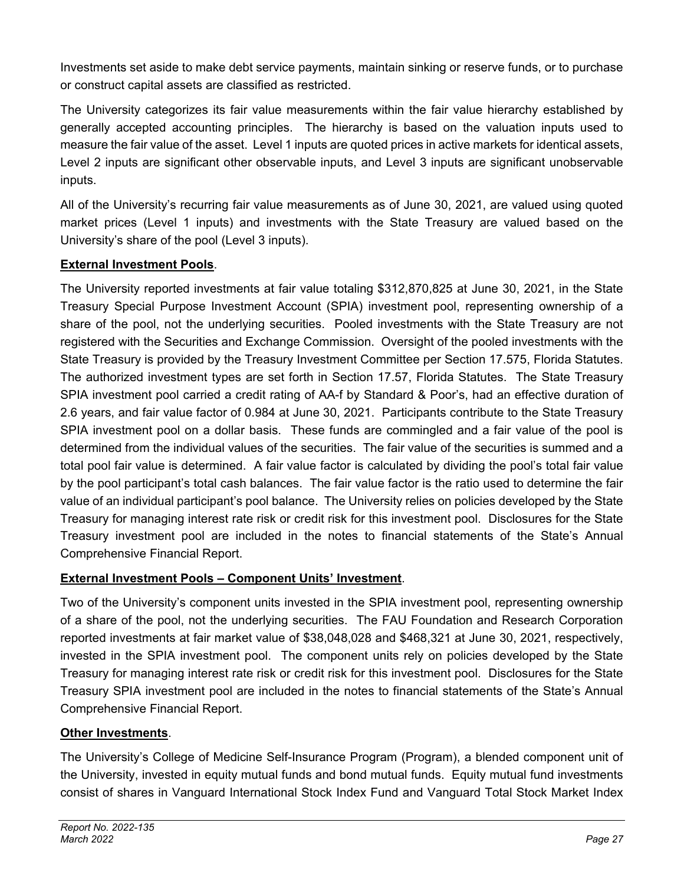Investments set aside to make debt service payments, maintain sinking or reserve funds, or to purchase or construct capital assets are classified as restricted.

The University categorizes its fair value measurements within the fair value hierarchy established by generally accepted accounting principles. The hierarchy is based on the valuation inputs used to measure the fair value of the asset. Level 1 inputs are quoted prices in active markets for identical assets, Level 2 inputs are significant other observable inputs, and Level 3 inputs are significant unobservable inputs.

All of the University's recurring fair value measurements as of June 30, 2021, are valued using quoted market prices (Level 1 inputs) and investments with the State Treasury are valued based on the University's share of the pool (Level 3 inputs).

**External Investment Pools**.

The University reported investments at fair value totaling $312,870,825 at June 30, 2021, in the State Treasury Special Purpose Investment Account (SPIA) investment pool, representing ownership of a share of the pool, not the underlying securities. Pooled investments with the State Treasury are not registered with the Securities and Exchange Commission. Oversight of the pooled investments with the State Treasury is provided by the Treasury Investment Committee per Section 17.575, Florida Statutes. The authorized investment types are set forth in Section 17.57, Florida Statutes. The State Treasury SPIA investment pool carried a credit rating of AA-f by Standard & Poor's, had an effective duration of 2.6 years, and fair value factor of 0.984 at June 30, 2021. Participants contribute to the State Treasury SPIA investment pool on a dollar basis. These funds are commingled and a fair value of the pool is determined from the individual values of the securities. The fair value of the securities is summed and a total pool fair value is determined. A fair value factor is calculated by dividing the pool's total fair value by the pool participant's total cash balances. The fair value factor is the ratio used to determine the fair value of an individual participant's pool balance. The University relies on policies developed by the State Treasury for managing interest rate risk or credit risk for this investment pool. Disclosures for the State Treasury investment pool are included in the notes to financial statements of the State's Annual Comprehensive Financial Report.

**External Investment Pools – Component Units' Investment**.

Two of the University's component units invested in the SPIA investment pool, representing ownership of a share of the pool, not the underlying securities. The FAU Foundation and Research Corporation reported investments at fair market value of $38,048,028 and $468,321 at June 30, 2021, respectively, invested in the SPIA investment pool. The component units rely on policies developed by the State Treasury for managing interest rate risk or credit risk for this investment pool. Disclosures for the State Treasury SPIA investment pool are included in the notes to financial statements of the State's Annual Comprehensive Financial Report.

**Other Investments**.

The University's College of Medicine Self-Insurance Program (Program), a blended component unit of the University, invested in equity mutual funds and bond mutual funds. Equity mutual fund investments consist of shares in Vanguard International Stock Index Fund and Vanguard Total Stock Market Index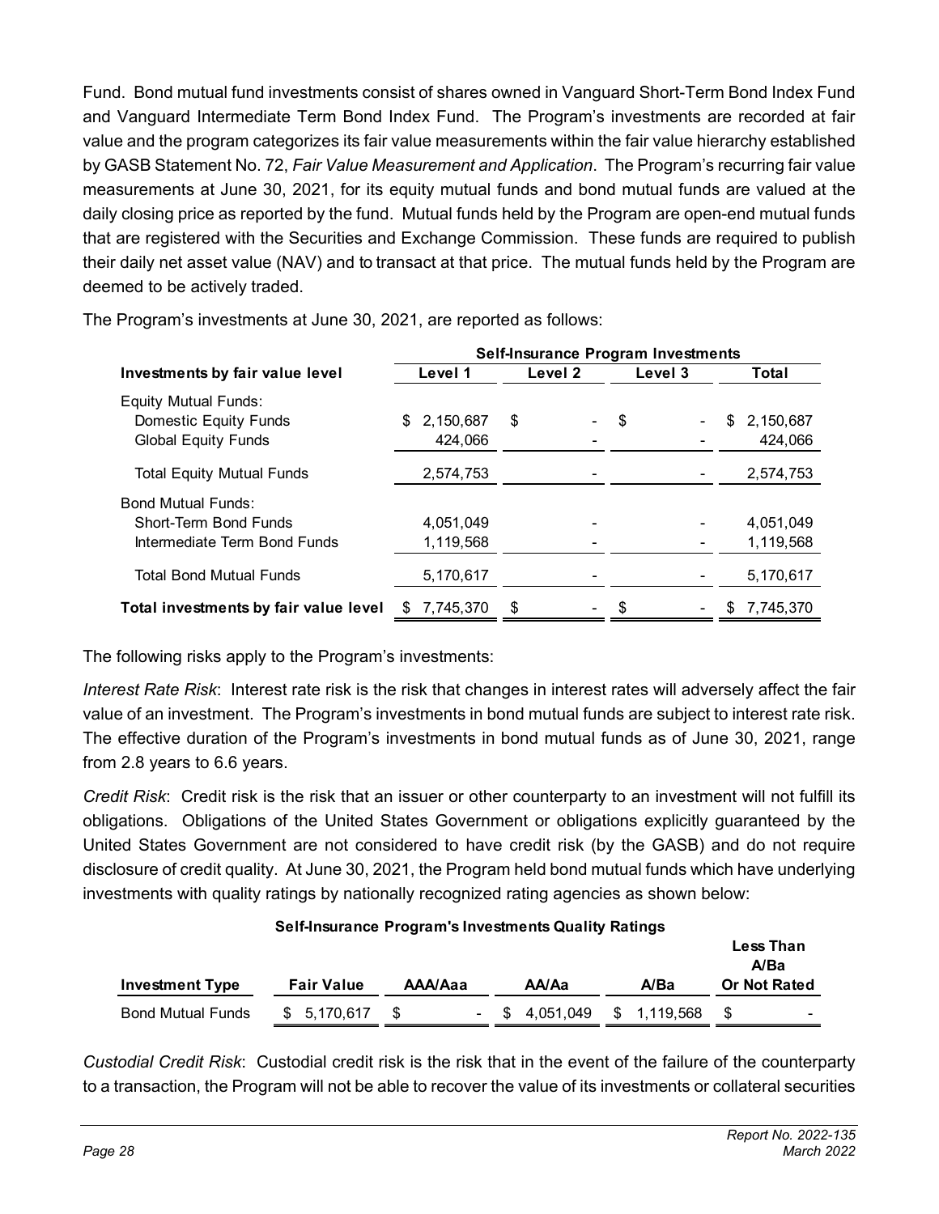Fund. Bond mutual fund investments consist of shares owned in Vanguard Short-Term Bond Index Fund and Vanguard Intermediate Term Bond Index Fund. The Program's investments are recorded at fair value and the program categorizes its fair value measurements within the fair value hierarchy established by GASB Statement No. 72, *Fair Value Measurement and Application*. The Program's recurring fair value measurements at June 30, 2021, for its equity mutual funds and bond mutual funds are valued at the daily closing price as reported by the fund. Mutual funds held by the Program are open-end mutual funds that are registered with the Securities and Exchange Commission. These funds are required to publish their daily net asset value (NAV) and to transact at that price. The mutual funds held by the Program are deemed to be actively traded.

The Program's investments at June 30, 2021, are reported as follows:

| | Self-Insurance Program Investments | | | |
|---|---|---|---|---|
| **Investments by fair value level** | **Level 1** | **Level 2** | **Level 3** | **Total** |
| Equity Mutual Funds: | | | | |
| Domestic Equity Funds | $ 2,150,687 | $ - | $ - | $ 2,150,687 |
| Global Equity Funds | 424,066 | - | - | 424,066 |
| Total Equity Mutual Funds | 2,574,753 | - | - | 2,574,753 |
| Bond Mutual Funds: | | | | |
| Short-Term Bond Funds | 4,051,049 | - | - | 4,051,049 |
| Intermediate Term Bond Funds | 1,119,568 | - | - | 1,119,568 |
| Total Bond Mutual Funds | 5,170,617 | - | - | 5,170,617 |
| **Total investments by fair value level** | $ 7,745,370 | $ - | $ - | $ 7,745,370 |

The following risks apply to the Program's investments:

*Interest Rate Risk*: Interest rate risk is the risk that changes in interest rates will adversely affect the fair value of an investment. The Program's investments in bond mutual funds are subject to interest rate risk. The effective duration of the Program's investments in bond mutual funds as of June 30, 2021, range from 2.8 years to 6.6 years.

*Credit Risk*: Credit risk is the risk that an issuer or other counterparty to an investment will not fulfill its obligations. Obligations of the United States Government or obligations explicitly guaranteed by the United States Government are not considered to have credit risk (by the GASB) and do not require disclosure of credit quality. At June 30, 2021, the Program held bond mutual funds which have underlying investments with quality ratings by nationally recognized rating agencies as shown below:

**Self-Insurance Program's Investments Quality Ratings**

| Investment Type | Fair Value | AAA/Aaa | AA/Aa | A/Ba | Less Than A/Ba Or Not Rated |
|---|---|---|---|---|---|
| Bond Mutual Funds | $ 5,170,617 | $ - | $ 4,051,049 | $ 1,119,568 | $ - |

*Custodial Credit Risk*: Custodial credit risk is the risk that in the event of the failure of the counterparty to a transaction, the Program will not be able to recover the value of its investments or collateral securities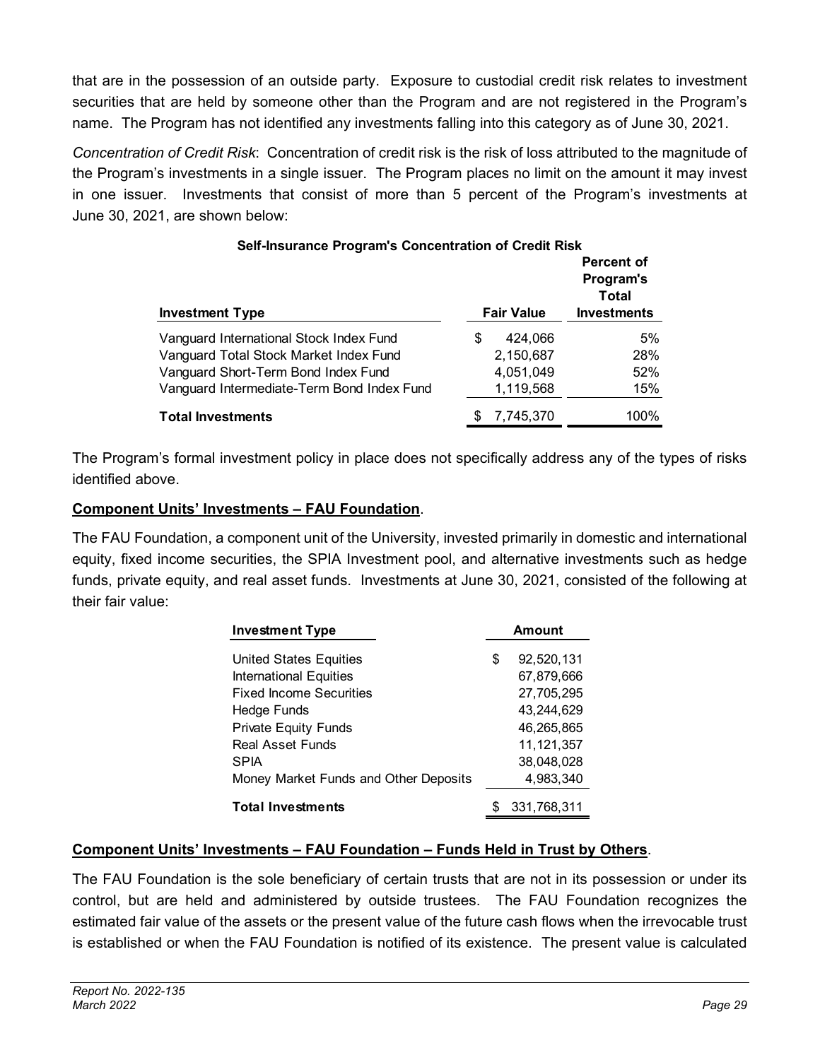that are in the possession of an outside party. Exposure to custodial credit risk relates to investment securities that are held by someone other than the Program and are not registered in the Program's name. The Program has not identified any investments falling into this category as of June 30, 2021.

*Concentration of Credit Risk*: Concentration of credit risk is the risk of loss attributed to the magnitude of the Program's investments in a single issuer. The Program places no limit on the amount it may invest in one issuer. Investments that consist of more than 5 percent of the Program's investments at June 30, 2021, are shown below:

**Self-Insurance Program's Concentration of Credit Risk**

| Investment Type | Fair Value | Percent of Program's Total Investments |
|---|---|---|
| Vanguard International Stock Index Fund | $ 424,066 | 5% |
| Vanguard Total Stock Market Index Fund | 2,150,687 | 28% |
| Vanguard Short-Term Bond Index Fund | 4,051,049 | 52% |
| Vanguard Intermediate-Term Bond Index Fund | 1,119,568 | 15% |
| **Total Investments** | $ 7,745,370 | 100% |

The Program's formal investment policy in place does not specifically address any of the types of risks identified above.

**Component Units' Investments – FAU Foundation**.

The FAU Foundation, a component unit of the University, invested primarily in domestic and international equity, fixed income securities, the SPIA Investment pool, and alternative investments such as hedge funds, private equity, and real asset funds. Investments at June 30, 2021, consisted of the following at their fair value:

| Investment Type | Amount |
|---|---|
| United States Equities | $ 92,520,131 |
| International Equities | 67,879,666 |
| Fixed Income Securities | 27,705,295 |
| Hedge Funds | 43,244,629 |
| Private Equity Funds | 46,265,865 |
| Real Asset Funds | 11,121,357 |
| SPIA | 38,048,028 |
| Money Market Funds and Other Deposits | 4,983,340 |
| **Total Investments** | $ 331,768,311 |

**Component Units' Investments – FAU Foundation – Funds Held in Trust by Others**.

The FAU Foundation is the sole beneficiary of certain trusts that are not in its possession or under its control, but are held and administered by outside trustees. The FAU Foundation recognizes the estimated fair value of the assets or the present value of the future cash flows when the irrevocable trust is established or when the FAU Foundation is notified of its existence. The present value is calculated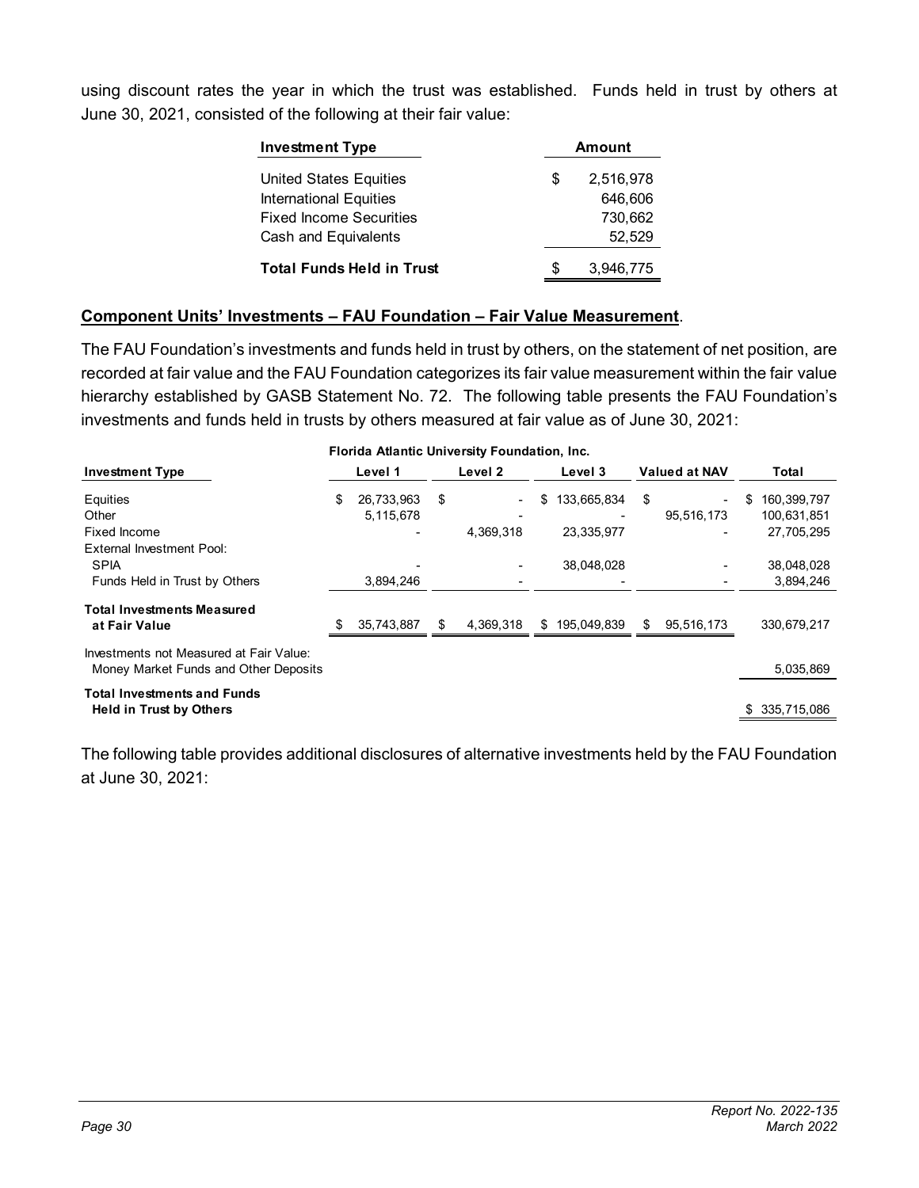using discount rates the year in which the trust was established. Funds held in trust by others at June 30, 2021, consisted of the following at their fair value:

| Investment Type | Amount |
|---|---|
| United States Equities | $ 2,516,978 |
| International Equities | 646,606 |
| Fixed Income Securities | 730,662 |
| Cash and Equivalents | 52,529 |
| **Total Funds Held in Trust** | $ 3,946,775 |

**Component Units' Investments – FAU Foundation – Fair Value Measurement**.

The FAU Foundation's investments and funds held in trust by others, on the statement of net position, are recorded at fair value and the FAU Foundation categorizes its fair value measurement within the fair value hierarchy established by GASB Statement No. 72. The following table presents the FAU Foundation's investments and funds held in trusts by others measured at fair value as of June 30, 2021:

**Florida Atlantic University Foundation, Inc.**

| Investment Type | Level 1 | Level 2 | Level 3 | Valued at NAV | Total |
|---|---|---|---|---|---|
| Equities | $ 26,733,963 | $ - | $ 133,665,834 | $ - | $ 160,399,797 |
| Other | 5,115,678 | - | - | 95,516,173 | 100,631,851 |
| Fixed Income | - | 4,369,318 | 23,335,977 | - | 27,705,295 |
| External Investment Pool: | | | | | |
| SPIA | - | - | 38,048,028 | - | 38,048,028 |
| Funds Held in Trust by Others | 3,894,246 | - | - | - | 3,894,246 |
| **Total Investments Measured at Fair Value** | $ 35,743,887 | $ 4,369,318 | $ 195,049,839 | $ 95,516,173 | 330,679,217 |
| Investments not Measured at Fair Value: Money Market Funds and Other Deposits | | | | | 5,035,869 |
| **Total Investments and Funds Held in Trust by Others** | | | | | $ 335,715,086 |

The following table provides additional disclosures of alternative investments held by the FAU Foundation at June 30, 2021: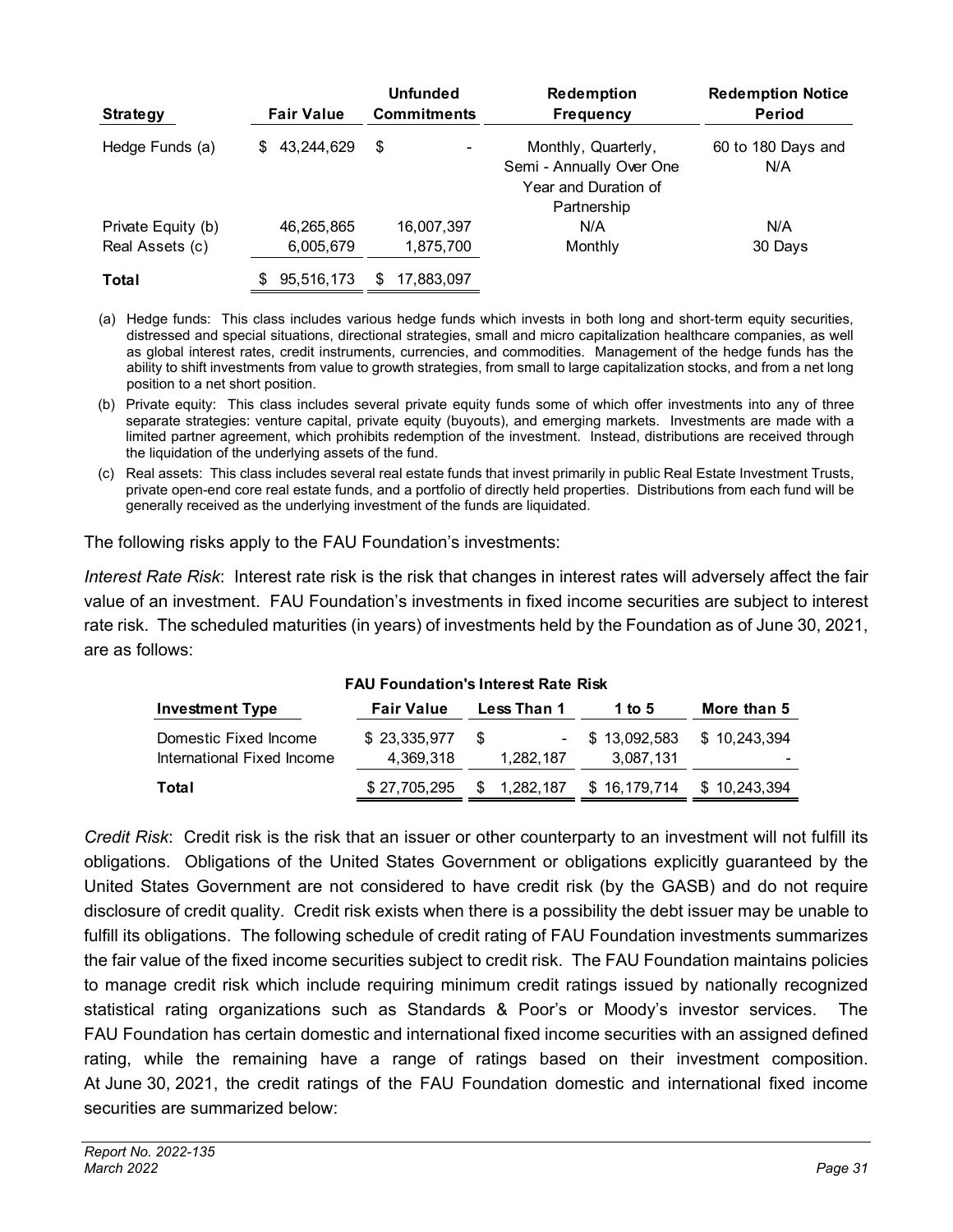| Strategy | Fair Value | Unfunded Commitments | Redemption Frequency | Redemption Notice Period |
|---|---|---|---|---|
| Hedge Funds (a) | $ 43,244,629 | $ - | Monthly, Quarterly, Semi - Annually Over One Year and Duration of Partnership | 60 to 180 Days and N/A |
| Private Equity (b) | 46,265,865 | 16,007,397 | N/A | N/A |
| Real Assets (c) | 6,005,679 | 1,875,700 | Monthly | 30 Days |
| **Total** | $ 95,516,173 | $ 17,883,097 | | |

(a) Hedge funds: This class includes various hedge funds which invests in both long and short-term equity securities, distressed and special situations, directional strategies, small and micro capitalization healthcare companies, as well as global interest rates, credit instruments, currencies, and commodities. Management of the hedge funds has the ability to shift investments from value to growth strategies, from small to large capitalization stocks, and from a net long position to a net short position.

(b) Private equity: This class includes several private equity funds some of which offer investments into any of three separate strategies: venture capital, private equity (buyouts), and emerging markets. Investments are made with a limited partner agreement, which prohibits redemption of the investment. Instead, distributions are received through the liquidation of the underlying assets of the fund.

(c) Real assets: This class includes several real estate funds that invest primarily in public Real Estate Investment Trusts, private open-end core real estate funds, and a portfolio of directly held properties. Distributions from each fund will be generally received as the underlying investment of the funds are liquidated.

The following risks apply to the FAU Foundation's investments:

*Interest Rate Risk*: Interest rate risk is the risk that changes in interest rates will adversely affect the fair value of an investment. FAU Foundation's investments in fixed income securities are subject to interest rate risk. The scheduled maturities (in years) of investments held by the Foundation as of June 30, 2021, are as follows:

**FAU Foundation's Interest Rate Risk**

| Investment Type | Fair Value | Less Than 1 | 1 to 5 | More than 5 |
|---|---|---|---|---|
| Domestic Fixed Income | $ 23,335,977 | $ - | $ 13,092,583 | $ 10,243,394 |
| International Fixed Income | 4,369,318 | 1,282,187 | 3,087,131 | - |
| **Total** | $ 27,705,295 | $ 1,282,187 | $ 16,179,714 | $ 10,243,394 |

*Credit Risk*: Credit risk is the risk that an issuer or other counterparty to an investment will not fulfill its obligations. Obligations of the United States Government or obligations explicitly guaranteed by the United States Government are not considered to have credit risk (by the GASB) and do not require disclosure of credit quality. Credit risk exists when there is a possibility the debt issuer may be unable to fulfill its obligations. The following schedule of credit rating of FAU Foundation investments summarizes the fair value of the fixed income securities subject to credit risk. The FAU Foundation maintains policies to manage credit risk which include requiring minimum credit ratings issued by nationally recognized statistical rating organizations such as Standards & Poor's or Moody's investor services. The FAU Foundation has certain domestic and international fixed income securities with an assigned defined rating, while the remaining have a range of ratings based on their investment composition. At June 30, 2021, the credit ratings of the FAU Foundation domestic and international fixed income securities are summarized below: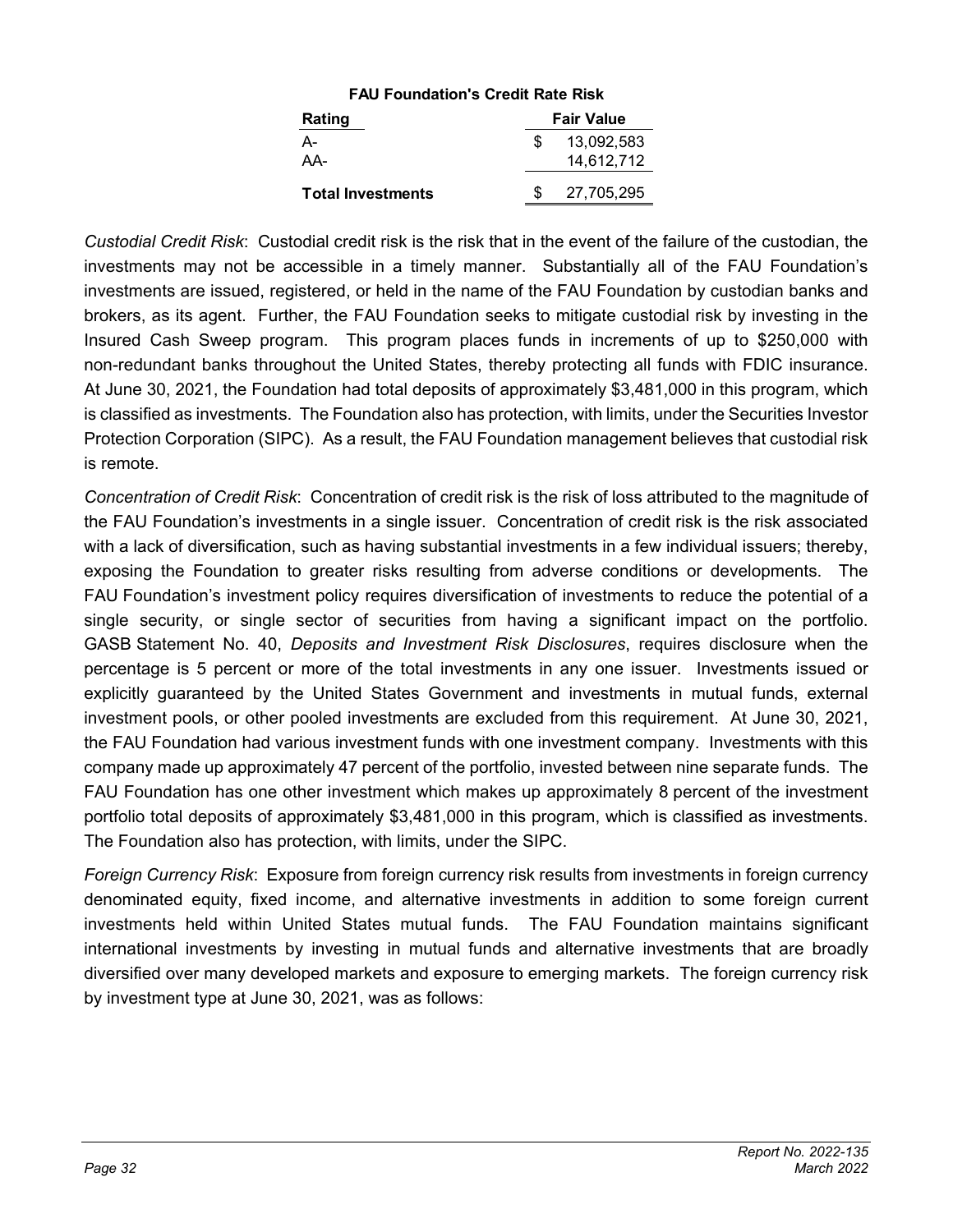**FAU Foundation's Credit Rate Risk**

| Rating | Fair Value |
|---|---|
| A- | $ 13,092,583 |
| AA- | 14,612,712 |
| **Total Investments** | $ 27,705,295 |

*Custodial Credit Risk*: Custodial credit risk is the risk that in the event of the failure of the custodian, the investments may not be accessible in a timely manner. Substantially all of the FAU Foundation's investments are issued, registered, or held in the name of the FAU Foundation by custodian banks and brokers, as its agent. Further, the FAU Foundation seeks to mitigate custodial risk by investing in the Insured Cash Sweep program. This program places funds in increments of up to $250,000 with non-redundant banks throughout the United States, thereby protecting all funds with FDIC insurance. At June 30, 2021, the Foundation had total deposits of approximately $3,481,000 in this program, which is classified as investments. The Foundation also has protection, with limits, under the Securities Investor Protection Corporation (SIPC). As a result, the FAU Foundation management believes that custodial risk is remote.

*Concentration of Credit Risk*: Concentration of credit risk is the risk of loss attributed to the magnitude of the FAU Foundation's investments in a single issuer. Concentration of credit risk is the risk associated with a lack of diversification, such as having substantial investments in a few individual issuers; thereby, exposing the Foundation to greater risks resulting from adverse conditions or developments. The FAU Foundation's investment policy requires diversification of investments to reduce the potential of a single security, or single sector of securities from having a significant impact on the portfolio. GASB Statement No. 40, *Deposits and Investment Risk Disclosures*, requires disclosure when the percentage is 5 percent or more of the total investments in any one issuer. Investments issued or explicitly guaranteed by the United States Government and investments in mutual funds, external investment pools, or other pooled investments are excluded from this requirement. At June 30, 2021, the FAU Foundation had various investment funds with one investment company. Investments with this company made up approximately 47 percent of the portfolio, invested between nine separate funds. The FAU Foundation has one other investment which makes up approximately 8 percent of the investment portfolio total deposits of approximately $3,481,000 in this program, which is classified as investments. The Foundation also has protection, with limits, under the SIPC.

*Foreign Currency Risk*: Exposure from foreign currency risk results from investments in foreign currency denominated equity, fixed income, and alternative investments in addition to some foreign current investments held within United States mutual funds. The FAU Foundation maintains significant international investments by investing in mutual funds and alternative investments that are broadly diversified over many developed markets and exposure to emerging markets. The foreign currency risk by investment type at June 30, 2021, was as follows: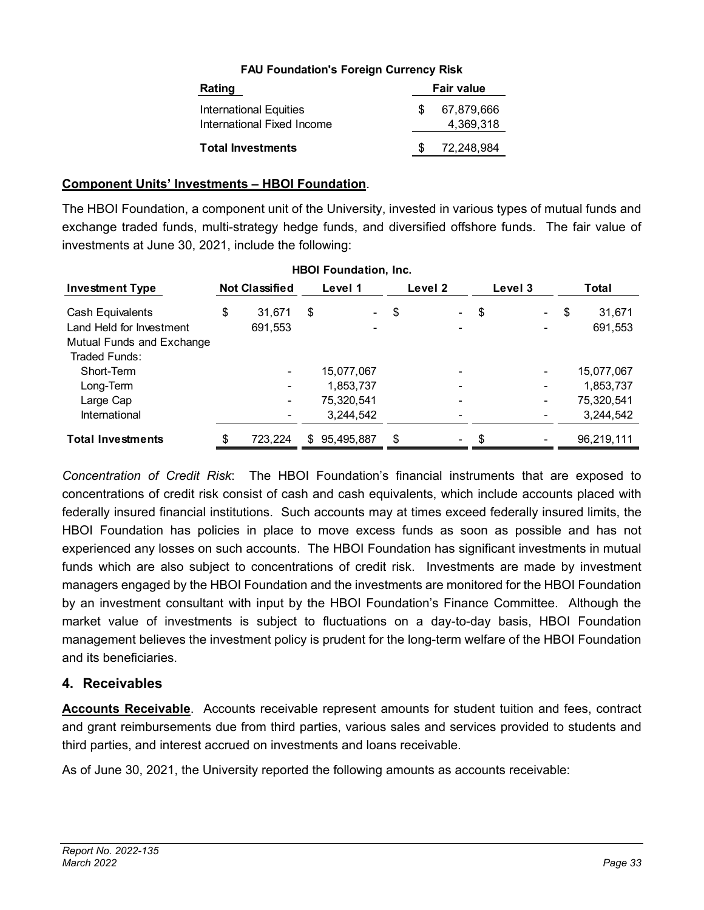**FAU Foundation's Foreign Currency Risk**

| Rating | Fair value |
|---|---|
| International Equities | $ 67,879,666 |
| International Fixed Income | 4,369,318 |
| **Total Investments** | $ 72,248,984 |

**Component Units' Investments – HBOI Foundation**.

The HBOI Foundation, a component unit of the University, invested in various types of mutual funds and exchange traded funds, multi-strategy hedge funds, and diversified offshore funds. The fair value of investments at June 30, 2021, include the following:

**HBOI Foundation, Inc.**

| Investment Type | Not Classified | Level 1 | Level 2 | Level 3 | Total |
|---|---|---|---|---|---|
| Cash Equivalents | $ 31,671 | $ - | $ - | $ - | $ 31,671 |
| Land Held for Investment | 691,553 | - | - | - | 691,553 |
| Mutual Funds and Exchange Traded Funds: | | | | | |
| Short-Term | - | 15,077,067 | - | - | 15,077,067 |
| Long-Term | - | 1,853,737 | - | - | 1,853,737 |
| Large Cap | - | 75,320,541 | - | - | 75,320,541 |
| International | - | 3,244,542 | - | - | 3,244,542 |
| **Total Investments** | $ 723,224 | $ 95,495,887 | $ - | $ - | 96,219,111 |

*Concentration of Credit Risk*: The HBOI Foundation's financial instruments that are exposed to concentrations of credit risk consist of cash and cash equivalents, which include accounts placed with federally insured financial institutions. Such accounts may at times exceed federally insured limits, the HBOI Foundation has policies in place to move excess funds as soon as possible and has not experienced any losses on such accounts. The HBOI Foundation has significant investments in mutual funds which are also subject to concentrations of credit risk. Investments are made by investment managers engaged by the HBOI Foundation and the investments are monitored for the HBOI Foundation by an investment consultant with input by the HBOI Foundation's Finance Committee. Although the market value of investments is subject to fluctuations on a day-to-day basis, HBOI Foundation management believes the investment policy is prudent for the long-term welfare of the HBOI Foundation and its beneficiaries.

## 4. Receivables

**Accounts Receivable**. Accounts receivable represent amounts for student tuition and fees, contract and grant reimbursements due from third parties, various sales and services provided to students and third parties, and interest accrued on investments and loans receivable.

As of June 30, 2021, the University reported the following amounts as accounts receivable: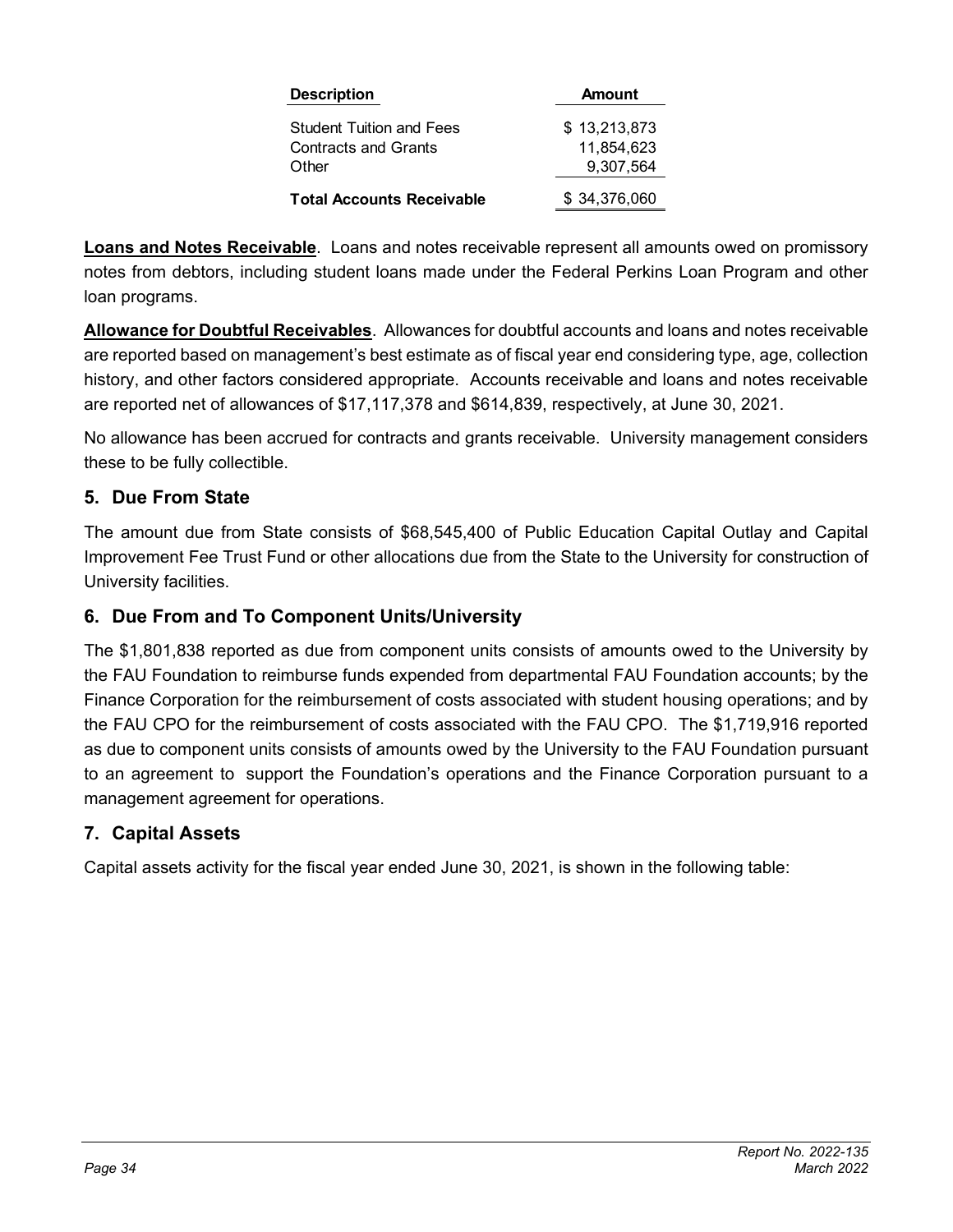| Description | Amount |
| --- | --- |
| Student Tuition and Fees | $ 13,213,873 |
| Contracts and Grants | 11,854,623 |
| Other | 9,307,564 |
| **Total Accounts Receivable** | $ 34,376,060 |

**Loans and Notes Receivable**. Loans and notes receivable represent all amounts owed on promissory notes from debtors, including student loans made under the Federal Perkins Loan Program and other loan programs.

**Allowance for Doubtful Receivables**. Allowances for doubtful accounts and loans and notes receivable are reported based on management's best estimate as of fiscal year end considering type, age, collection history, and other factors considered appropriate. Accounts receivable and loans and notes receivable are reported net of allowances of $17,117,378 and $614,839, respectively, at June 30, 2021.

No allowance has been accrued for contracts and grants receivable. University management considers these to be fully collectible.

## 5. Due From State

The amount due from State consists of $68,545,400 of Public Education Capital Outlay and Capital Improvement Fee Trust Fund or other allocations due from the State to the University for construction of University facilities.

## 6. Due From and To Component Units/University

The $1,801,838 reported as due from component units consists of amounts owed to the University by the FAU Foundation to reimburse funds expended from departmental FAU Foundation accounts; by the Finance Corporation for the reimbursement of costs associated with student housing operations; and by the FAU CPO for the reimbursement of costs associated with the FAU CPO. The $1,719,916 reported as due to component units consists of amounts owed by the University to the FAU Foundation pursuant to an agreement to support the Foundation's operations and the Finance Corporation pursuant to a management agreement for operations.

## 7. Capital Assets

Capital assets activity for the fiscal year ended June 30, 2021, is shown in the following table: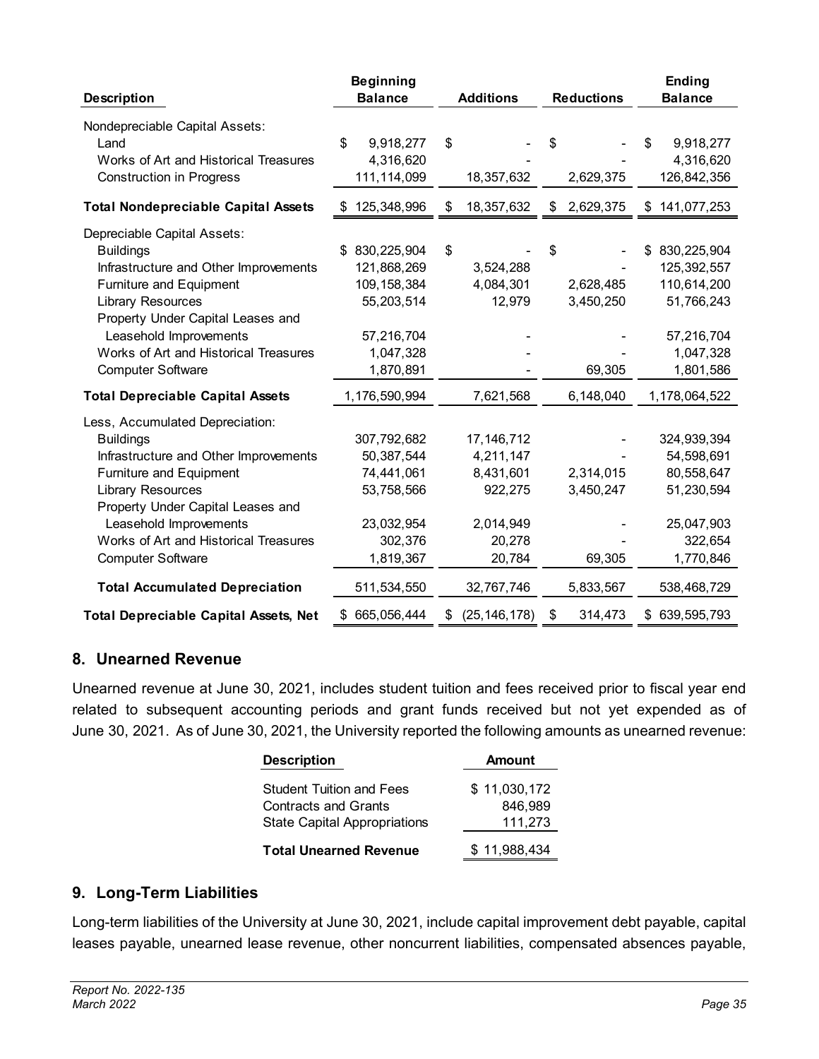| Description | Beginning Balance | Additions | Reductions | Ending Balance |
|---|---|---|---|---|
| Nondepreciable Capital Assets: | | | | |
| Land | $ 9,918,277 | $ - | $ - | $ 9,918,277 |
| Works of Art and Historical Treasures | 4,316,620 | - | - | 4,316,620 |
| Construction in Progress | 111,114,099 | 18,357,632 | 2,629,375 | 126,842,356 |
| **Total Nondepreciable Capital Assets** | $ 125,348,996 | $ 18,357,632 | $ 2,629,375 | $ 141,077,253 |
| Depreciable Capital Assets: | | | | |
| Buildings | $ 830,225,904 | $ - | $ - | $ 830,225,904 |
| Infrastructure and Other Improvements | 121,868,269 | 3,524,288 | - | 125,392,557 |
| Furniture and Equipment | 109,158,384 | 4,084,301 | 2,628,485 | 110,614,200 |
| Library Resources | 55,203,514 | 12,979 | 3,450,250 | 51,766,243 |
| Property Under Capital Leases and Leasehold Improvements | 57,216,704 | - | - | 57,216,704 |
| Works of Art and Historical Treasures | 1,047,328 | - | - | 1,047,328 |
| Computer Software | 1,870,891 | - | 69,305 | 1,801,586 |
| **Total Depreciable Capital Assets** | 1,176,590,994 | 7,621,568 | 6,148,040 | 1,178,064,522 |
| Less, Accumulated Depreciation: | | | | |
| Buildings | 307,792,682 | 17,146,712 | - | 324,939,394 |
| Infrastructure and Other Improvements | 50,387,544 | 4,211,147 | - | 54,598,691 |
| Furniture and Equipment | 74,441,061 | 8,431,601 | 2,314,015 | 80,558,647 |
| Library Resources | 53,758,566 | 922,275 | 3,450,247 | 51,230,594 |
| Property Under Capital Leases and Leasehold Improvements | 23,032,954 | 2,014,949 | - | 25,047,903 |
| Works of Art and Historical Treasures | 302,376 | 20,278 | - | 322,654 |
| Computer Software | 1,819,367 | 20,784 | 69,305 | 1,770,846 |
| **Total Accumulated Depreciation** | 511,534,550 | 32,767,746 | 5,833,567 | 538,468,729 |
| **Total Depreciable Capital Assets, Net** | $ 665,056,444 | $ (25,146,178) | $ 314,473 | $ 639,595,793 |

## 8. Unearned Revenue

Unearned revenue at June 30, 2021, includes student tuition and fees received prior to fiscal year end related to subsequent accounting periods and grant funds received but not yet expended as of June 30, 2021. As of June 30, 2021, the University reported the following amounts as unearned revenue:

| Description | Amount |
|---|---|
| Student Tuition and Fees | $ 11,030,172 |
| Contracts and Grants | 846,989 |
| State Capital Appropriations | 111,273 |
| **Total Unearned Revenue** | $ 11,988,434 |

## 9. Long-Term Liabilities

Long-term liabilities of the University at June 30, 2021, include capital improvement debt payable, capital leases payable, unearned lease revenue, other noncurrent liabilities, compensated absences payable,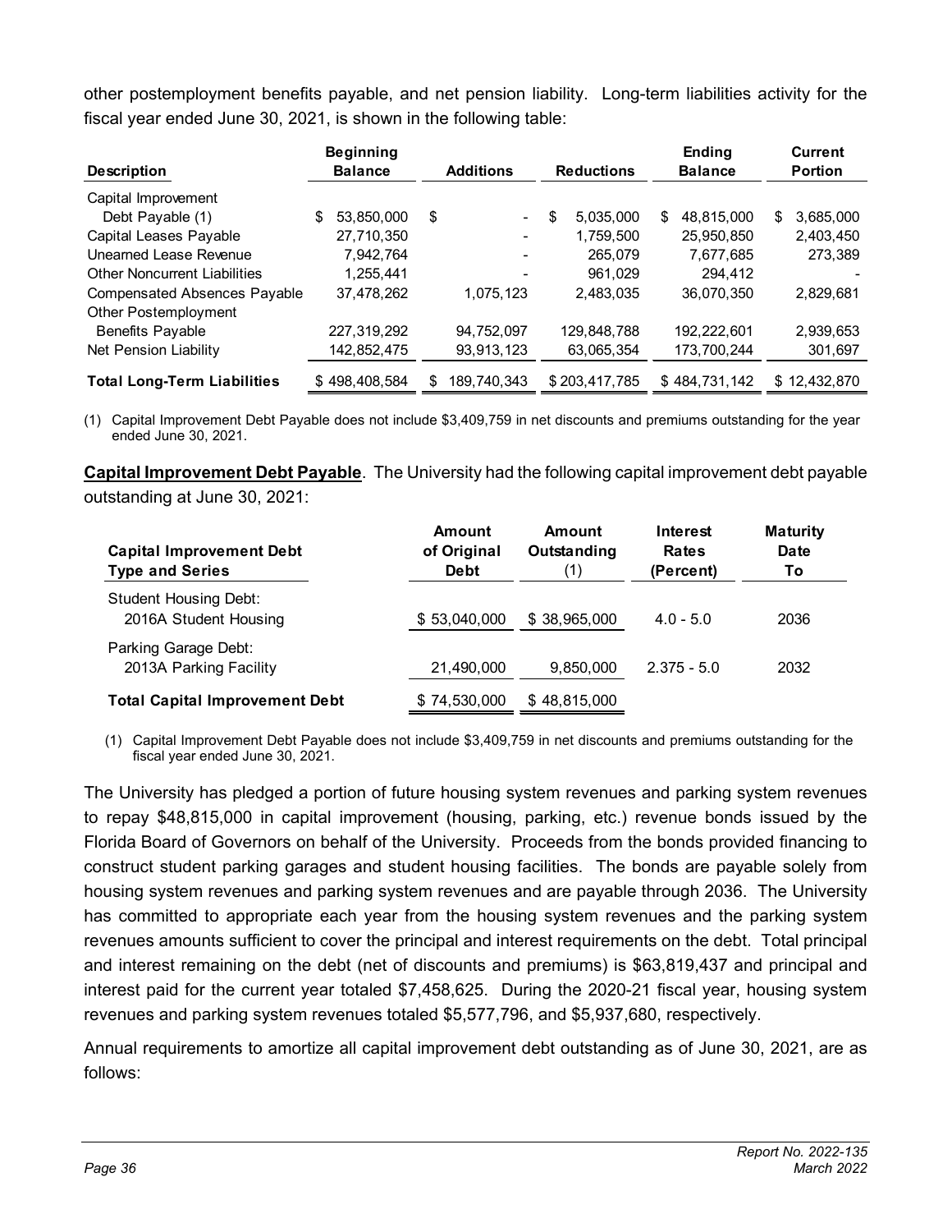other postemployment benefits payable, and net pension liability. Long-term liabilities activity for the fiscal year ended June 30, 2021, is shown in the following table:

| Description | Beginning Balance | Additions | Reductions | Ending Balance | Current Portion |
|---|---|---|---|---|---|
| Capital Improvement Debt Payable (1) | $ 53,850,000 | $ - | $ 5,035,000 | $ 48,815,000 | $ 3,685,000 |
| Capital Leases Payable | 27,710,350 | - | 1,759,500 | 25,950,850 | 2,403,450 |
| Unearned Lease Revenue | 7,942,764 | - | 265,079 | 7,677,685 | 273,389 |
| Other Noncurrent Liabilities | 1,255,441 | - | 961,029 | 294,412 | - |
| Compensated Absences Payable | 37,478,262 | 1,075,123 | 2,483,035 | 36,070,350 | 2,829,681 |
| Other Postemployment Benefits Payable | 227,319,292 | 94,752,097 | 129,848,788 | 192,222,601 | 2,939,653 |
| Net Pension Liability | 142,852,475 | 93,913,123 | 63,065,354 | 173,700,244 | 301,697 |
| **Total Long-Term Liabilities** | $ 498,408,584 | $ 189,740,343 | $ 203,417,785 | $ 484,731,142 | $ 12,432,870 |

(1) Capital Improvement Debt Payable does not include $3,409,759 in net discounts and premiums outstanding for the year ended June 30, 2021.

**Capital Improvement Debt Payable**. The University had the following capital improvement debt payable outstanding at June 30, 2021:

| Capital Improvement Debt Type and Series | Amount of Original Debt | Amount Outstanding (1) | Interest Rates (Percent) | Maturity Date To |
|---|---|---|---|---|
| Student Housing Debt: | | | | |
| 2016A Student Housing | $ 53,040,000 | $ 38,965,000 | 4.0 - 5.0 | 2036 |
| Parking Garage Debt: | | | | |
| 2013A Parking Facility | 21,490,000 | 9,850,000 | 2.375 - 5.0 | 2032 |
| **Total Capital Improvement Debt** | $ 74,530,000 | $ 48,815,000 | | |

(1) Capital Improvement Debt Payable does not include $3,409,759 in net discounts and premiums outstanding for the fiscal year ended June 30, 2021.

The University has pledged a portion of future housing system revenues and parking system revenues to repay $48,815,000 in capital improvement (housing, parking, etc.) revenue bonds issued by the Florida Board of Governors on behalf of the University. Proceeds from the bonds provided financing to construct student parking garages and student housing facilities. The bonds are payable solely from housing system revenues and parking system revenues and are payable through 2036. The University has committed to appropriate each year from the housing system revenues and the parking system revenues amounts sufficient to cover the principal and interest requirements on the debt. Total principal and interest remaining on the debt (net of discounts and premiums) is $63,819,437 and principal and interest paid for the current year totaled $7,458,625. During the 2020-21 fiscal year, housing system revenues and parking system revenues totaled $5,577,796, and $5,937,680, respectively.

Annual requirements to amortize all capital improvement debt outstanding as of June 30, 2021, are as follows: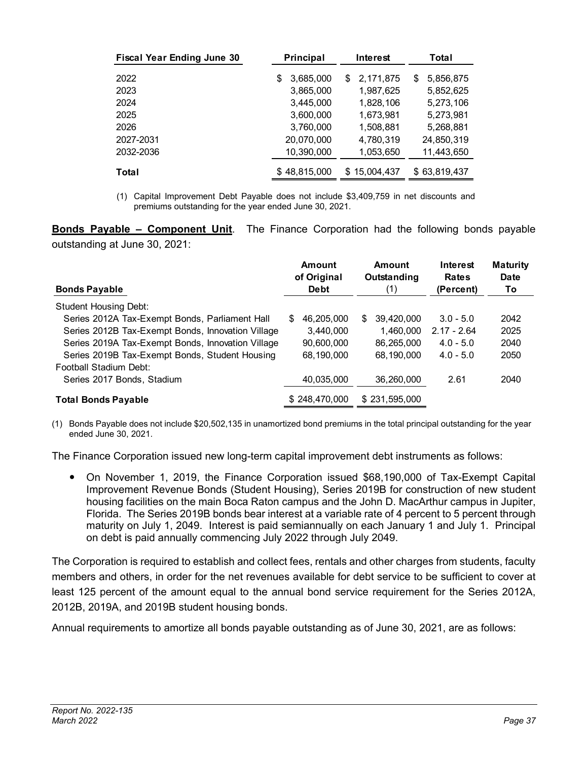| Fiscal Year Ending June 30 | Principal | Interest | Total |
|---|---|---|---|
| 2022 | $ 3,685,000 | $ 2,171,875 | $ 5,856,875 |
| 2023 | 3,865,000 | 1,987,625 | 5,852,625 |
| 2024 | 3,445,000 | 1,828,106 | 5,273,106 |
| 2025 | 3,600,000 | 1,673,981 | 5,273,981 |
| 2026 | 3,760,000 | 1,508,881 | 5,268,881 |
| 2027-2031 | 20,070,000 | 4,780,319 | 24,850,319 |
| 2032-2036 | 10,390,000 | 1,053,650 | 11,443,650 |
| **Total** | $ 48,815,000 | $ 15,004,437 | $ 63,819,437 |

(1) Capital Improvement Debt Payable does not include $3,409,759 in net discounts and premiums outstanding for the year ended June 30, 2021.

**Bonds Payable – Component Unit**. The Finance Corporation had the following bonds payable outstanding at June 30, 2021:

| Bonds Payable | Amount of Original Debt | Amount Outstanding (1) | Interest Rates (Percent) | Maturity Date To |
|---|---|---|---|---|
| Student Housing Debt: | | | | |
| Series 2012A Tax-Exempt Bonds, Parliament Hall | $ 46,205,000 | $ 39,420,000 | 3.0 - 5.0 | 2042 |
| Series 2012B Tax-Exempt Bonds, Innovation Village | 3,440,000 | 1,460,000 | 2.17 - 2.64 | 2025 |
| Series 2019A Tax-Exempt Bonds, Innovation Village | 90,600,000 | 86,265,000 | 4.0 - 5.0 | 2040 |
| Series 2019B Tax-Exempt Bonds, Student Housing | 68,190,000 | 68,190,000 | 4.0 - 5.0 | 2050 |
| Football Stadium Debt: | | | | |
| Series 2017 Bonds, Stadium | 40,035,000 | 36,260,000 | 2.61 | 2040 |
| **Total Bonds Payable** | $ 248,470,000 | $ 231,595,000 | | |

(1) Bonds Payable does not include $20,502,135 in unamortized bond premiums in the total principal outstanding for the year ended June 30, 2021.

The Finance Corporation issued new long-term capital improvement debt instruments as follows:

- On November 1, 2019, the Finance Corporation issued $68,190,000 of Tax-Exempt Capital Improvement Revenue Bonds (Student Housing), Series 2019B for construction of new student housing facilities on the main Boca Raton campus and the John D. MacArthur campus in Jupiter, Florida. The Series 2019B bonds bear interest at a variable rate of 4 percent to 5 percent through maturity on July 1, 2049. Interest is paid semiannually on each January 1 and July 1. Principal on debt is paid annually commencing July 2022 through July 2049.

The Corporation is required to establish and collect fees, rentals and other charges from students, faculty members and others, in order for the net revenues available for debt service to be sufficient to cover at least 125 percent of the amount equal to the annual bond service requirement for the Series 2012A, 2012B, 2019A, and 2019B student housing bonds.

Annual requirements to amortize all bonds payable outstanding as of June 30, 2021, are as follows: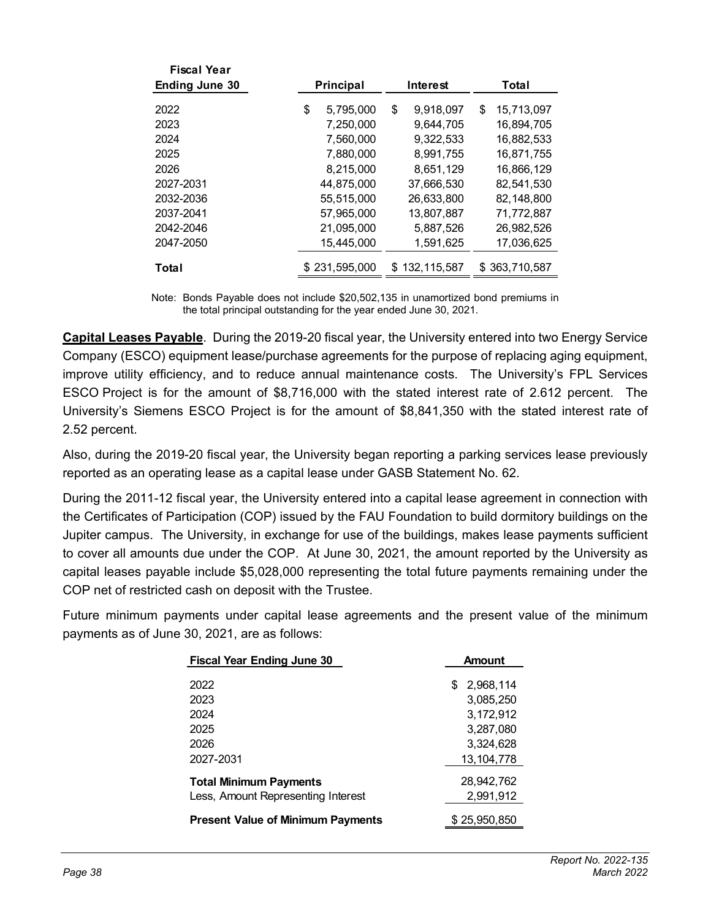| Fiscal Year Ending June 30 | Principal | Interest | Total |
|---|---|---|---|
| 2022 | $ 5,795,000 | $ 9,918,097 | $ 15,713,097 |
| 2023 | 7,250,000 | 9,644,705 | 16,894,705 |
| 2024 | 7,560,000 | 9,322,533 | 16,882,533 |
| 2025 | 7,880,000 | 8,991,755 | 16,871,755 |
| 2026 | 8,215,000 | 8,651,129 | 16,866,129 |
| 2027-2031 | 44,875,000 | 37,666,530 | 82,541,530 |
| 2032-2036 | 55,515,000 | 26,633,800 | 82,148,800 |
| 2037-2041 | 57,965,000 | 13,807,887 | 71,772,887 |
| 2042-2046 | 21,095,000 | 5,887,526 | 26,982,526 |
| 2047-2050 | 15,445,000 | 1,591,625 | 17,036,625 |
| **Total** | $ 231,595,000 | $ 132,115,587 | $ 363,710,587 |

Note: Bonds Payable does not include $20,502,135 in unamortized bond premiums in the total principal outstanding for the year ended June 30, 2021.

**Capital Leases Payable**. During the 2019-20 fiscal year, the University entered into two Energy Service Company (ESCO) equipment lease/purchase agreements for the purpose of replacing aging equipment, improve utility efficiency, and to reduce annual maintenance costs. The University's FPL Services ESCO Project is for the amount of $8,716,000 with the stated interest rate of 2.612 percent. The University's Siemens ESCO Project is for the amount of $8,841,350 with the stated interest rate of 2.52 percent.

Also, during the 2019-20 fiscal year, the University began reporting a parking services lease previously reported as an operating lease as a capital lease under GASB Statement No. 62.

During the 2011-12 fiscal year, the University entered into a capital lease agreement in connection with the Certificates of Participation (COP) issued by the FAU Foundation to build dormitory buildings on the Jupiter campus. The University, in exchange for use of the buildings, makes lease payments sufficient to cover all amounts due under the COP. At June 30, 2021, the amount reported by the University as capital leases payable include $5,028,000 representing the total future payments remaining under the COP net of restricted cash on deposit with the Trustee.

Future minimum payments under capital lease agreements and the present value of the minimum payments as of June 30, 2021, are as follows:

| Fiscal Year Ending June 30 | Amount |
|---|---|
| 2022 | $ 2,968,114 |
| 2023 | 3,085,250 |
| 2024 | 3,172,912 |
| 2025 | 3,287,080 |
| 2026 | 3,324,628 |
| 2027-2031 | 13,104,778 |
| **Total Minimum Payments** | 28,942,762 |
| Less, Amount Representing Interest | 2,991,912 |
| **Present Value of Minimum Payments** | $ 25,950,850 |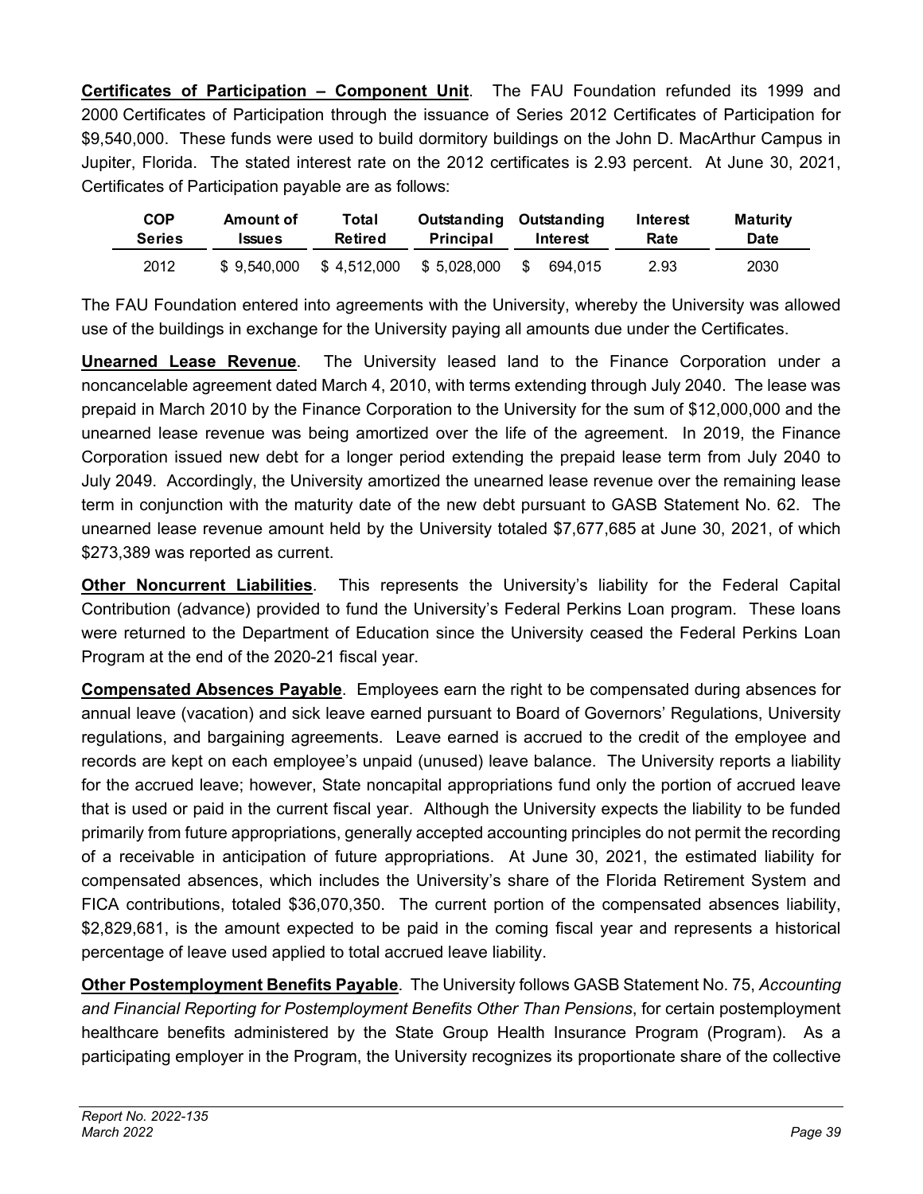**Certificates of Participation – Component Unit**. The FAU Foundation refunded its 1999 and 2000 Certificates of Participation through the issuance of Series 2012 Certificates of Participation for $9,540,000. These funds were used to build dormitory buildings on the John D. MacArthur Campus in Jupiter, Florida. The stated interest rate on the 2012 certificates is 2.93 percent. At June 30, 2021, Certificates of Participation payable are as follows:

| COP Series | Amount of Issues | Total Retired | Outstanding Principal | Outstanding Interest | Interest Rate | Maturity Date |
|---|---|---|---|---|---|---|
| 2012 | $ 9,540,000 | $ 4,512,000 | $ 5,028,000 | $ 694,015 | 2.93 | 2030 |

The FAU Foundation entered into agreements with the University, whereby the University was allowed use of the buildings in exchange for the University paying all amounts due under the Certificates.

**Unearned Lease Revenue**. The University leased land to the Finance Corporation under a noncancelable agreement dated March 4, 2010, with terms extending through July 2040. The lease was prepaid in March 2010 by the Finance Corporation to the University for the sum of $12,000,000 and the unearned lease revenue was being amortized over the life of the agreement. In 2019, the Finance Corporation issued new debt for a longer period extending the prepaid lease term from July 2040 to July 2049. Accordingly, the University amortized the unearned lease revenue over the remaining lease term in conjunction with the maturity date of the new debt pursuant to GASB Statement No. 62. The unearned lease revenue amount held by the University totaled $7,677,685 at June 30, 2021, of which $273,389 was reported as current.

**Other Noncurrent Liabilities**. This represents the University's liability for the Federal Capital Contribution (advance) provided to fund the University's Federal Perkins Loan program. These loans were returned to the Department of Education since the University ceased the Federal Perkins Loan Program at the end of the 2020-21 fiscal year.

**Compensated Absences Payable**. Employees earn the right to be compensated during absences for annual leave (vacation) and sick leave earned pursuant to Board of Governors' Regulations, University regulations, and bargaining agreements. Leave earned is accrued to the credit of the employee and records are kept on each employee's unpaid (unused) leave balance. The University reports a liability for the accrued leave; however, State noncapital appropriations fund only the portion of accrued leave that is used or paid in the current fiscal year. Although the University expects the liability to be funded primarily from future appropriations, generally accepted accounting principles do not permit the recording of a receivable in anticipation of future appropriations. At June 30, 2021, the estimated liability for compensated absences, which includes the University's share of the Florida Retirement System and FICA contributions, totaled $36,070,350. The current portion of the compensated absences liability, $2,829,681, is the amount expected to be paid in the coming fiscal year and represents a historical percentage of leave used applied to total accrued leave liability.

**Other Postemployment Benefits Payable**. The University follows GASB Statement No. 75, *Accounting and Financial Reporting for Postemployment Benefits Other Than Pensions*, for certain postemployment healthcare benefits administered by the State Group Health Insurance Program (Program). As a participating employer in the Program, the University recognizes its proportionate share of the collective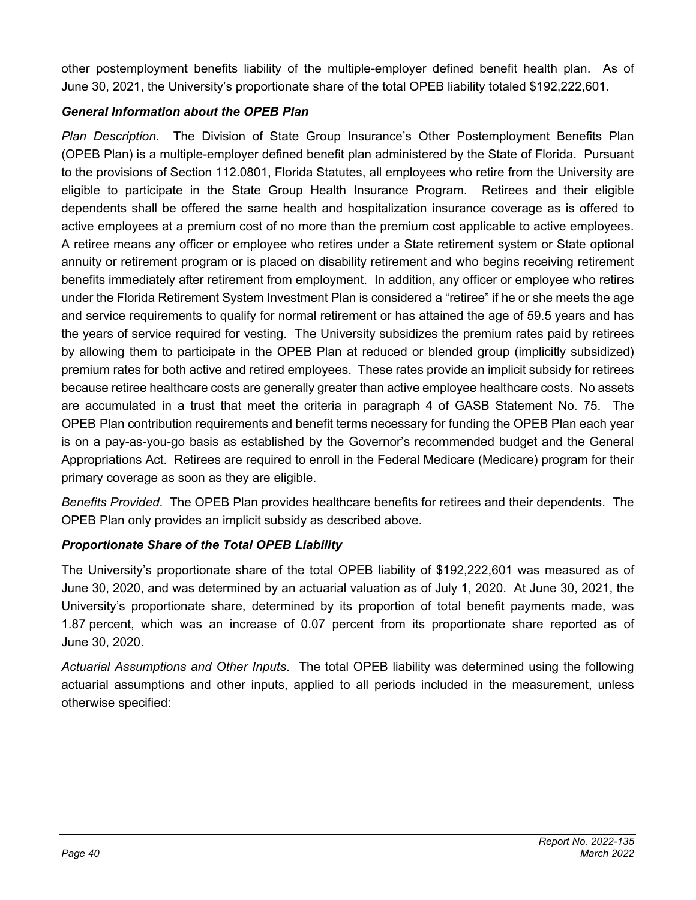other postemployment benefits liability of the multiple-employer defined benefit health plan. As of June 30, 2021, the University's proportionate share of the total OPEB liability totaled $192,222,601.

***General Information about the OPEB Plan***

*Plan Description*. The Division of State Group Insurance's Other Postemployment Benefits Plan (OPEB Plan) is a multiple-employer defined benefit plan administered by the State of Florida. Pursuant to the provisions of Section 112.0801, Florida Statutes, all employees who retire from the University are eligible to participate in the State Group Health Insurance Program. Retirees and their eligible dependents shall be offered the same health and hospitalization insurance coverage as is offered to active employees at a premium cost of no more than the premium cost applicable to active employees. A retiree means any officer or employee who retires under a State retirement system or State optional annuity or retirement program or is placed on disability retirement and who begins receiving retirement benefits immediately after retirement from employment. In addition, any officer or employee who retires under the Florida Retirement System Investment Plan is considered a "retiree" if he or she meets the age and service requirements to qualify for normal retirement or has attained the age of 59.5 years and has the years of service required for vesting. The University subsidizes the premium rates paid by retirees by allowing them to participate in the OPEB Plan at reduced or blended group (implicitly subsidized) premium rates for both active and retired employees. These rates provide an implicit subsidy for retirees because retiree healthcare costs are generally greater than active employee healthcare costs. No assets are accumulated in a trust that meet the criteria in paragraph 4 of GASB Statement No. 75. The OPEB Plan contribution requirements and benefit terms necessary for funding the OPEB Plan each year is on a pay-as-you-go basis as established by the Governor's recommended budget and the General Appropriations Act. Retirees are required to enroll in the Federal Medicare (Medicare) program for their primary coverage as soon as they are eligible.

*Benefits Provided*. The OPEB Plan provides healthcare benefits for retirees and their dependents. The OPEB Plan only provides an implicit subsidy as described above.

***Proportionate Share of the Total OPEB Liability***

The University's proportionate share of the total OPEB liability of $192,222,601 was measured as of June 30, 2020, and was determined by an actuarial valuation as of July 1, 2020. At June 30, 2021, the University's proportionate share, determined by its proportion of total benefit payments made, was 1.87 percent, which was an increase of 0.07 percent from its proportionate share reported as of June 30, 2020.

*Actuarial Assumptions and Other Inputs*. The total OPEB liability was determined using the following actuarial assumptions and other inputs, applied to all periods included in the measurement, unless otherwise specified: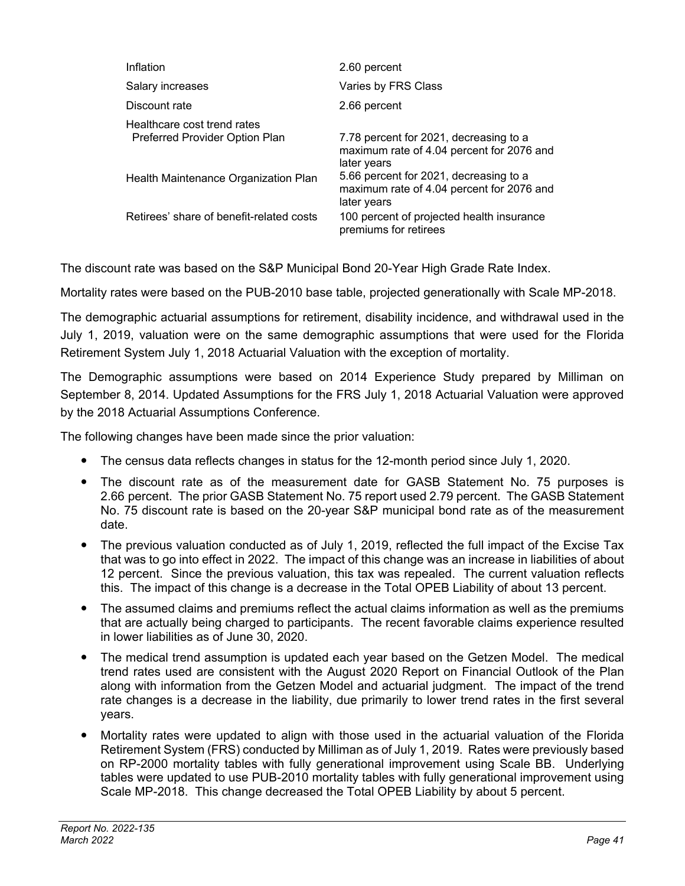| | |
|---|---|
| Inflation | 2.60 percent |
| Salary increases | Varies by FRS Class |
| Discount rate | 2.66 percent |
| Healthcare cost trend rates | |
| Preferred Provider Option Plan | 7.78 percent for 2021, decreasing to a maximum rate of 4.04 percent for 2076 and later years |
| Health Maintenance Organization Plan | 5.66 percent for 2021, decreasing to a maximum rate of 4.04 percent for 2076 and later years |
| Retirees' share of benefit-related costs | 100 percent of projected health insurance premiums for retirees |

The discount rate was based on the S&P Municipal Bond 20-Year High Grade Rate Index.

Mortality rates were based on the PUB-2010 base table, projected generationally with Scale MP-2018.

The demographic actuarial assumptions for retirement, disability incidence, and withdrawal used in the July 1, 2019, valuation were on the same demographic assumptions that were used for the Florida Retirement System July 1, 2018 Actuarial Valuation with the exception of mortality.

The Demographic assumptions were based on 2014 Experience Study prepared by Milliman on September 8, 2014. Updated Assumptions for the FRS July 1, 2018 Actuarial Valuation were approved by the 2018 Actuarial Assumptions Conference.

The following changes have been made since the prior valuation:

- The census data reflects changes in status for the 12-month period since July 1, 2020.
- The discount rate as of the measurement date for GASB Statement No. 75 purposes is 2.66 percent. The prior GASB Statement No. 75 report used 2.79 percent. The GASB Statement No. 75 discount rate is based on the 20-year S&P municipal bond rate as of the measurement date.
- The previous valuation conducted as of July 1, 2019, reflected the full impact of the Excise Tax that was to go into effect in 2022. The impact of this change was an increase in liabilities of about 12 percent. Since the previous valuation, this tax was repealed. The current valuation reflects this. The impact of this change is a decrease in the Total OPEB Liability of about 13 percent.
- The assumed claims and premiums reflect the actual claims information as well as the premiums that are actually being charged to participants. The recent favorable claims experience resulted in lower liabilities as of June 30, 2020.
- The medical trend assumption is updated each year based on the Getzen Model. The medical trend rates used are consistent with the August 2020 Report on Financial Outlook of the Plan along with information from the Getzen Model and actuarial judgment. The impact of the trend rate changes is a decrease in the liability, due primarily to lower trend rates in the first several years.
- Mortality rates were updated to align with those used in the actuarial valuation of the Florida Retirement System (FRS) conducted by Milliman as of July 1, 2019. Rates were previously based on RP-2000 mortality tables with fully generational improvement using Scale BB. Underlying tables were updated to use PUB-2010 mortality tables with fully generational improvement using Scale MP-2018. This change decreased the Total OPEB Liability by about 5 percent.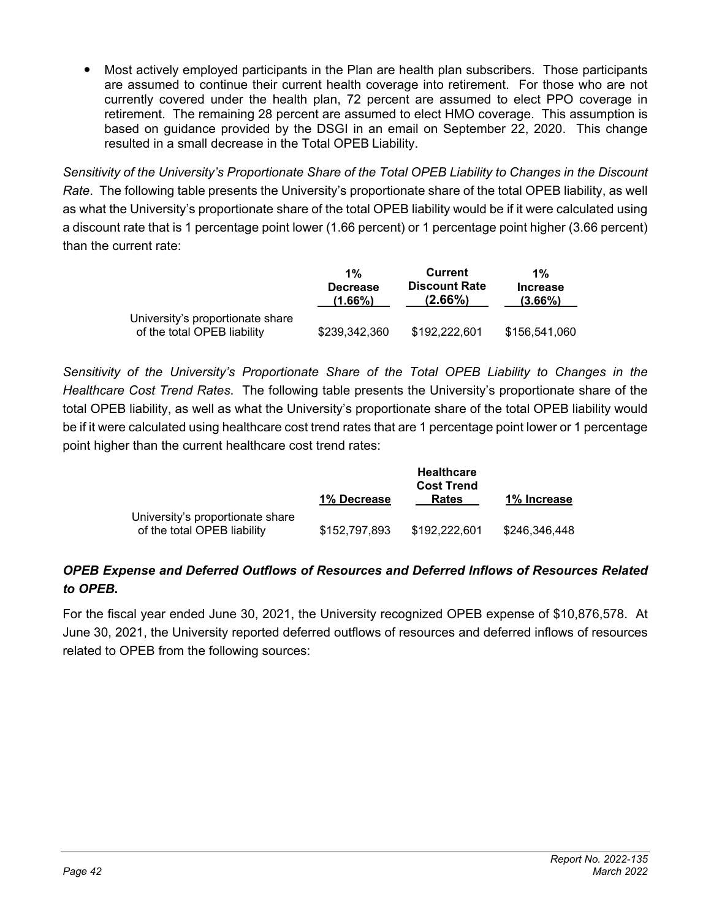- Most actively employed participants in the Plan are health plan subscribers. Those participants are assumed to continue their current health coverage into retirement. For those who are not currently covered under the health plan, 72 percent are assumed to elect PPO coverage in retirement. The remaining 28 percent are assumed to elect HMO coverage. This assumption is based on guidance provided by the DSGI in an email on September 22, 2020. This change resulted in a small decrease in the Total OPEB Liability.

*Sensitivity of the University's Proportionate Share of the Total OPEB Liability to Changes in the Discount Rate*. The following table presents the University's proportionate share of the total OPEB liability, as well as what the University's proportionate share of the total OPEB liability would be if it were calculated using a discount rate that is 1 percentage point lower (1.66 percent) or 1 percentage point higher (3.66 percent) than the current rate:

| | 1% Decrease (1.66%) | Current Discount Rate (2.66%) | 1% Increase (3.66%) |
|---|---|---|---|
| University's proportionate share of the total OPEB liability | $239,342,360 | $192,222,601 | $156,541,060 |

*Sensitivity of the University's Proportionate Share of the Total OPEB Liability to Changes in the Healthcare Cost Trend Rates*. The following table presents the University's proportionate share of the total OPEB liability, as well as what the University's proportionate share of the total OPEB liability would be if it were calculated using healthcare cost trend rates that are 1 percentage point lower or 1 percentage point higher than the current healthcare cost trend rates:

| | 1% Decrease | Healthcare Cost Trend Rates | 1% Increase |
|---|---|---|---|
| University's proportionate share of the total OPEB liability | $152,797,893 | $192,222,601 | $246,346,448 |

***OPEB Expense and Deferred Outflows of Resources and Deferred Inflows of Resources Related to OPEB.***

For the fiscal year ended June 30, 2021, the University recognized OPEB expense of $10,876,578. At June 30, 2021, the University reported deferred outflows of resources and deferred inflows of resources related to OPEB from the following sources: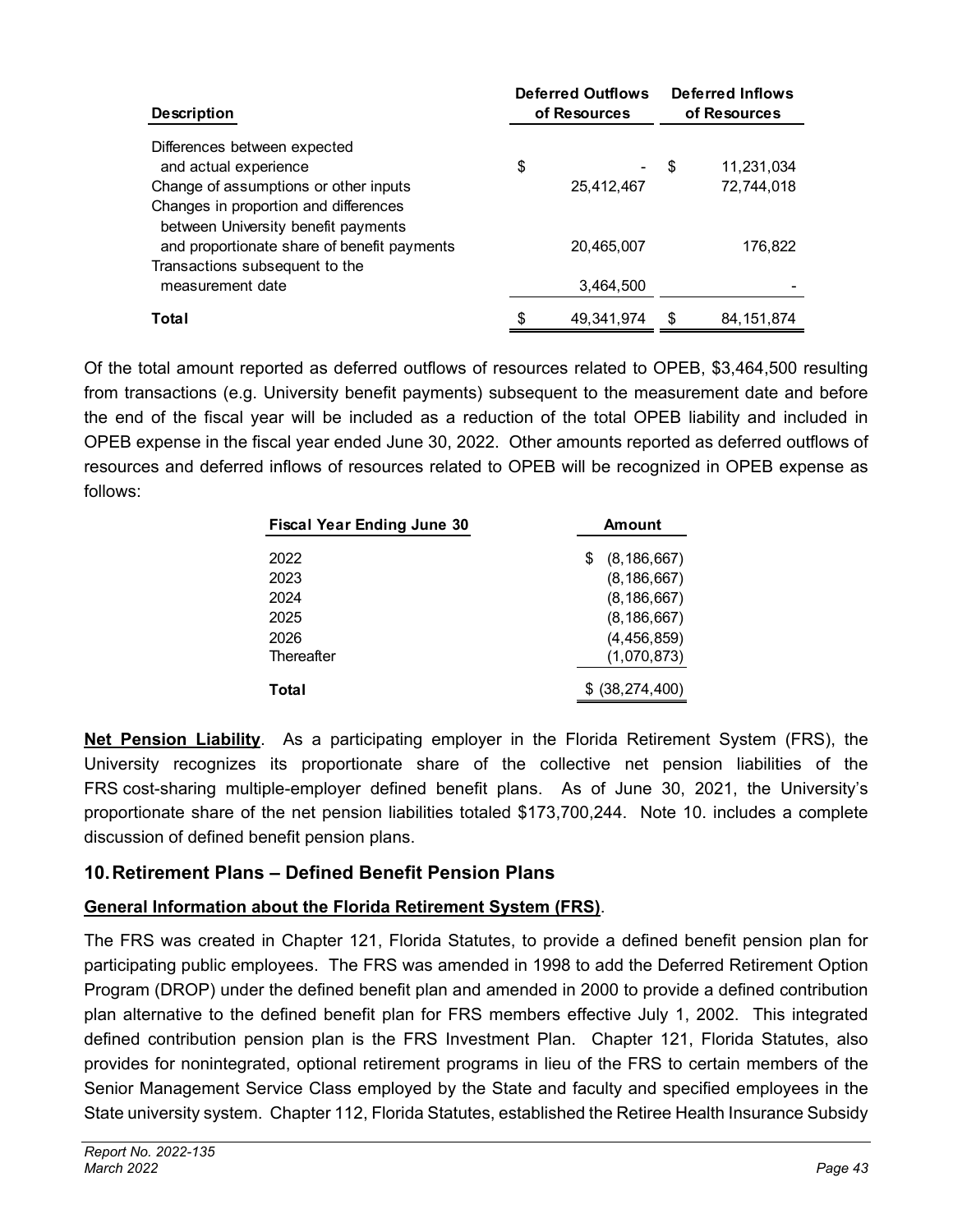| Description | Deferred Outflows of Resources | Deferred Inflows of Resources |
| --- | --- | --- |
| Differences between expected and actual experience | $ - | $ 11,231,034 |
| Change of assumptions or other inputs | 25,412,467 | 72,744,018 |
| Changes in proportion and differences between University benefit payments and proportionate share of benefit payments | 20,465,007 | 176,822 |
| Transactions subsequent to the measurement date | 3,464,500 | - |
| **Total** | $ 49,341,974 | $ 84,151,874 |

Of the total amount reported as deferred outflows of resources related to OPEB, $3,464,500 resulting from transactions (e.g. University benefit payments) subsequent to the measurement date and before the end of the fiscal year will be included as a reduction of the total OPEB liability and included in OPEB expense in the fiscal year ended June 30, 2022. Other amounts reported as deferred outflows of resources and deferred inflows of resources related to OPEB will be recognized in OPEB expense as follows:

| Fiscal Year Ending June 30 | Amount |
| --- | --- |
| 2022 | $ (8,186,667) |
| 2023 | (8,186,667) |
| 2024 | (8,186,667) |
| 2025 | (8,186,667) |
| 2026 | (4,456,859) |
| Thereafter | (1,070,873) |
| **Total** | $ (38,274,400) |

**Net Pension Liability**. As a participating employer in the Florida Retirement System (FRS), the University recognizes its proportionate share of the collective net pension liabilities of the FRS cost-sharing multiple-employer defined benefit plans. As of June 30, 2021, the University's proportionate share of the net pension liabilities totaled $173,700,244. Note 10. includes a complete discussion of defined benefit pension plans.

## 10. Retirement Plans – Defined Benefit Pension Plans

**General Information about the Florida Retirement System (FRS)**.

The FRS was created in Chapter 121, Florida Statutes, to provide a defined benefit pension plan for participating public employees. The FRS was amended in 1998 to add the Deferred Retirement Option Program (DROP) under the defined benefit plan and amended in 2000 to provide a defined contribution plan alternative to the defined benefit plan for FRS members effective July 1, 2002. This integrated defined contribution pension plan is the FRS Investment Plan. Chapter 121, Florida Statutes, also provides for nonintegrated, optional retirement programs in lieu of the FRS to certain members of the Senior Management Service Class employed by the State and faculty and specified employees in the State university system. Chapter 112, Florida Statutes, established the Retiree Health Insurance Subsidy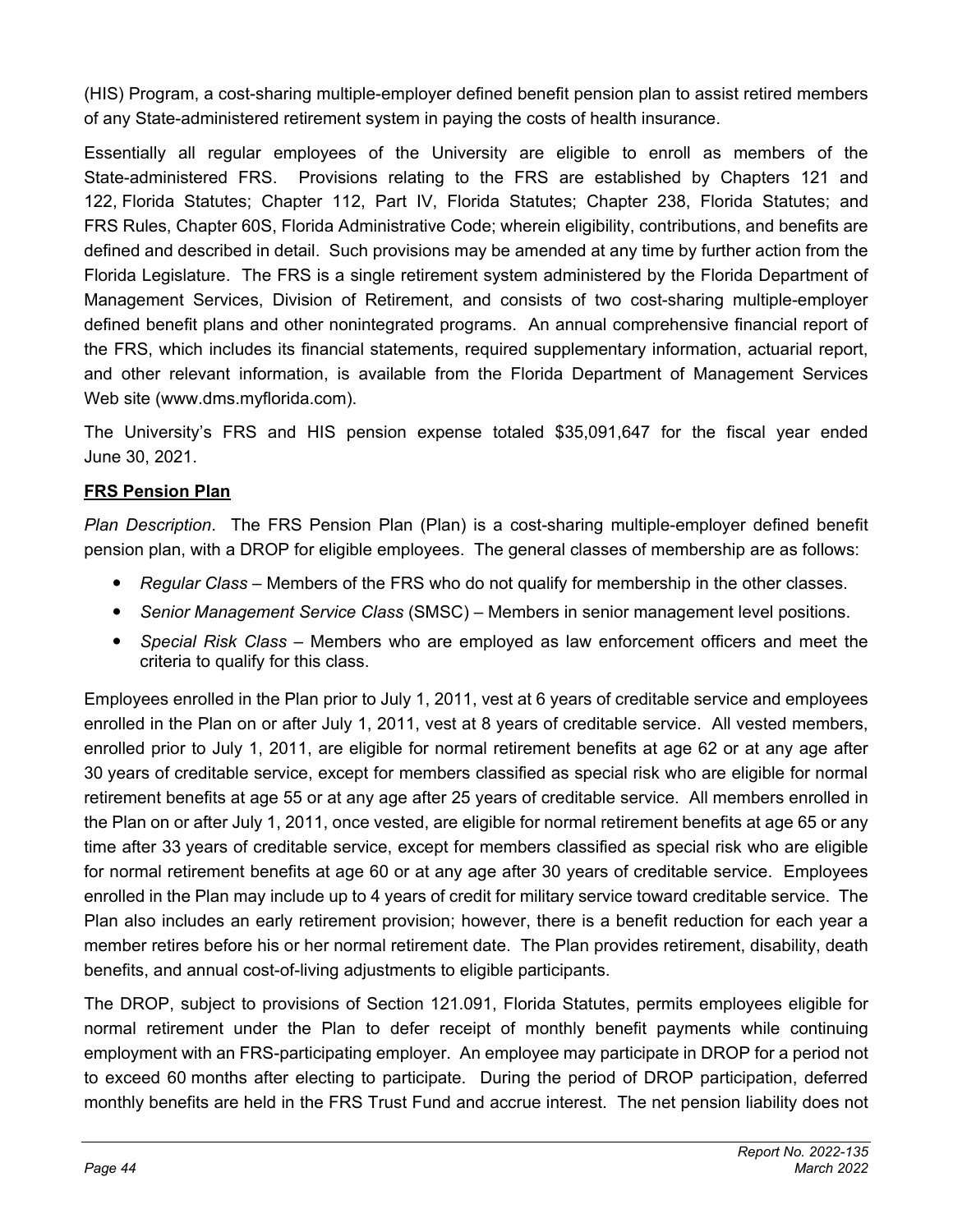(HIS) Program, a cost-sharing multiple-employer defined benefit pension plan to assist retired members of any State-administered retirement system in paying the costs of health insurance.

Essentially all regular employees of the University are eligible to enroll as members of the State-administered FRS. Provisions relating to the FRS are established by Chapters 121 and 122, Florida Statutes; Chapter 112, Part IV, Florida Statutes; Chapter 238, Florida Statutes; and FRS Rules, Chapter 60S, Florida Administrative Code; wherein eligibility, contributions, and benefits are defined and described in detail. Such provisions may be amended at any time by further action from the Florida Legislature. The FRS is a single retirement system administered by the Florida Department of Management Services, Division of Retirement, and consists of two cost-sharing multiple-employer defined benefit plans and other nonintegrated programs. An annual comprehensive financial report of the FRS, which includes its financial statements, required supplementary information, actuarial report, and other relevant information, is available from the Florida Department of Management Services Web site (www.dms.myflorida.com).

The University's FRS and HIS pension expense totaled $35,091,647 for the fiscal year ended June 30, 2021.

**FRS Pension Plan**

*Plan Description*. The FRS Pension Plan (Plan) is a cost-sharing multiple-employer defined benefit pension plan, with a DROP for eligible employees. The general classes of membership are as follows:

- *Regular Class* – Members of the FRS who do not qualify for membership in the other classes.
- *Senior Management Service Class* (SMSC) – Members in senior management level positions.
- *Special Risk Class* – Members who are employed as law enforcement officers and meet the criteria to qualify for this class.

Employees enrolled in the Plan prior to July 1, 2011, vest at 6 years of creditable service and employees enrolled in the Plan on or after July 1, 2011, vest at 8 years of creditable service. All vested members, enrolled prior to July 1, 2011, are eligible for normal retirement benefits at age 62 or at any age after 30 years of creditable service, except for members classified as special risk who are eligible for normal retirement benefits at age 55 or at any age after 25 years of creditable service. All members enrolled in the Plan on or after July 1, 2011, once vested, are eligible for normal retirement benefits at age 65 or any time after 33 years of creditable service, except for members classified as special risk who are eligible for normal retirement benefits at age 60 or at any age after 30 years of creditable service. Employees enrolled in the Plan may include up to 4 years of credit for military service toward creditable service. The Plan also includes an early retirement provision; however, there is a benefit reduction for each year a member retires before his or her normal retirement date. The Plan provides retirement, disability, death benefits, and annual cost-of-living adjustments to eligible participants.

The DROP, subject to provisions of Section 121.091, Florida Statutes, permits employees eligible for normal retirement under the Plan to defer receipt of monthly benefit payments while continuing employment with an FRS-participating employer. An employee may participate in DROP for a period not to exceed 60 months after electing to participate. During the period of DROP participation, deferred monthly benefits are held in the FRS Trust Fund and accrue interest. The net pension liability does not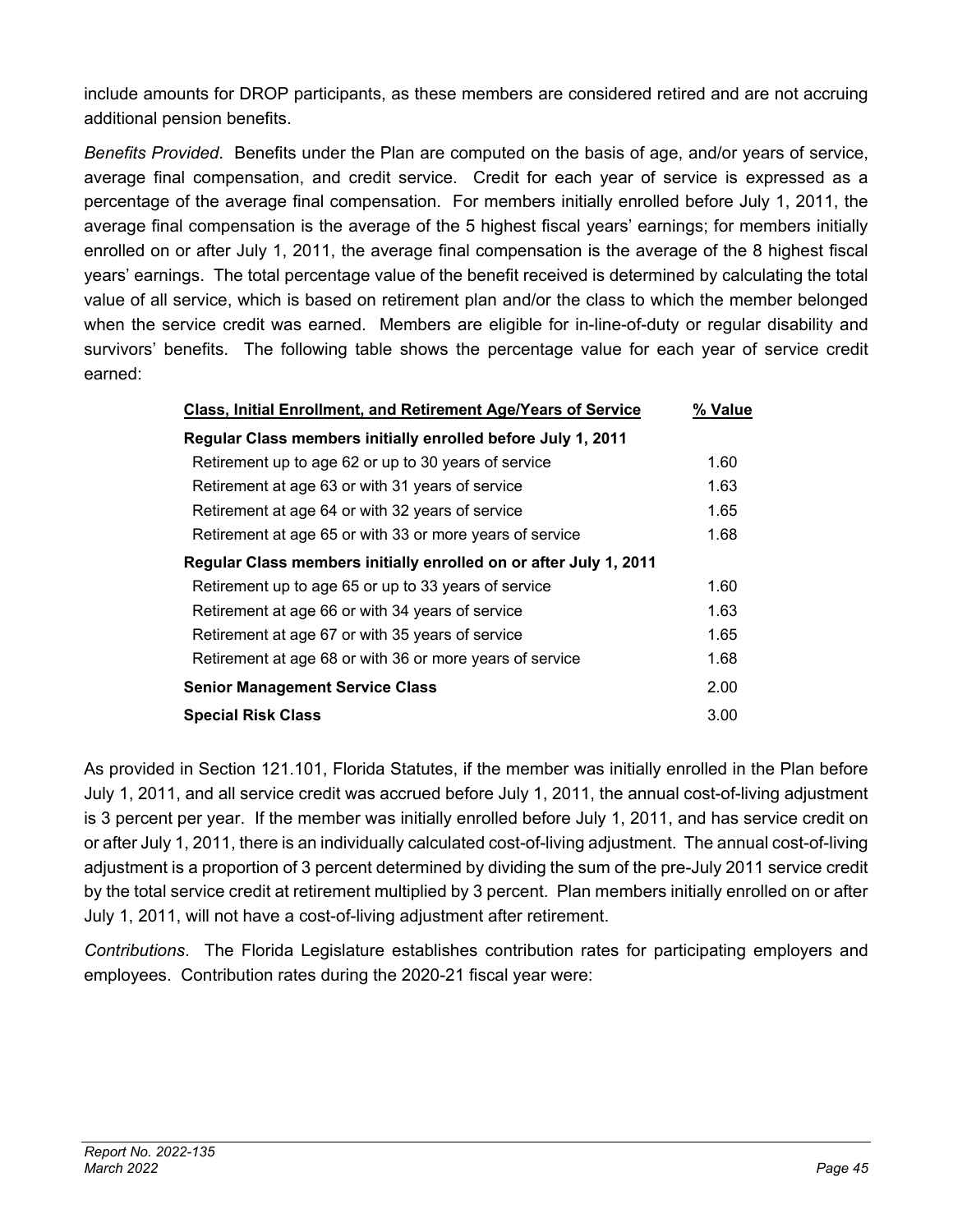include amounts for DROP participants, as these members are considered retired and are not accruing additional pension benefits.

*Benefits Provided*. Benefits under the Plan are computed on the basis of age, and/or years of service, average final compensation, and credit service. Credit for each year of service is expressed as a percentage of the average final compensation. For members initially enrolled before July 1, 2011, the average final compensation is the average of the 5 highest fiscal years' earnings; for members initially enrolled on or after July 1, 2011, the average final compensation is the average of the 8 highest fiscal years' earnings. The total percentage value of the benefit received is determined by calculating the total value of all service, which is based on retirement plan and/or the class to which the member belonged when the service credit was earned. Members are eligible for in-line-of-duty or regular disability and survivors' benefits. The following table shows the percentage value for each year of service credit earned:

| Class, Initial Enrollment, and Retirement Age/Years of Service | % Value |
|---|---|
| **Regular Class members initially enrolled before July 1, 2011** | |
| Retirement up to age 62 or up to 30 years of service | 1.60 |
| Retirement at age 63 or with 31 years of service | 1.63 |
| Retirement at age 64 or with 32 years of service | 1.65 |
| Retirement at age 65 or with 33 or more years of service | 1.68 |
| **Regular Class members initially enrolled on or after July 1, 2011** | |
| Retirement up to age 65 or up to 33 years of service | 1.60 |
| Retirement at age 66 or with 34 years of service | 1.63 |
| Retirement at age 67 or with 35 years of service | 1.65 |
| Retirement at age 68 or with 36 or more years of service | 1.68 |
| **Senior Management Service Class** | 2.00 |
| **Special Risk Class** | 3.00 |

As provided in Section 121.101, Florida Statutes, if the member was initially enrolled in the Plan before July 1, 2011, and all service credit was accrued before July 1, 2011, the annual cost-of-living adjustment is 3 percent per year. If the member was initially enrolled before July 1, 2011, and has service credit on or after July 1, 2011, there is an individually calculated cost-of-living adjustment. The annual cost-of-living adjustment is a proportion of 3 percent determined by dividing the sum of the pre-July 2011 service credit by the total service credit at retirement multiplied by 3 percent. Plan members initially enrolled on or after July 1, 2011, will not have a cost-of-living adjustment after retirement.

*Contributions*. The Florida Legislature establishes contribution rates for participating employers and employees. Contribution rates during the 2020-21 fiscal year were: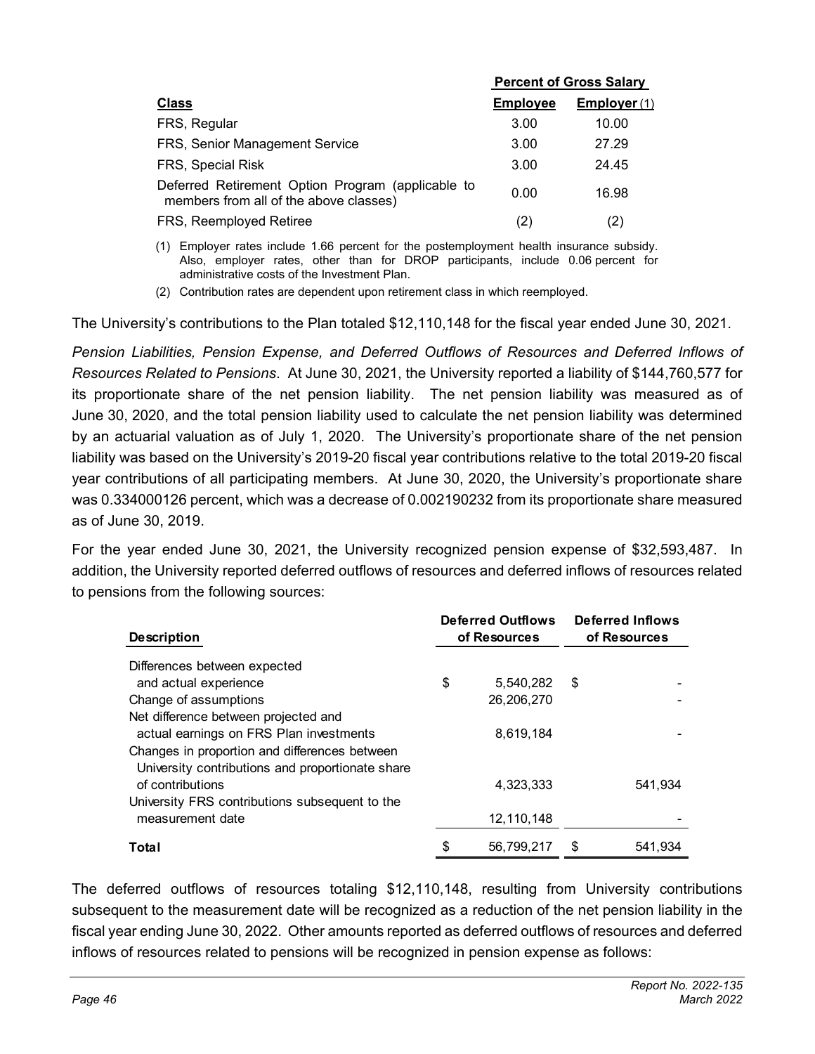| Class | Percent of Gross Salary | |
|---|---|---|
| | **Employee** | **Employer** (1) |
| FRS, Regular | 3.00 | 10.00 |
| FRS, Senior Management Service | 3.00 | 27.29 |
| FRS, Special Risk | 3.00 | 24.45 |
| Deferred Retirement Option Program (applicable to members from all of the above classes) | 0.00 | 16.98 |
| FRS, Reemployed Retiree | (2) | (2) |

(1) Employer rates include 1.66 percent for the postemployment health insurance subsidy. Also, employer rates, other than for DROP participants, include 0.06 percent for administrative costs of the Investment Plan.

(2) Contribution rates are dependent upon retirement class in which reemployed.

The University's contributions to the Plan totaled $12,110,148 for the fiscal year ended June 30, 2021.

*Pension Liabilities, Pension Expense, and Deferred Outflows of Resources and Deferred Inflows of Resources Related to Pensions*. At June 30, 2021, the University reported a liability of $144,760,577 for its proportionate share of the net pension liability. The net pension liability was measured as of June 30, 2020, and the total pension liability used to calculate the net pension liability was determined by an actuarial valuation as of July 1, 2020. The University's proportionate share of the net pension liability was based on the University's 2019-20 fiscal year contributions relative to the total 2019-20 fiscal year contributions of all participating members. At June 30, 2020, the University's proportionate share was 0.334000126 percent, which was a decrease of 0.002190232 from its proportionate share measured as of June 30, 2019.

For the year ended June 30, 2021, the University recognized pension expense of $32,593,487. In addition, the University reported deferred outflows of resources and deferred inflows of resources related to pensions from the following sources:

| Description | Deferred Outflows of Resources | Deferred Inflows of Resources |
|---|---|---|
| Differences between expected and actual experience | $ 5,540,282 | $ - |
| Change of assumptions | 26,206,270 | - |
| Net difference between projected and actual earnings on FRS Plan investments | 8,619,184 | - |
| Changes in proportion and differences between University contributions and proportionate share of contributions | 4,323,333 | 541,934 |
| University FRS contributions subsequent to the measurement date | 12,110,148 | - |
| **Total** | $ 56,799,217 | $ 541,934 |

The deferred outflows of resources totaling $12,110,148, resulting from University contributions subsequent to the measurement date will be recognized as a reduction of the net pension liability in the fiscal year ending June 30, 2022. Other amounts reported as deferred outflows of resources and deferred inflows of resources related to pensions will be recognized in pension expense as follows: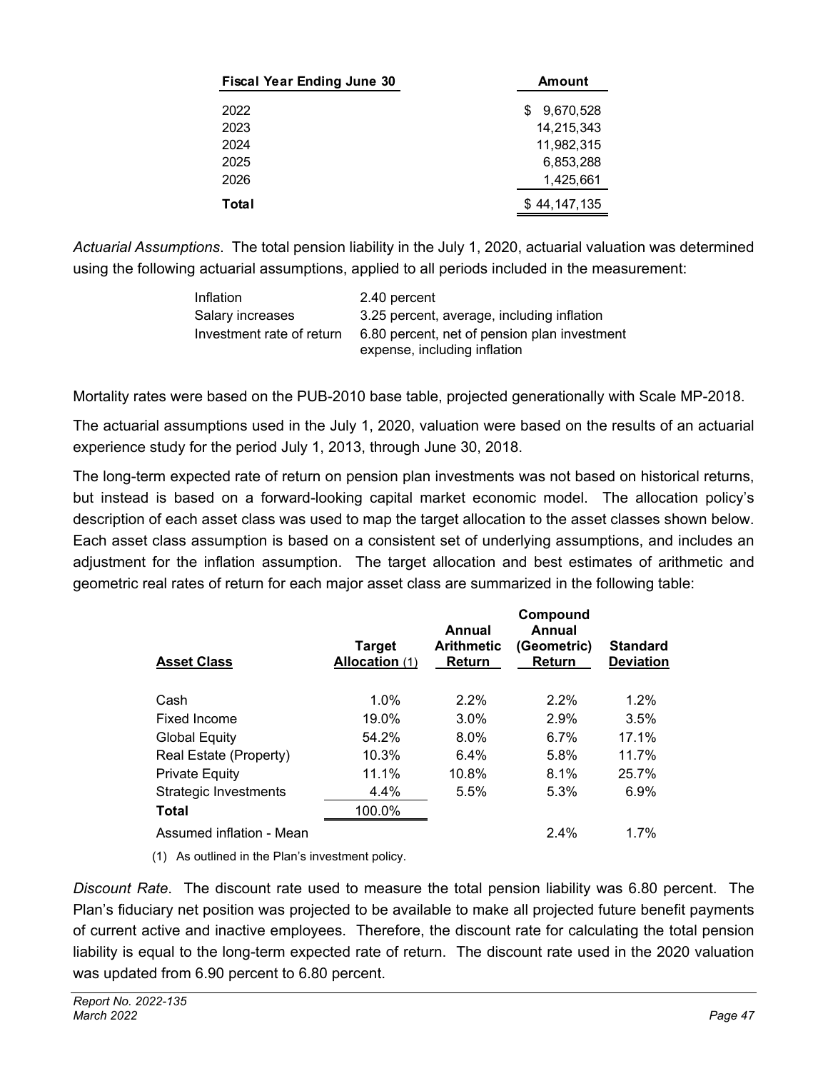| Fiscal Year Ending June 30 | Amount |
|---|---|
| 2022 | $ 9,670,528 |
| 2023 | 14,215,343 |
| 2024 | 11,982,315 |
| 2025 | 6,853,288 |
| 2026 | 1,425,661 |
| **Total** | $ 44,147,135 |

*Actuarial Assumptions*. The total pension liability in the July 1, 2020, actuarial valuation was determined using the following actuarial assumptions, applied to all periods included in the measurement:

| | |
|---|---|
| Inflation | 2.40 percent |
| Salary increases | 3.25 percent, average, including inflation |
| Investment rate of return | 6.80 percent, net of pension plan investment expense, including inflation |

Mortality rates were based on the PUB-2010 base table, projected generationally with Scale MP-2018.

The actuarial assumptions used in the July 1, 2020, valuation were based on the results of an actuarial experience study for the period July 1, 2013, through June 30, 2018.

The long-term expected rate of return on pension plan investments was not based on historical returns, but instead is based on a forward-looking capital market economic model. The allocation policy's description of each asset class was used to map the target allocation to the asset classes shown below. Each asset class assumption is based on a consistent set of underlying assumptions, and includes an adjustment for the inflation assumption. The target allocation and best estimates of arithmetic and geometric real rates of return for each major asset class are summarized in the following table:

| Asset Class | Target Allocation (1) | Annual Arithmetic Return | Compound Annual (Geometric) Return | Standard Deviation |
|---|---|---|---|---|
| Cash | 1.0% | 2.2% | 2.2% | 1.2% |
| Fixed Income | 19.0% | 3.0% | 2.9% | 3.5% |
| Global Equity | 54.2% | 8.0% | 6.7% | 17.1% |
| Real Estate (Property) | 10.3% | 6.4% | 5.8% | 11.7% |
| Private Equity | 11.1% | 10.8% | 8.1% | 25.7% |
| Strategic Investments | 4.4% | 5.5% | 5.3% | 6.9% |
| **Total** | 100.0% | | | |
| Assumed inflation - Mean | | | 2.4% | 1.7% |

(1) As outlined in the Plan's investment policy.

*Discount Rate*. The discount rate used to measure the total pension liability was 6.80 percent. The Plan's fiduciary net position was projected to be available to make all projected future benefit payments of current active and inactive employees. Therefore, the discount rate for calculating the total pension liability is equal to the long-term expected rate of return. The discount rate used in the 2020 valuation was updated from 6.90 percent to 6.80 percent.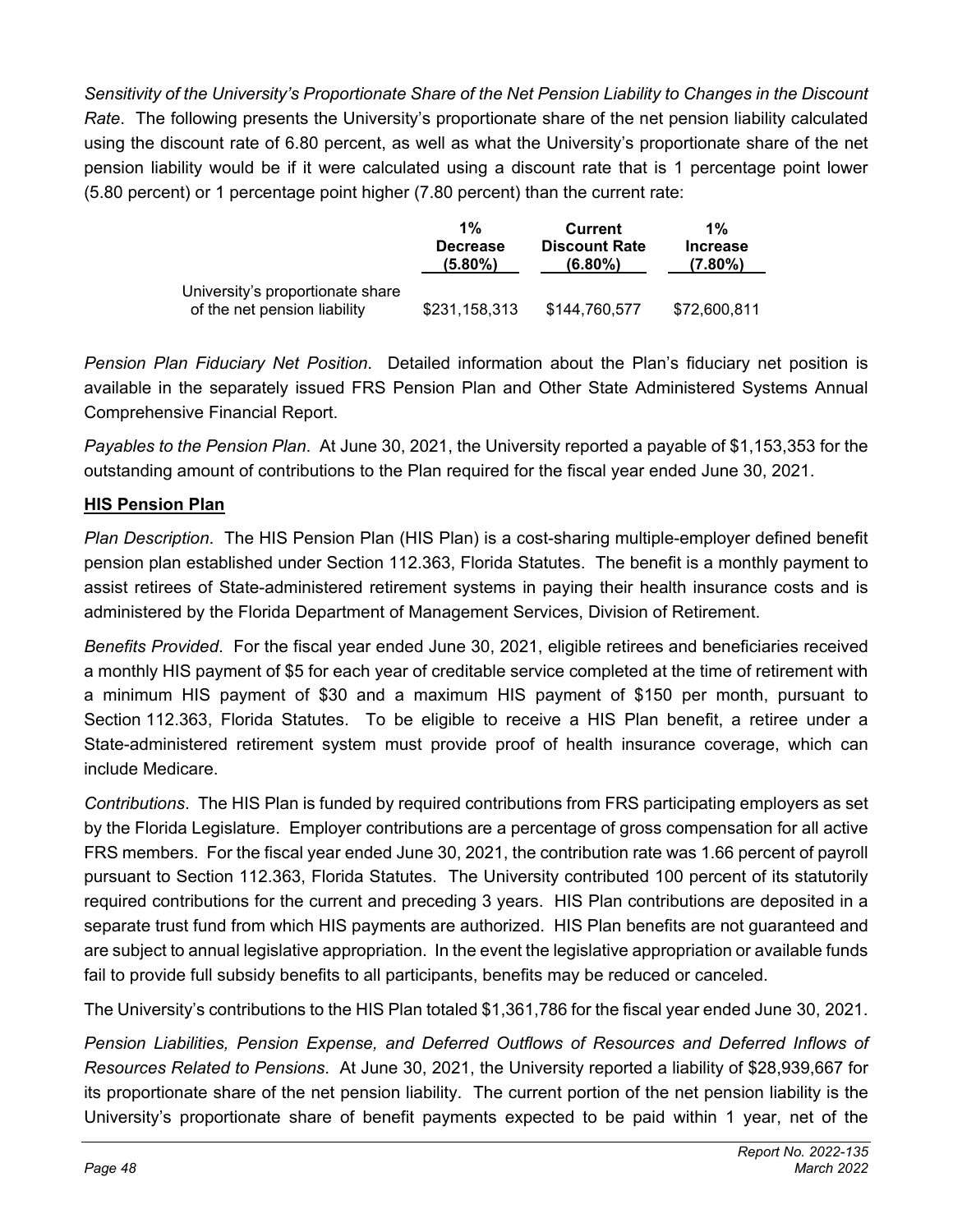*Sensitivity of the University's Proportionate Share of the Net Pension Liability to Changes in the Discount Rate*. The following presents the University's proportionate share of the net pension liability calculated using the discount rate of 6.80 percent, as well as what the University's proportionate share of the net pension liability would be if it were calculated using a discount rate that is 1 percentage point lower (5.80 percent) or 1 percentage point higher (7.80 percent) than the current rate:

| | 1% Decrease (5.80%) | Current Discount Rate (6.80%) | 1% Increase (7.80%) |
|---|---|---|---|
| University's proportionate share of the net pension liability | $231,158,313 | $144,760,577 | $72,600,811 |

*Pension Plan Fiduciary Net Position*. Detailed information about the Plan's fiduciary net position is available in the separately issued FRS Pension Plan and Other State Administered Systems Annual Comprehensive Financial Report.

*Payables to the Pension Plan*. At June 30, 2021, the University reported a payable of $1,153,353 for the outstanding amount of contributions to the Plan required for the fiscal year ended June 30, 2021.

**HIS Pension Plan**

*Plan Description*. The HIS Pension Plan (HIS Plan) is a cost-sharing multiple-employer defined benefit pension plan established under Section 112.363, Florida Statutes. The benefit is a monthly payment to assist retirees of State-administered retirement systems in paying their health insurance costs and is administered by the Florida Department of Management Services, Division of Retirement.

*Benefits Provided*. For the fiscal year ended June 30, 2021, eligible retirees and beneficiaries received a monthly HIS payment of $5 for each year of creditable service completed at the time of retirement with a minimum HIS payment of $30 and a maximum HIS payment of $150 per month, pursuant to Section 112.363, Florida Statutes. To be eligible to receive a HIS Plan benefit, a retiree under a State-administered retirement system must provide proof of health insurance coverage, which can include Medicare.

*Contributions*. The HIS Plan is funded by required contributions from FRS participating employers as set by the Florida Legislature. Employer contributions are a percentage of gross compensation for all active FRS members. For the fiscal year ended June 30, 2021, the contribution rate was 1.66 percent of payroll pursuant to Section 112.363, Florida Statutes. The University contributed 100 percent of its statutorily required contributions for the current and preceding 3 years. HIS Plan contributions are deposited in a separate trust fund from which HIS payments are authorized. HIS Plan benefits are not guaranteed and are subject to annual legislative appropriation. In the event the legislative appropriation or available funds fail to provide full subsidy benefits to all participants, benefits may be reduced or canceled.

The University's contributions to the HIS Plan totaled $1,361,786 for the fiscal year ended June 30, 2021.

*Pension Liabilities, Pension Expense, and Deferred Outflows of Resources and Deferred Inflows of Resources Related to Pensions*. At June 30, 2021, the University reported a liability of $28,939,667 for its proportionate share of the net pension liability. The current portion of the net pension liability is the University's proportionate share of benefit payments expected to be paid within 1 year, net of the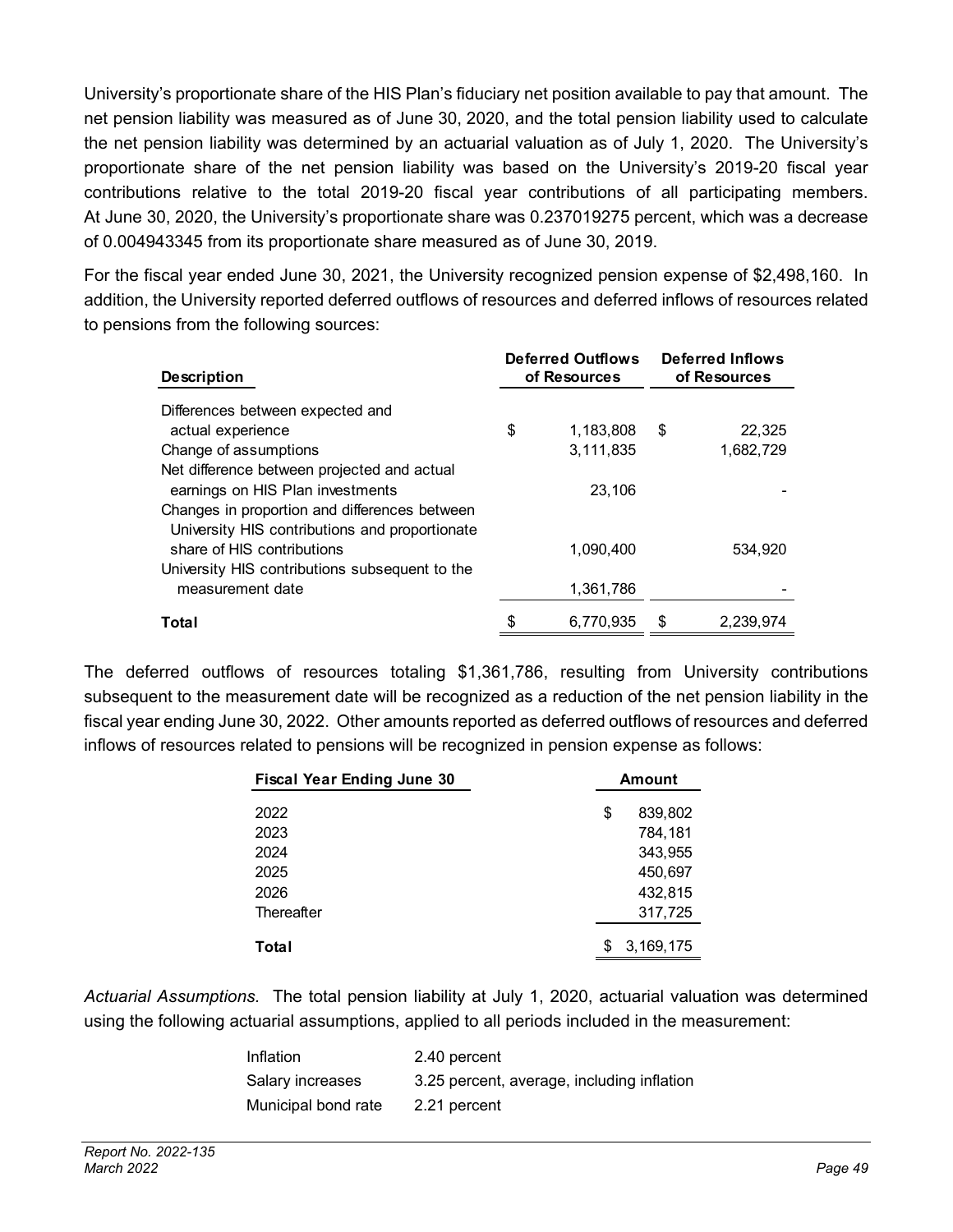University's proportionate share of the HIS Plan's fiduciary net position available to pay that amount. The net pension liability was measured as of June 30, 2020, and the total pension liability used to calculate the net pension liability was determined by an actuarial valuation as of July 1, 2020. The University's proportionate share of the net pension liability was based on the University's 2019-20 fiscal year contributions relative to the total 2019-20 fiscal year contributions of all participating members. At June 30, 2020, the University's proportionate share was 0.237019275 percent, which was a decrease of 0.004943345 from its proportionate share measured as of June 30, 2019.

For the fiscal year ended June 30, 2021, the University recognized pension expense of $2,498,160. In addition, the University reported deferred outflows of resources and deferred inflows of resources related to pensions from the following sources:

| Description | Deferred Outflows of Resources | Deferred Inflows of Resources |
|---|---|---|
| Differences between expected and actual experience | $ 1,183,808 | $ 22,325 |
| Change of assumptions | 3,111,835 | 1,682,729 |
| Net difference between projected and actual earnings on HIS Plan investments | 23,106 | - |
| Changes in proportion and differences between University HIS contributions and proportionate share of HIS contributions | 1,090,400 | 534,920 |
| University HIS contributions subsequent to the measurement date | 1,361,786 | - |
| **Total** | $ 6,770,935 | $ 2,239,974 |

The deferred outflows of resources totaling $1,361,786, resulting from University contributions subsequent to the measurement date will be recognized as a reduction of the net pension liability in the fiscal year ending June 30, 2022. Other amounts reported as deferred outflows of resources and deferred inflows of resources related to pensions will be recognized in pension expense as follows:

| Fiscal Year Ending June 30 | Amount |
|---|---|
| 2022 | $ 839,802 |
| 2023 | 784,181 |
| 2024 | 343,955 |
| 2025 | 450,697 |
| 2026 | 432,815 |
| Thereafter | 317,725 |
| **Total** | $ 3,169,175 |

*Actuarial Assumptions.* The total pension liability at July 1, 2020, actuarial valuation was determined using the following actuarial assumptions, applied to all periods included in the measurement:

| | |
|---|---|
| Inflation | 2.40 percent |
| Salary increases | 3.25 percent, average, including inflation |
| Municipal bond rate | 2.21 percent |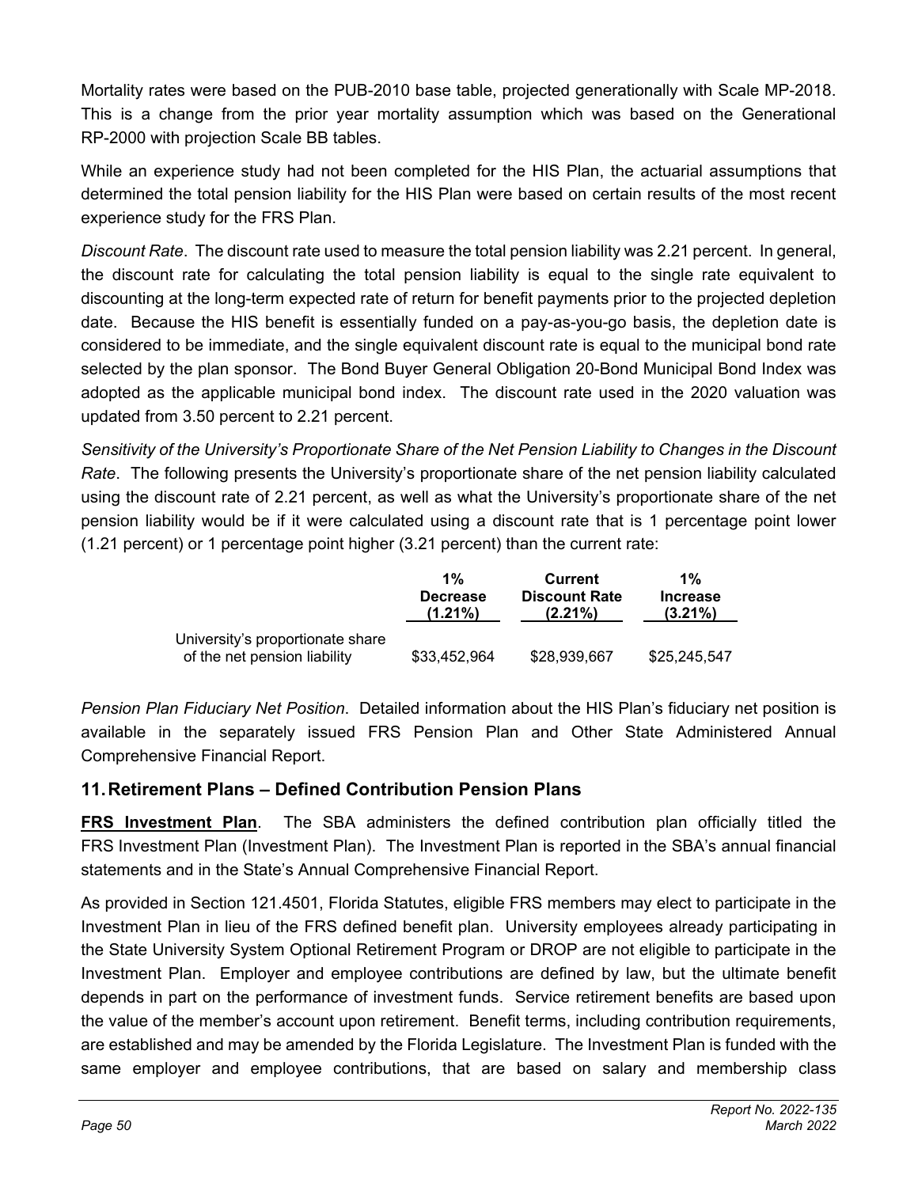Mortality rates were based on the PUB-2010 base table, projected generationally with Scale MP-2018. This is a change from the prior year mortality assumption which was based on the Generational RP-2000 with projection Scale BB tables.

While an experience study had not been completed for the HIS Plan, the actuarial assumptions that determined the total pension liability for the HIS Plan were based on certain results of the most recent experience study for the FRS Plan.

*Discount Rate*. The discount rate used to measure the total pension liability was 2.21 percent. In general, the discount rate for calculating the total pension liability is equal to the single rate equivalent to discounting at the long-term expected rate of return for benefit payments prior to the projected depletion date. Because the HIS benefit is essentially funded on a pay-as-you-go basis, the depletion date is considered to be immediate, and the single equivalent discount rate is equal to the municipal bond rate selected by the plan sponsor. The Bond Buyer General Obligation 20-Bond Municipal Bond Index was adopted as the applicable municipal bond index. The discount rate used in the 2020 valuation was updated from 3.50 percent to 2.21 percent.

*Sensitivity of the University's Proportionate Share of the Net Pension Liability to Changes in the Discount Rate*. The following presents the University's proportionate share of the net pension liability calculated using the discount rate of 2.21 percent, as well as what the University's proportionate share of the net pension liability would be if it were calculated using a discount rate that is 1 percentage point lower (1.21 percent) or 1 percentage point higher (3.21 percent) than the current rate:

| | 1% Decrease (1.21%) | Current Discount Rate (2.21%) | 1% Increase (3.21%) |
|---|---|---|---|
| University's proportionate share of the net pension liability | $33,452,964 | $28,939,667 | $25,245,547 |

*Pension Plan Fiduciary Net Position*. Detailed information about the HIS Plan's fiduciary net position is available in the separately issued FRS Pension Plan and Other State Administered Annual Comprehensive Financial Report.

## 11. Retirement Plans – Defined Contribution Pension Plans

**FRS Investment Plan**. The SBA administers the defined contribution plan officially titled the FRS Investment Plan (Investment Plan). The Investment Plan is reported in the SBA's annual financial statements and in the State's Annual Comprehensive Financial Report.

As provided in Section 121.4501, Florida Statutes, eligible FRS members may elect to participate in the Investment Plan in lieu of the FRS defined benefit plan. University employees already participating in the State University System Optional Retirement Program or DROP are not eligible to participate in the Investment Plan. Employer and employee contributions are defined by law, but the ultimate benefit depends in part on the performance of investment funds. Service retirement benefits are based upon the value of the member's account upon retirement. Benefit terms, including contribution requirements, are established and may be amended by the Florida Legislature. The Investment Plan is funded with the same employer and employee contributions, that are based on salary and membership class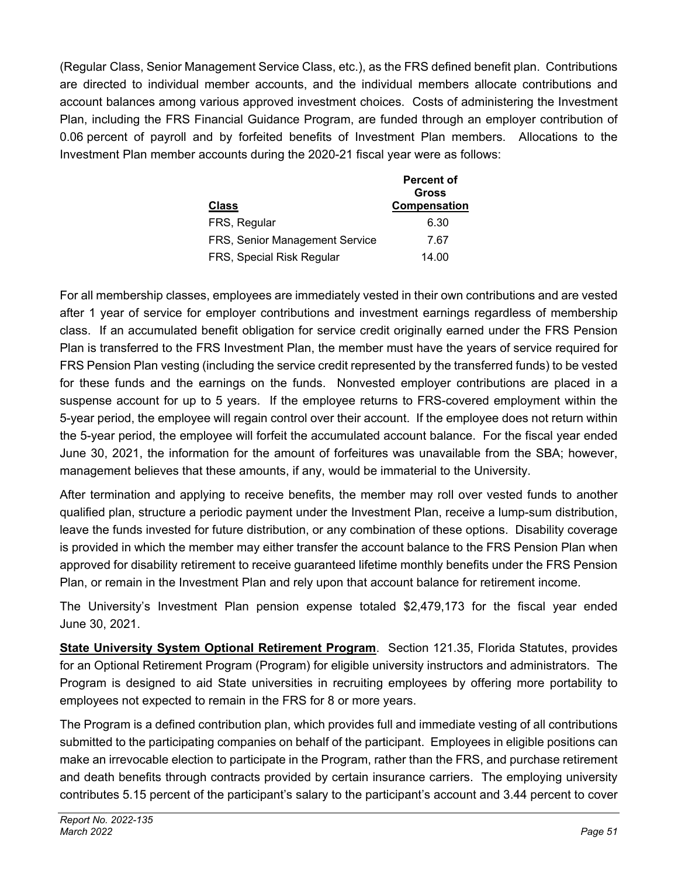(Regular Class, Senior Management Service Class, etc.), as the FRS defined benefit plan. Contributions are directed to individual member accounts, and the individual members allocate contributions and account balances among various approved investment choices. Costs of administering the Investment Plan, including the FRS Financial Guidance Program, are funded through an employer contribution of 0.06 percent of payroll and by forfeited benefits of Investment Plan members. Allocations to the Investment Plan member accounts during the 2020-21 fiscal year were as follows:

| Class | Percent of Gross Compensation |
|---|---|
| FRS, Regular | 6.30 |
| FRS, Senior Management Service | 7.67 |
| FRS, Special Risk Regular | 14.00 |

For all membership classes, employees are immediately vested in their own contributions and are vested after 1 year of service for employer contributions and investment earnings regardless of membership class. If an accumulated benefit obligation for service credit originally earned under the FRS Pension Plan is transferred to the FRS Investment Plan, the member must have the years of service required for FRS Pension Plan vesting (including the service credit represented by the transferred funds) to be vested for these funds and the earnings on the funds. Nonvested employer contributions are placed in a suspense account for up to 5 years. If the employee returns to FRS-covered employment within the 5-year period, the employee will regain control over their account. If the employee does not return within the 5-year period, the employee will forfeit the accumulated account balance. For the fiscal year ended June 30, 2021, the information for the amount of forfeitures was unavailable from the SBA; however, management believes that these amounts, if any, would be immaterial to the University.

After termination and applying to receive benefits, the member may roll over vested funds to another qualified plan, structure a periodic payment under the Investment Plan, receive a lump-sum distribution, leave the funds invested for future distribution, or any combination of these options. Disability coverage is provided in which the member may either transfer the account balance to the FRS Pension Plan when approved for disability retirement to receive guaranteed lifetime monthly benefits under the FRS Pension Plan, or remain in the Investment Plan and rely upon that account balance for retirement income.

The University's Investment Plan pension expense totaled $2,479,173 for the fiscal year ended June 30, 2021.

**State University System Optional Retirement Program**. Section 121.35, Florida Statutes, provides for an Optional Retirement Program (Program) for eligible university instructors and administrators. The Program is designed to aid State universities in recruiting employees by offering more portability to employees not expected to remain in the FRS for 8 or more years.

The Program is a defined contribution plan, which provides full and immediate vesting of all contributions submitted to the participating companies on behalf of the participant. Employees in eligible positions can make an irrevocable election to participate in the Program, rather than the FRS, and purchase retirement and death benefits through contracts provided by certain insurance carriers. The employing university contributes 5.15 percent of the participant's salary to the participant's account and 3.44 percent to cover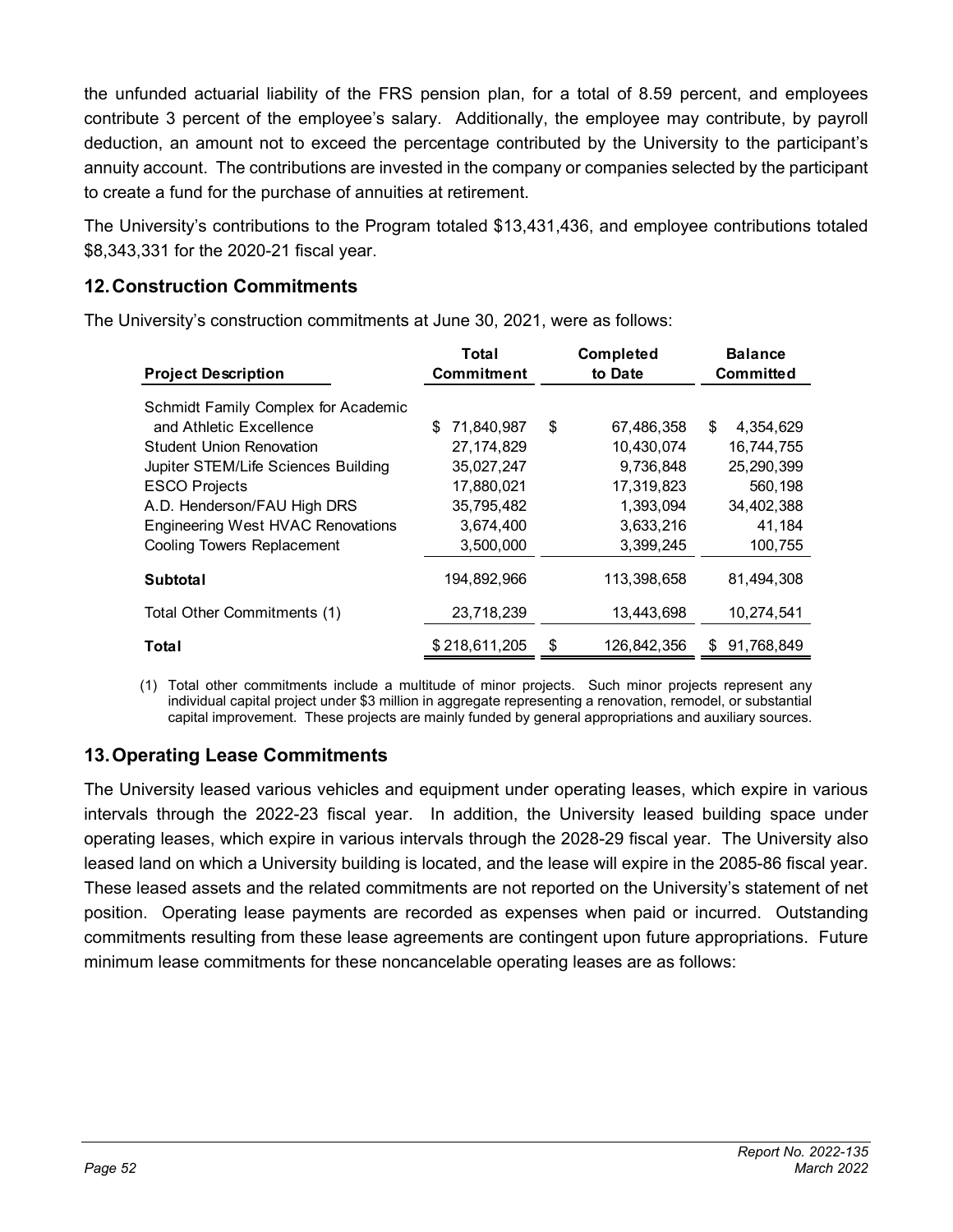the unfunded actuarial liability of the FRS pension plan, for a total of 8.59 percent, and employees contribute 3 percent of the employee's salary. Additionally, the employee may contribute, by payroll deduction, an amount not to exceed the percentage contributed by the University to the participant's annuity account. The contributions are invested in the company or companies selected by the participant to create a fund for the purchase of annuities at retirement.

The University's contributions to the Program totaled $13,431,436, and employee contributions totaled $8,343,331 for the 2020-21 fiscal year.

## 12. Construction Commitments

The University's construction commitments at June 30, 2021, were as follows:

| Project Description | Total Commitment | Completed to Date | Balance Committed |
|---|---|---|---|
| Schmidt Family Complex for Academic and Athletic Excellence | $ 71,840,987 | $ 67,486,358 | $ 4,354,629 |
| Student Union Renovation | 27,174,829 | 10,430,074 | 16,744,755 |
| Jupiter STEM/Life Sciences Building | 35,027,247 | 9,736,848 | 25,290,399 |
| ESCO Projects | 17,880,021 | 17,319,823 | 560,198 |
| A.D. Henderson/FAU High DRS | 35,795,482 | 1,393,094 | 34,402,388 |
| Engineering West HVAC Renovations | 3,674,400 | 3,633,216 | 41,184 |
| Cooling Towers Replacement | 3,500,000 | 3,399,245 | 100,755 |
| **Subtotal** | 194,892,966 | 113,398,658 | 81,494,308 |
| Total Other Commitments (1) | 23,718,239 | 13,443,698 | 10,274,541 |
| **Total** | $ 218,611,205 | $ 126,842,356 | $ 91,768,849 |

(1) Total other commitments include a multitude of minor projects. Such minor projects represent any individual capital project under $3 million in aggregate representing a renovation, remodel, or substantial capital improvement. These projects are mainly funded by general appropriations and auxiliary sources.

## 13. Operating Lease Commitments

The University leased various vehicles and equipment under operating leases, which expire in various intervals through the 2022-23 fiscal year. In addition, the University leased building space under operating leases, which expire in various intervals through the 2028-29 fiscal year. The University also leased land on which a University building is located, and the lease will expire in the 2085-86 fiscal year. These leased assets and the related commitments are not reported on the University's statement of net position. Operating lease payments are recorded as expenses when paid or incurred. Outstanding commitments resulting from these lease agreements are contingent upon future appropriations. Future minimum lease commitments for these noncancelable operating leases are as follows: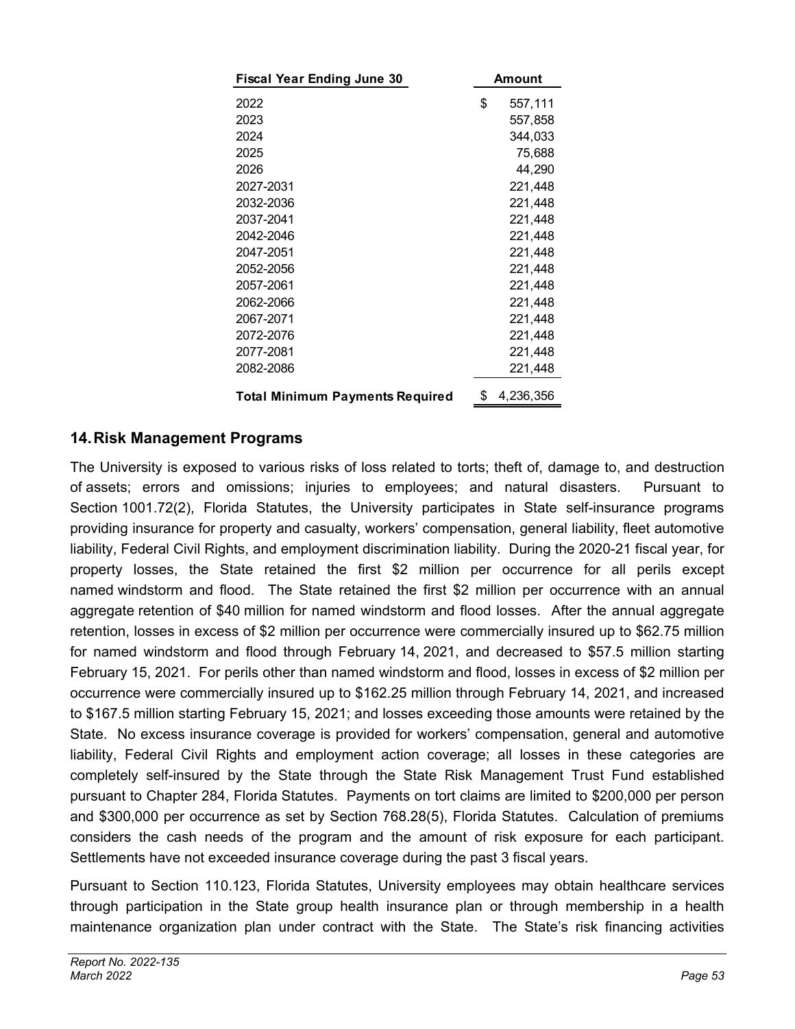| Fiscal Year Ending June 30 | Amount |
|---|---|
| 2022 | $ 557,111 |
| 2023 | 557,858 |
| 2024 | 344,033 |
| 2025 | 75,688 |
| 2026 | 44,290 |
| 2027-2031 | 221,448 |
| 2032-2036 | 221,448 |
| 2037-2041 | 221,448 |
| 2042-2046 | 221,448 |
| 2047-2051 | 221,448 |
| 2052-2056 | 221,448 |
| 2057-2061 | 221,448 |
| 2062-2066 | 221,448 |
| 2067-2071 | 221,448 |
| 2072-2076 | 221,448 |
| 2077-2081 | 221,448 |
| 2082-2086 | 221,448 |
| **Total Minimum Payments Required** | $ 4,236,356 |

## 14. Risk Management Programs

The University is exposed to various risks of loss related to torts; theft of, damage to, and destruction of assets; errors and omissions; injuries to employees; and natural disasters. Pursuant to Section 1001.72(2), Florida Statutes, the University participates in State self-insurance programs providing insurance for property and casualty, workers' compensation, general liability, fleet automotive liability, Federal Civil Rights, and employment discrimination liability. During the 2020-21 fiscal year, for property losses, the State retained the first $2 million per occurrence for all perils except named windstorm and flood. The State retained the first $2 million per occurrence with an annual aggregate retention of $40 million for named windstorm and flood losses. After the annual aggregate retention, losses in excess of $2 million per occurrence were commercially insured up to $62.75 million for named windstorm and flood through February 14, 2021, and decreased to $57.5 million starting February 15, 2021. For perils other than named windstorm and flood, losses in excess of $2 million per occurrence were commercially insured up to $162.25 million through February 14, 2021, and increased to $167.5 million starting February 15, 2021; and losses exceeding those amounts were retained by the State. No excess insurance coverage is provided for workers' compensation, general and automotive liability, Federal Civil Rights and employment action coverage; all losses in these categories are completely self-insured by the State through the State Risk Management Trust Fund established pursuant to Chapter 284, Florida Statutes. Payments on tort claims are limited to $200,000 per person and $300,000 per occurrence as set by Section 768.28(5), Florida Statutes. Calculation of premiums considers the cash needs of the program and the amount of risk exposure for each participant. Settlements have not exceeded insurance coverage during the past 3 fiscal years.

Pursuant to Section 110.123, Florida Statutes, University employees may obtain healthcare services through participation in the State group health insurance plan or through membership in a health maintenance organization plan under contract with the State. The State's risk financing activities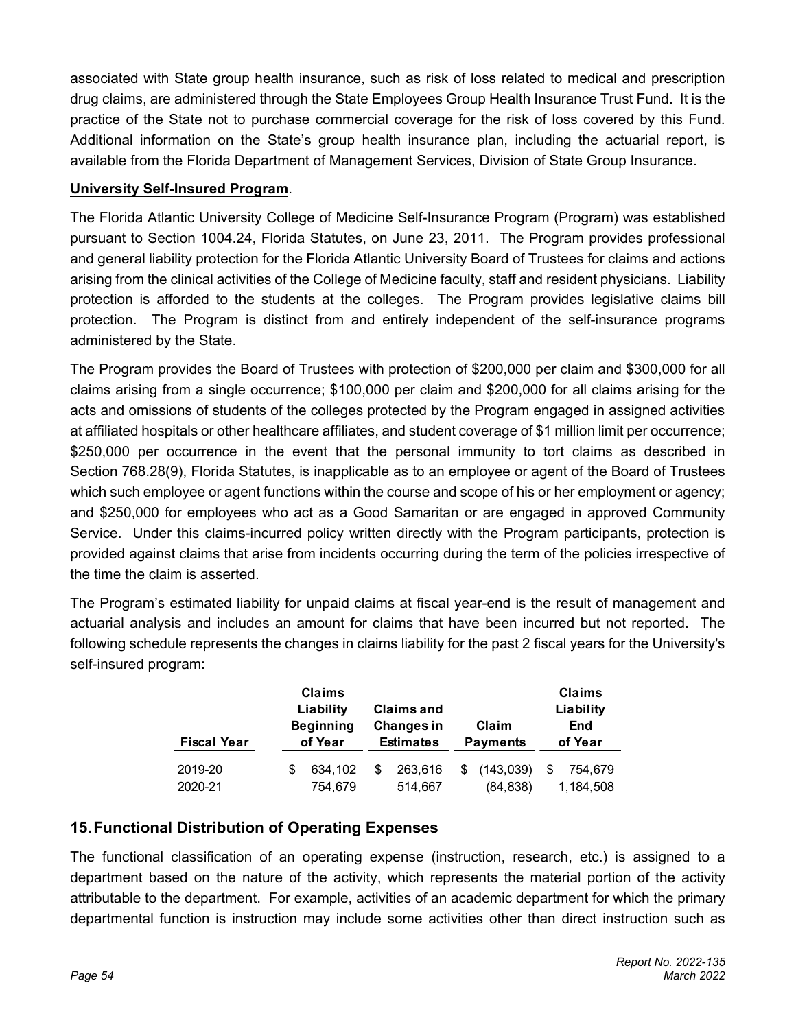associated with State group health insurance, such as risk of loss related to medical and prescription drug claims, are administered through the State Employees Group Health Insurance Trust Fund. It is the practice of the State not to purchase commercial coverage for the risk of loss covered by this Fund. Additional information on the State's group health insurance plan, including the actuarial report, is available from the Florida Department of Management Services, Division of State Group Insurance.

**University Self-Insured Program**.

The Florida Atlantic University College of Medicine Self-Insurance Program (Program) was established pursuant to Section 1004.24, Florida Statutes, on June 23, 2011. The Program provides professional and general liability protection for the Florida Atlantic University Board of Trustees for claims and actions arising from the clinical activities of the College of Medicine faculty, staff and resident physicians. Liability protection is afforded to the students at the colleges. The Program provides legislative claims bill protection. The Program is distinct from and entirely independent of the self-insurance programs administered by the State.

The Program provides the Board of Trustees with protection of $200,000 per claim and $300,000 for all claims arising from a single occurrence; $100,000 per claim and $200,000 for all claims arising for the acts and omissions of students of the colleges protected by the Program engaged in assigned activities at affiliated hospitals or other healthcare affiliates, and student coverage of $1 million limit per occurrence; $250,000 per occurrence in the event that the personal immunity to tort claims as described in Section 768.28(9), Florida Statutes, is inapplicable as to an employee or agent of the Board of Trustees which such employee or agent functions within the course and scope of his or her employment or agency; and $250,000 for employees who act as a Good Samaritan or are engaged in approved Community Service. Under this claims-incurred policy written directly with the Program participants, protection is provided against claims that arise from incidents occurring during the term of the policies irrespective of the time the claim is asserted.

The Program's estimated liability for unpaid claims at fiscal year-end is the result of management and actuarial analysis and includes an amount for claims that have been incurred but not reported. The following schedule represents the changes in claims liability for the past 2 fiscal years for the University's self-insured program:

| Fiscal Year | Claims Liability Beginning of Year | Claims and Changes in Estimates | Claim Payments | Claims Liability End of Year |
|---|---|---|---|---|
| 2019-20 | $ 634,102 | $ 263,616 | $ (143,039) | $ 754,679 |
| 2020-21 | 754,679 | 514,667 | (84,838) | 1,184,508 |

## 15. Functional Distribution of Operating Expenses

The functional classification of an operating expense (instruction, research, etc.) is assigned to a department based on the nature of the activity, which represents the material portion of the activity attributable to the department. For example, activities of an academic department for which the primary departmental function is instruction may include some activities other than direct instruction such as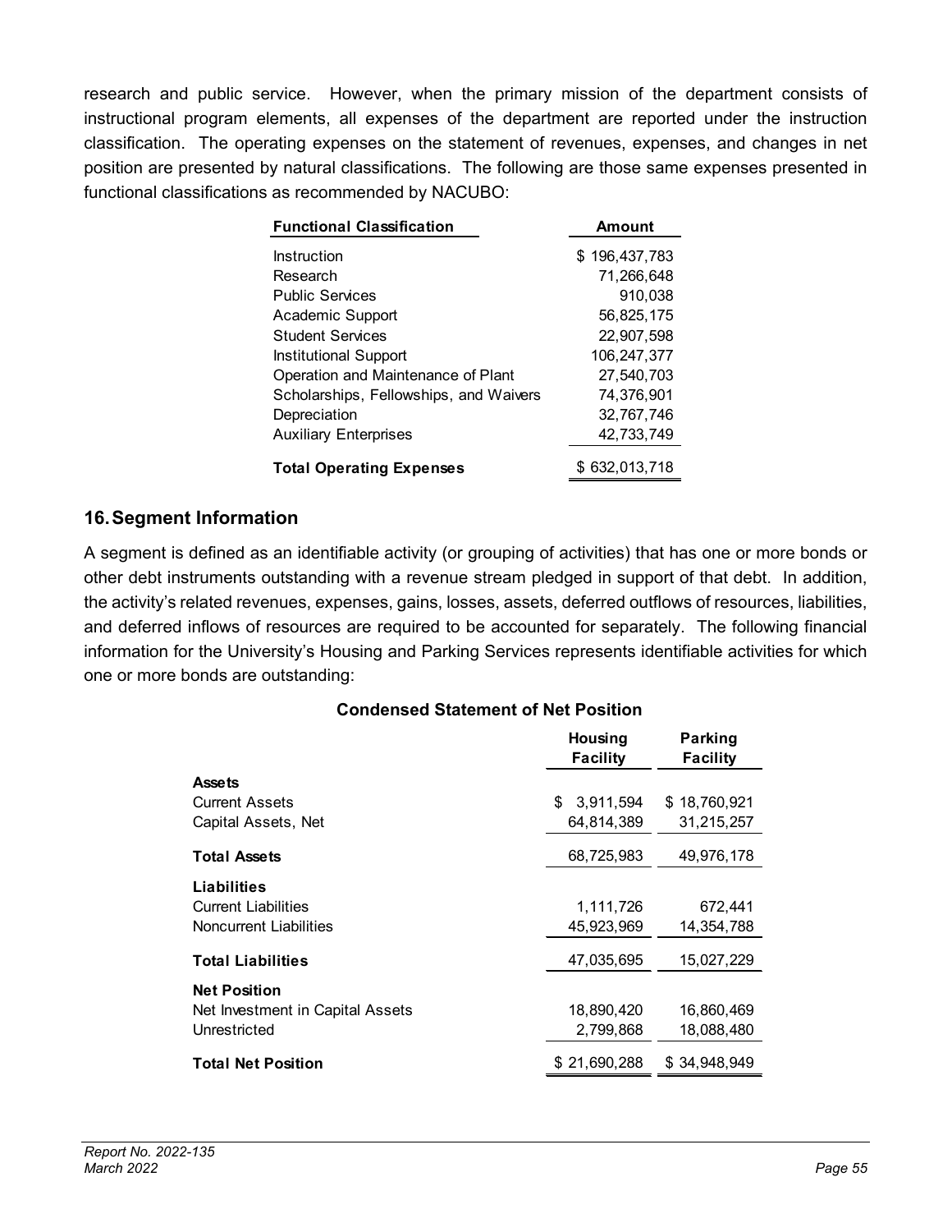research and public service. However, when the primary mission of the department consists of instructional program elements, all expenses of the department are reported under the instruction classification. The operating expenses on the statement of revenues, expenses, and changes in net position are presented by natural classifications. The following are those same expenses presented in functional classifications as recommended by NACUBO:

| Functional Classification | Amount |
|---|---|
| Instruction | $ 196,437,783 |
| Research | 71,266,648 |
| Public Services | 910,038 |
| Academic Support | 56,825,175 |
| Student Services | 22,907,598 |
| Institutional Support | 106,247,377 |
| Operation and Maintenance of Plant | 27,540,703 |
| Scholarships, Fellowships, and Waivers | 74,376,901 |
| Depreciation | 32,767,746 |
| Auxiliary Enterprises | 42,733,749 |
| **Total Operating Expenses** | $ 632,013,718 |

## 16. Segment Information

A segment is defined as an identifiable activity (or grouping of activities) that has one or more bonds or other debt instruments outstanding with a revenue stream pledged in support of that debt. In addition, the activity's related revenues, expenses, gains, losses, assets, deferred outflows of resources, liabilities, and deferred inflows of resources are required to be accounted for separately. The following financial information for the University's Housing and Parking Services represents identifiable activities for which one or more bonds are outstanding:

**Condensed Statement of Net Position**

| | Housing Facility | Parking Facility |
|---|---|---|
| **Assets** | | |
| Current Assets | $ 3,911,594 | $ 18,760,921 |
| Capital Assets, Net | 64,814,389 | 31,215,257 |
| **Total Assets** | 68,725,983 | 49,976,178 |
| **Liabilities** | | |
| Current Liabilities | 1,111,726 | 672,441 |
| Noncurrent Liabilities | 45,923,969 | 14,354,788 |
| **Total Liabilities** | 47,035,695 | 15,027,229 |
| **Net Position** | | |
| Net Investment in Capital Assets | 18,890,420 | 16,860,469 |
| Unrestricted | 2,799,868 | 18,088,480 |
| **Total Net Position** | $ 21,690,288 | $ 34,948,949 |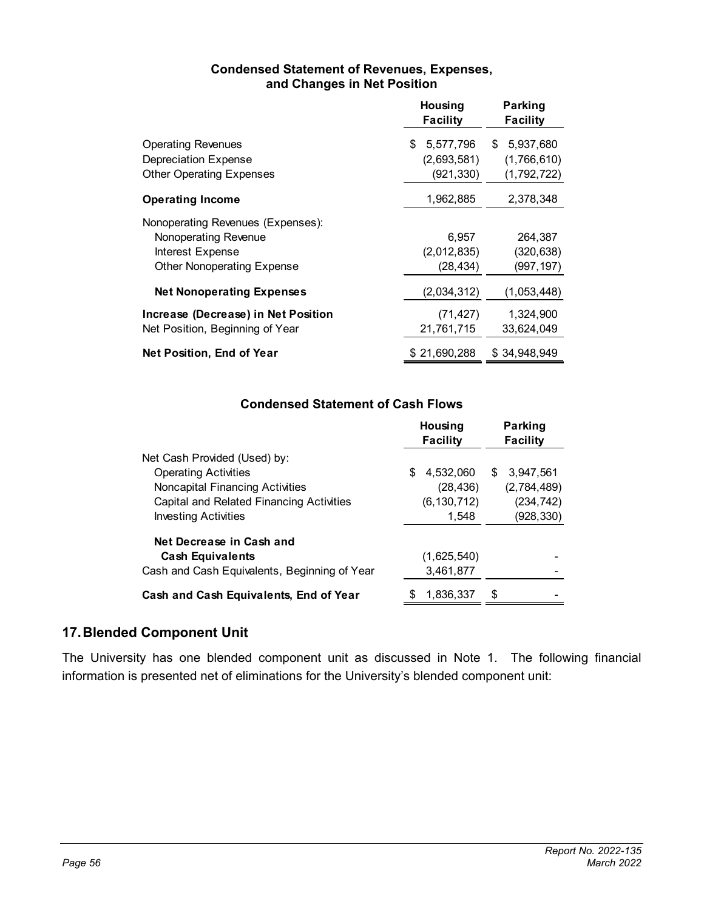**Condensed Statement of Revenues, Expenses, and Changes in Net Position**

| | Housing Facility | Parking Facility |
|---|---|---|
| Operating Revenues | $ 5,577,796 | $ 5,937,680 |
| Depreciation Expense | (2,693,581) | (1,766,610) |
| Other Operating Expenses | (921,330) | (1,792,722) |
| **Operating Income** | 1,962,885 | 2,378,348 |
| Nonoperating Revenues (Expenses): | | |
| Nonoperating Revenue | 6,957 | 264,387 |
| Interest Expense | (2,012,835) | (320,638) |
| Other Nonoperating Expense | (28,434) | (997,197) |
| **Net Nonoperating Expenses** | (2,034,312) | (1,053,448) |
| **Increase (Decrease) in Net Position** | (71,427) | 1,324,900 |
| Net Position, Beginning of Year | 21,761,715 | 33,624,049 |
| **Net Position, End of Year** | $ 21,690,288 | $ 34,948,949 |

**Condensed Statement of Cash Flows**

| | Housing Facility | Parking Facility |
|---|---|---|
| Net Cash Provided (Used) by: | | |
| Operating Activities | $ 4,532,060 | $ 3,947,561 |
| Noncapital Financing Activities | (28,436) | (2,784,489) |
| Capital and Related Financing Activities | (6,130,712) | (234,742) |
| Investing Activities | 1,548 | (928,330) |
| **Net Decrease in Cash and Cash Equivalents** | (1,625,540) | - |
| Cash and Cash Equivalents, Beginning of Year | 3,461,877 | - |
| **Cash and Cash Equivalents, End of Year** | $ 1,836,337 | $ - |

## 17. Blended Component Unit

The University has one blended component unit as discussed in Note 1. The following financial information is presented net of eliminations for the University's blended component unit: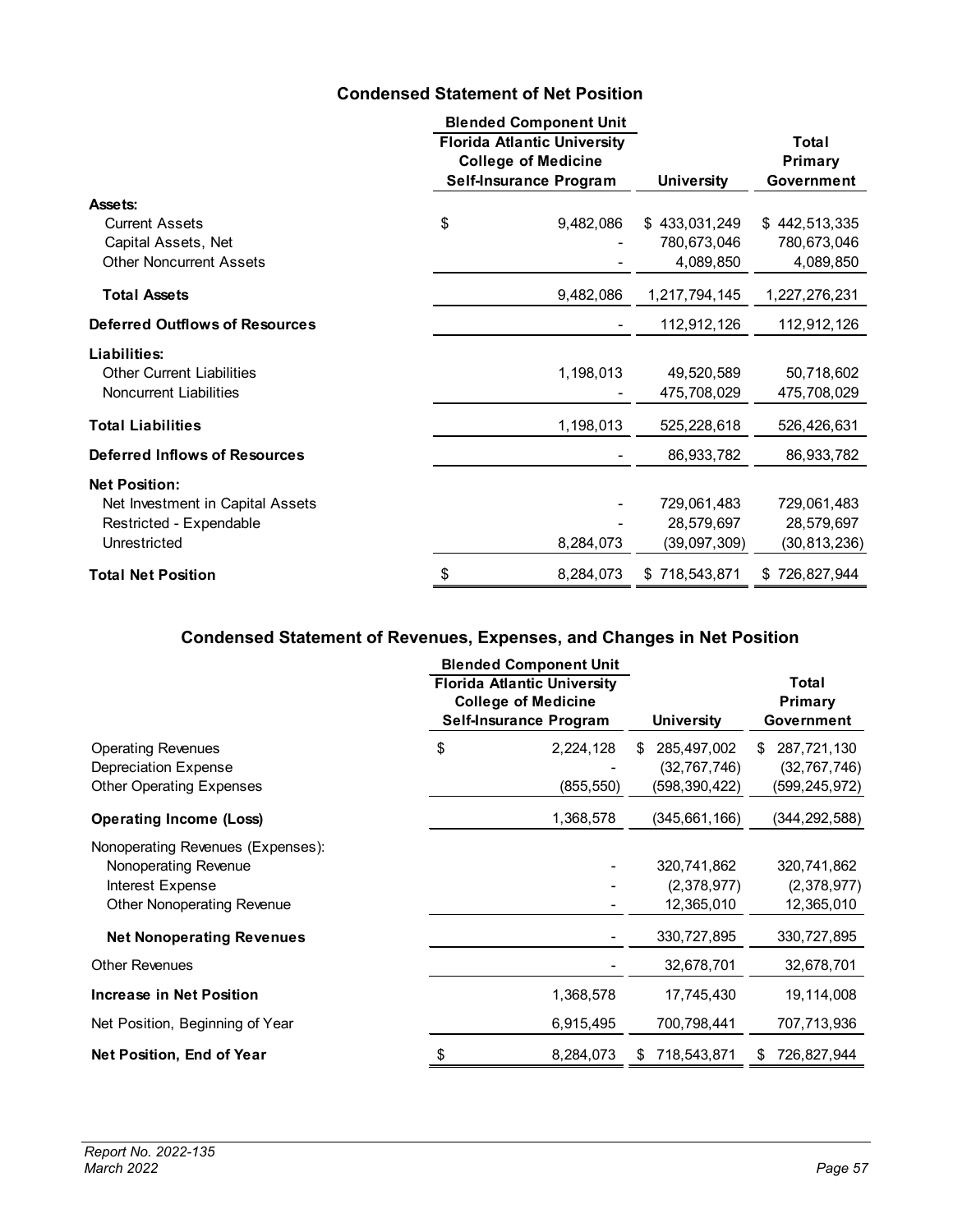## Condensed Statement of Net Position

| | Blended Component Unit Florida Atlantic University College of Medicine Self-Insurance Program | University | Total Primary Government |
|---|---|---|---|
| **Assets:** | | | |
| Current Assets | $ 9,482,086 | $ 433,031,249 | $ 442,513,335 |
| Capital Assets, Net | - | 780,673,046 | 780,673,046 |
| Other Noncurrent Assets | - | 4,089,850 | 4,089,850 |
| **Total Assets** | 9,482,086 | 1,217,794,145 | 1,227,276,231 |
| **Deferred Outflows of Resources** | - | 112,912,126 | 112,912,126 |
| **Liabilities:** | | | |
| Other Current Liabilities | 1,198,013 | 49,520,589 | 50,718,602 |
| Noncurrent Liabilities | - | 475,708,029 | 475,708,029 |
| **Total Liabilities** | 1,198,013 | 525,228,618 | 526,426,631 |
| **Deferred Inflows of Resources** | - | 86,933,782 | 86,933,782 |
| **Net Position:** | | | |
| Net Investment in Capital Assets | - | 729,061,483 | 729,061,483 |
| Restricted - Expendable | - | 28,579,697 | 28,579,697 |
| Unrestricted | 8,284,073 | (39,097,309) | (30,813,236) |
| **Total Net Position** | $ 8,284,073 | $ 718,543,871 | $ 726,827,944 |

## Condensed Statement of Revenues, Expenses, and Changes in Net Position

| | Blended Component Unit Florida Atlantic University College of Medicine Self-Insurance Program | University | Total Primary Government |
|---|---|---|---|
| Operating Revenues | $ 2,224,128 | $ 285,497,002 | $ 287,721,130 |
| Depreciation Expense | - | (32,767,746) | (32,767,746) |
| Other Operating Expenses | (855,550) | (598,390,422) | (599,245,972) |
| **Operating Income (Loss)** | 1,368,578 | (345,661,166) | (344,292,588) |
| Nonoperating Revenues (Expenses): | | | |
| Nonoperating Revenue | - | 320,741,862 | 320,741,862 |
| Interest Expense | - | (2,378,977) | (2,378,977) |
| Other Nonoperating Revenue | - | 12,365,010 | 12,365,010 |
| **Net Nonoperating Revenues** | - | 330,727,895 | 330,727,895 |
| Other Revenues | - | 32,678,701 | 32,678,701 |
| **Increase in Net Position** | 1,368,578 | 17,745,430 | 19,114,008 |
| Net Position, Beginning of Year | 6,915,495 | 700,798,441 | 707,713,936 |
| **Net Position, End of Year** | $ 8,284,073 | $ 718,543,871 | $ 726,827,944 |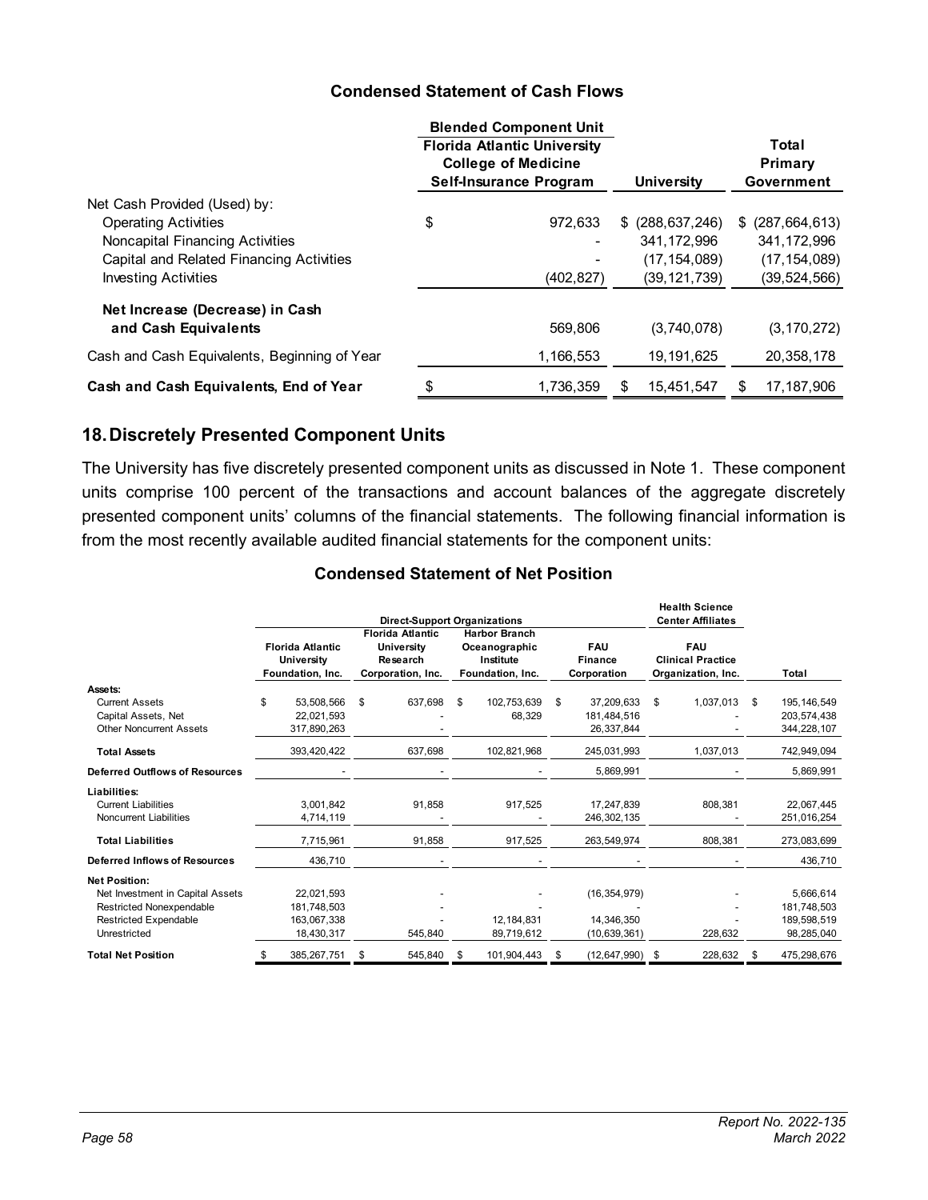### Condensed Statement of Cash Flows

| | Blended Component Unit Florida Atlantic University College of Medicine Self-Insurance Program | University | Total Primary Government |
|---|---|---|---|
| Net Cash Provided (Used) by: | | | |
| Operating Activities | $ 972,633 | $ (288,637,246) | $ (287,664,613) |
| Noncapital Financing Activities | - | 341,172,996 | 341,172,996 |
| Capital and Related Financing Activities | - | (17,154,089) | (17,154,089) |
| Investing Activities | (402,827) | (39,121,739) | (39,524,566) |
| **Net Increase (Decrease) in Cash and Cash Equivalents** | 569,806 | (3,740,078) | (3,170,272) |
| Cash and Cash Equivalents, Beginning of Year | 1,166,553 | 19,191,625 | 20,358,178 |
| **Cash and Cash Equivalents, End of Year** | $ 1,736,359 | $ 15,451,547 | $ 17,187,906 |

## 18. Discretely Presented Component Units

The University has five discretely presented component units as discussed in Note 1. These component units comprise 100 percent of the transactions and account balances of the aggregate discretely presented component units' columns of the financial statements. The following financial information is from the most recently available audited financial statements for the component units:

### Condensed Statement of Net Position

| | Direct-Support Organizations | | | | Health Science Center Affiliates | |
|---|---|---|---|---|---|---|
| | Florida Atlantic University Foundation, Inc. | Florida Atlantic University Research Corporation, Inc. | Harbor Branch Oceanographic Institute Foundation, Inc. | FAU Finance Corporation | FAU Clinical Practice Organization, Inc. | Total |
| **Assets:** | | | | | | |
| Current Assets | $ 53,508,566 | $ 637,698 | $ 102,753,639 | $ 37,209,633 | $ 1,037,013 | $ 195,146,549 |
| Capital Assets, Net | 22,021,593 | - | 68,329 | 181,484,516 | - | 203,574,438 |
| Other Noncurrent Assets | 317,890,263 | - | | 26,337,844 | - | 344,228,107 |
| **Total Assets** | 393,420,422 | 637,698 | 102,821,968 | 245,031,993 | 1,037,013 | 742,949,094 |
| **Deferred Outflows of Resources** | - | - | - | 5,869,991 | - | 5,869,991 |
| **Liabilities:** | | | | | | |
| Current Liabilities | 3,001,842 | 91,858 | 917,525 | 17,247,839 | 808,381 | 22,067,445 |
| Noncurrent Liabilities | 4,714,119 | - | - | 246,302,135 | - | 251,016,254 |
| **Total Liabilities** | 7,715,961 | 91,858 | 917,525 | 263,549,974 | 808,381 | 273,083,699 |
| **Deferred Inflows of Resources** | 436,710 | - | - | - | - | 436,710 |
| **Net Position:** | | | | | | |
| Net Investment in Capital Assets | 22,021,593 | - | - | (16,354,979) | - | 5,666,614 |
| Restricted Nonexpendable | 181,748,503 | - | - | - | - | 181,748,503 |
| Restricted Expendable | 163,067,338 | - | 12,184,831 | 14,346,350 | - | 189,598,519 |
| Unrestricted | 18,430,317 | 545,840 | 89,719,612 | (10,639,361) | 228,632 | 98,285,040 |
| **Total Net Position** | $ 385,267,751 | $ 545,840 | $ 101,904,443 | $ (12,647,990) | $ 228,632 | $ 475,298,676 |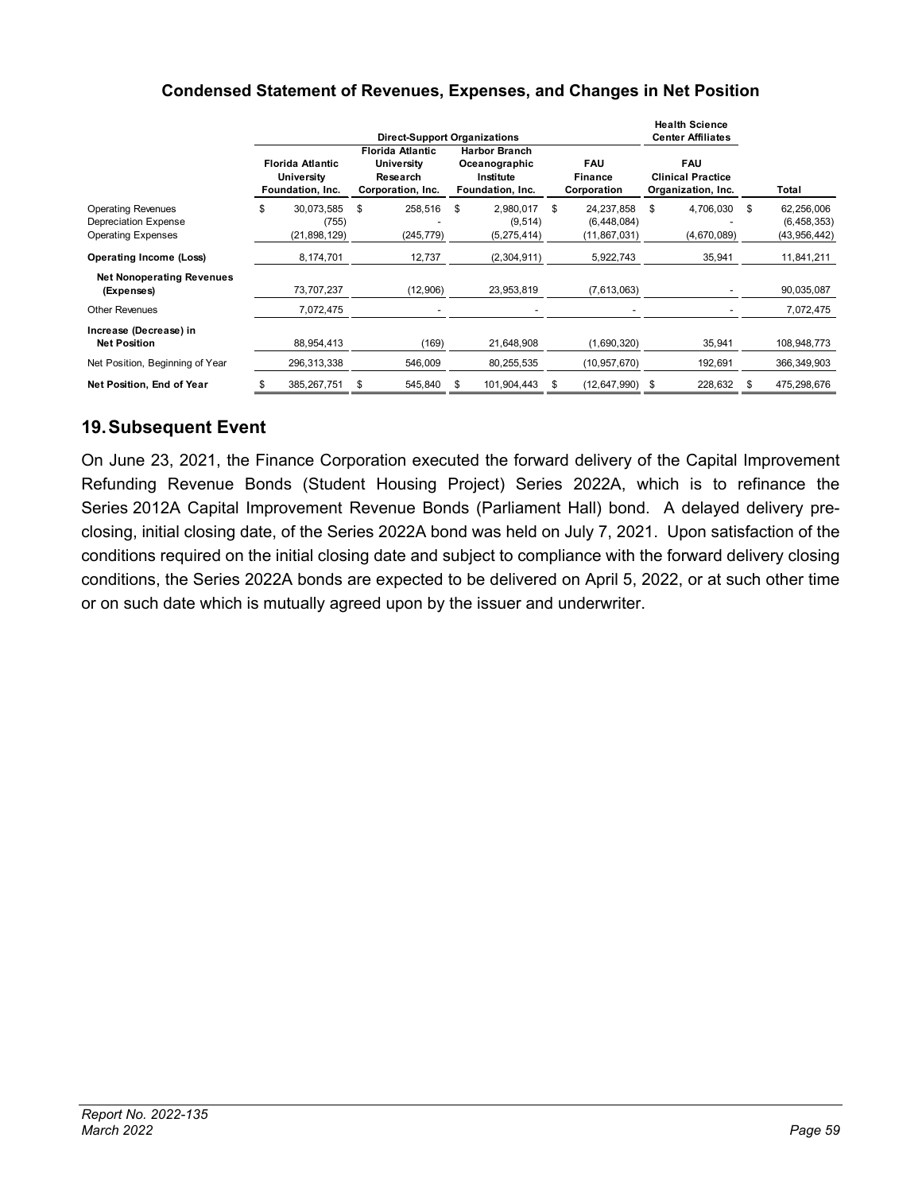### Condensed Statement of Revenues, Expenses, and Changes in Net Position

| | Direct-Support Organizations | | | | Health Science Center Affiliates | |
|---|---|---|---|---|---|---|
| | Florida Atlantic University Foundation, Inc. | Florida Atlantic University Research Corporation, Inc. | Harbor Branch Oceanographic Institute Foundation, Inc. | FAU Finance Corporation | FAU Clinical Practice Organization, Inc. | Total |
| Operating Revenues | $ 30,073,585 | $ 258,516 | $ 2,980,017 | $ 24,237,858 | $ 4,706,030 | $ 62,256,006 |
| Depreciation Expense | (755) | - | (9,514) | (6,448,084) | - | (6,458,353) |
| Operating Expenses | (21,898,129) | (245,779) | (5,275,414) | (11,867,031) | (4,670,089) | (43,956,442) |
| **Operating Income (Loss)** | 8,174,701 | 12,737 | (2,304,911) | 5,922,743 | 35,941 | 11,841,211 |
| **Net Nonoperating Revenues (Expenses)** | 73,707,237 | (12,906) | 23,953,819 | (7,613,063) | - | 90,035,087 |
| Other Revenues | 7,072,475 | - | - | - | - | 7,072,475 |
| **Increase (Decrease) in Net Position** | 88,954,413 | (169) | 21,648,908 | (1,690,320) | 35,941 | 108,948,773 |
| Net Position, Beginning of Year | 296,313,338 | 546,009 | 80,255,535 | (10,957,670) | 192,691 | 366,349,903 |
| **Net Position, End of Year** | $ 385,267,751 | $ 545,840 | $ 101,904,443 | $ (12,647,990) | $ 228,632 | $ 475,298,676 |

## 19. Subsequent Event

On June 23, 2021, the Finance Corporation executed the forward delivery of the Capital Improvement Refunding Revenue Bonds (Student Housing Project) Series 2022A, which is to refinance the Series 2012A Capital Improvement Revenue Bonds (Parliament Hall) bond. A delayed delivery pre-closing, initial closing date, of the Series 2022A bond was held on July 7, 2021. Upon satisfaction of the conditions required on the initial closing date and subject to compliance with the forward delivery closing conditions, the Series 2022A bonds are expected to be delivered on April 5, 2022, or at such other time or on such date which is mutually agreed upon by the issuer and underwriter.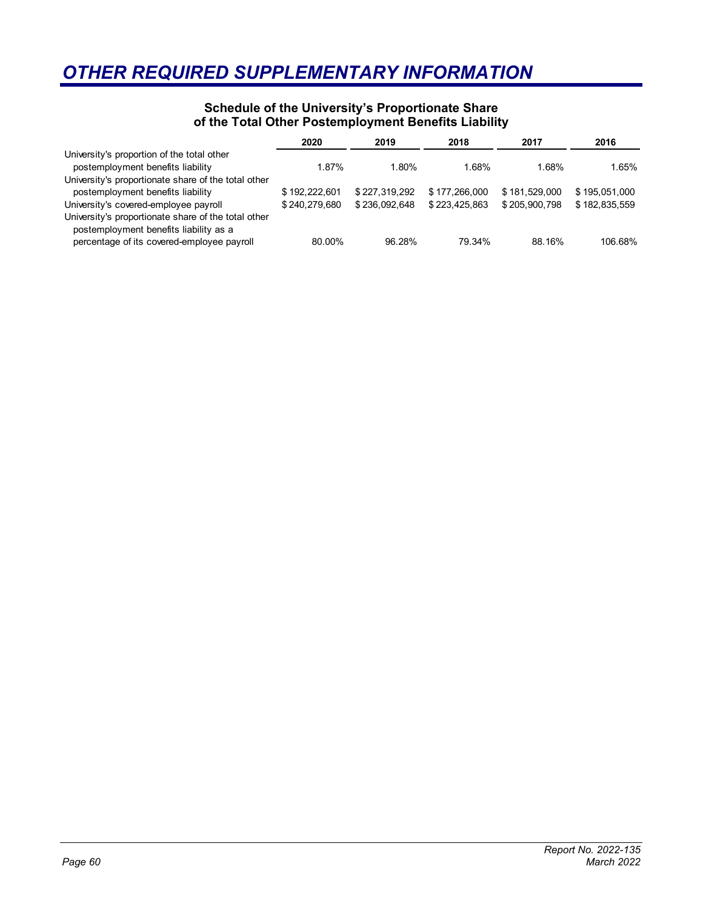# OTHER REQUIRED SUPPLEMENTARY INFORMATION

### Schedule of the University's Proportionate Share of the Total Other Postemployment Benefits Liability

| | 2020 | 2019 | 2018 | 2017 | 2016 |
|---|---|---|---|---|---|
| University's proportion of the total other postemployment benefits liability | 1.87% | 1.80% | 1.68% | 1.68% | 1.65% |
| University's proportionate share of the total other postemployment benefits liability | $ 192,222,601 | $ 227,319,292 | $ 177,266,000 | $ 181,529,000 | $ 195,051,000 |
| University's covered-employee payroll | $ 240,279,680 | $ 236,092,648 | $ 223,425,863 | $ 205,900,798 | $ 182,835,559 |
| University's proportionate share of the total other postemployment benefits liability as a percentage of its covered-employee payroll | 80.00% | 96.28% | 79.34% | 88.16% | 106.68% |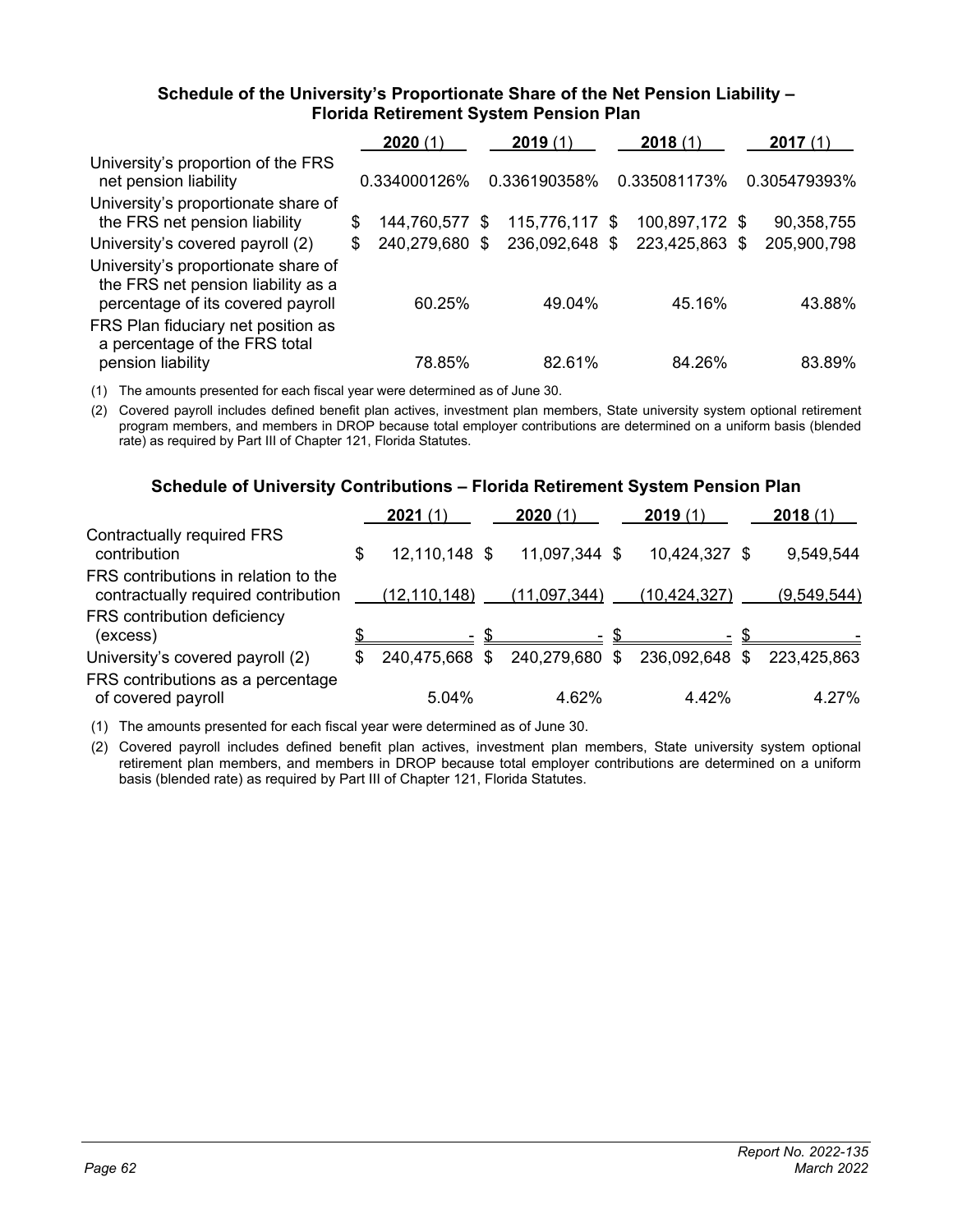### Schedule of the University's Proportionate Share of the Net Pension Liability – Florida Retirement System Pension Plan

| | 2020 (1) | 2019 (1) | 2018 (1) | 2017 (1) |
|---|---|---|---|---|
| University's proportion of the FRS net pension liability | 0.334000126% | 0.336190358% | 0.335081173% | 0.305479393% |
| University's proportionate share of the FRS net pension liability | $ 144,760,577 | $ 115,776,117 | $ 100,897,172 | $ 90,358,755 |
| University's covered payroll (2) | $ 240,279,680 | $ 236,092,648 | $ 223,425,863 | $ 205,900,798 |
| University's proportionate share of the FRS net pension liability as a percentage of its covered payroll | 60.25% | 49.04% | 45.16% | 43.88% |
| FRS Plan fiduciary net position as a percentage of the FRS total pension liability | 78.85% | 82.61% | 84.26% | 83.89% |

(1) The amounts presented for each fiscal year were determined as of June 30.

(2) Covered payroll includes defined benefit plan actives, investment plan members, State university system optional retirement program members, and members in DROP because total employer contributions are determined on a uniform basis (blended rate) as required by Part III of Chapter 121, Florida Statutes.

### Schedule of University Contributions – Florida Retirement System Pension Plan

| | 2021 (1) | 2020 (1) | 2019 (1) | 2018 (1) |
|---|---|---|---|---|
| Contractually required FRS contribution | $ 12,110,148 | $ 11,097,344 | $ 10,424,327 | $ 9,549,544 |
| FRS contributions in relation to the contractually required contribution | (12,110,148) | (11,097,344) | (10,424,327) | (9,549,544) |
| FRS contribution deficiency (excess) | $ - | $ - | $ - | $ - |
| University's covered payroll (2) | $ 240,475,668 | $ 240,279,680 | $ 236,092,648 | $ 223,425,863 |
| FRS contributions as a percentage of covered payroll | 5.04% | 4.62% | 4.42% | 4.27% |

(1) The amounts presented for each fiscal year were determined as of June 30.

(2) Covered payroll includes defined benefit plan actives, investment plan members, State university system optional retirement plan members, and members in DROP because total employer contributions are determined on a uniform basis (blended rate) as required by Part III of Chapter 121, Florida Statutes.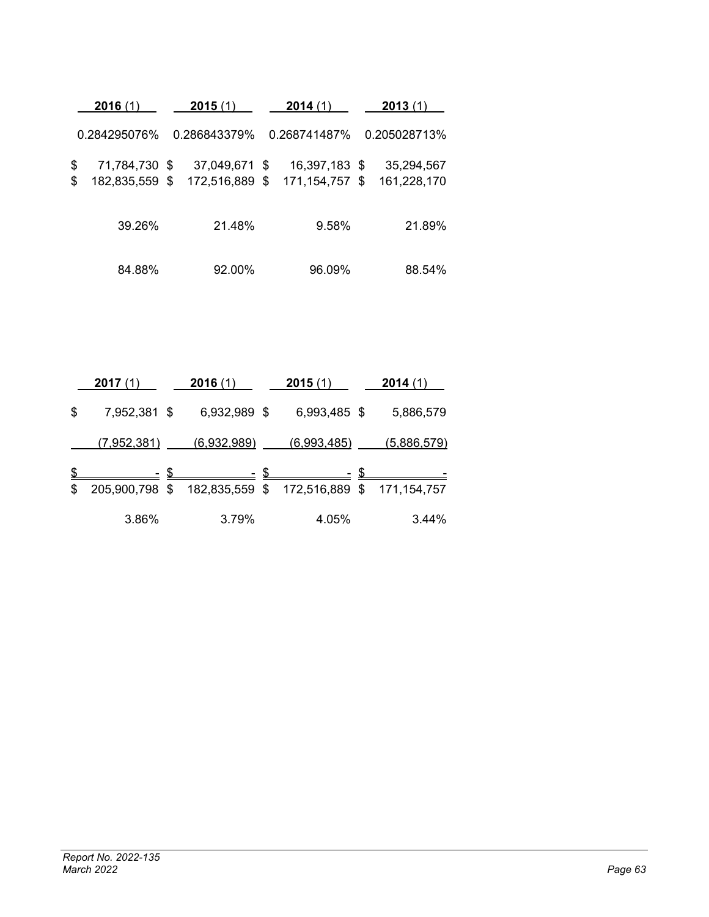| 2016 (1) | 2015 (1) | 2014 (1) | 2013 (1) |
|---|---|---|---|
| 0.284295076% | 0.286843379% | 0.268741487% | 0.205028713% |
| $ 71,784,730 | $ 37,049,671 | $ 16,397,183 | $ 35,294,567 |
| $ 182,835,559 | $ 172,516,889 | $ 171,154,757 | $ 161,228,170 |
| 39.26% | 21.48% | 9.58% | 21.89% |
| 84.88% | 92.00% | 96.09% | 88.54% |

| 2017 (1) | 2016 (1) | 2015 (1) | 2014 (1) |
|---|---|---|---|
| $ 7,952,381 | $ 6,932,989 | $ 6,993,485 | $ 5,886,579 |
| (7,952,381) | (6,932,989) | (6,993,485) | (5,886,579) |
| $ - | $ - | $ - | $ - |
| $ 205,900,798 | $ 182,835,559 | $ 172,516,889 | $ 171,154,757 |
| 3.86% | 3.79% | 4.05% | 3.44% |

*Report No. 2022-135*
*March 2022*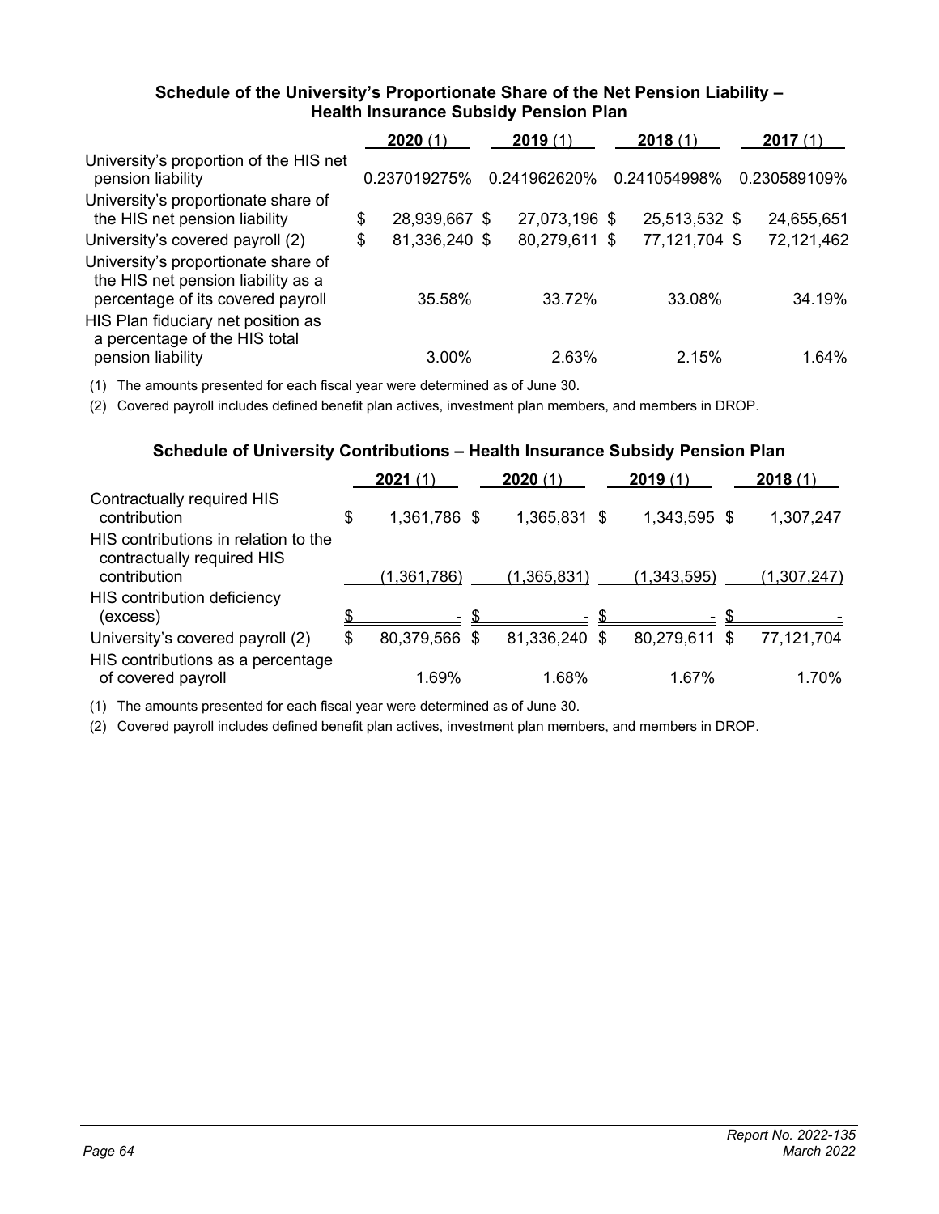### Schedule of the University's Proportionate Share of the Net Pension Liability – Health Insurance Subsidy Pension Plan

| | **2020** (1) | **2019** (1) | **2018** (1) | **2017** (1) |
|---|---|---|---|---|
| University's proportion of the HIS net pension liability | 0.237019275% | 0.241962620% | 0.241054998% | 0.230589109% |
| University's proportionate share of the HIS net pension liability | $ 28,939,667 | $ 27,073,196 | $ 25,513,532 | $ 24,655,651 |
| University's covered payroll (2) | $ 81,336,240 | $ 80,279,611 | $ 77,121,704 | $ 72,121,462 |
| University's proportionate share of the HIS net pension liability as a percentage of its covered payroll | 35.58% | 33.72% | 33.08% | 34.19% |
| HIS Plan fiduciary net position as a percentage of the HIS total pension liability | 3.00% | 2.63% | 2.15% | 1.64% |

(1) The amounts presented for each fiscal year were determined as of June 30.

(2) Covered payroll includes defined benefit plan actives, investment plan members, and members in DROP.

### Schedule of University Contributions – Health Insurance Subsidy Pension Plan

| | **2021** (1) | **2020** (1) | **2019** (1) | **2018** (1) |
|---|---|---|---|---|
| Contractually required HIS contribution | $ 1,361,786 | $ 1,365,831 | $ 1,343,595 | $ 1,307,247 |
| HIS contributions in relation to the contractually required HIS contribution | (1,361,786) | (1,365,831) | (1,343,595) | (1,307,247) |
| HIS contribution deficiency (excess) | $ - | $ - | $ - | $ - |
| University's covered payroll (2) | $ 80,379,566 | $ 81,336,240 | $ 80,279,611 | $ 77,121,704 |
| HIS contributions as a percentage of covered payroll | 1.69% | 1.68% | 1.67% | 1.70% |

(1) The amounts presented for each fiscal year were determined as of June 30.

(2) Covered payroll includes defined benefit plan actives, investment plan members, and members in DROP.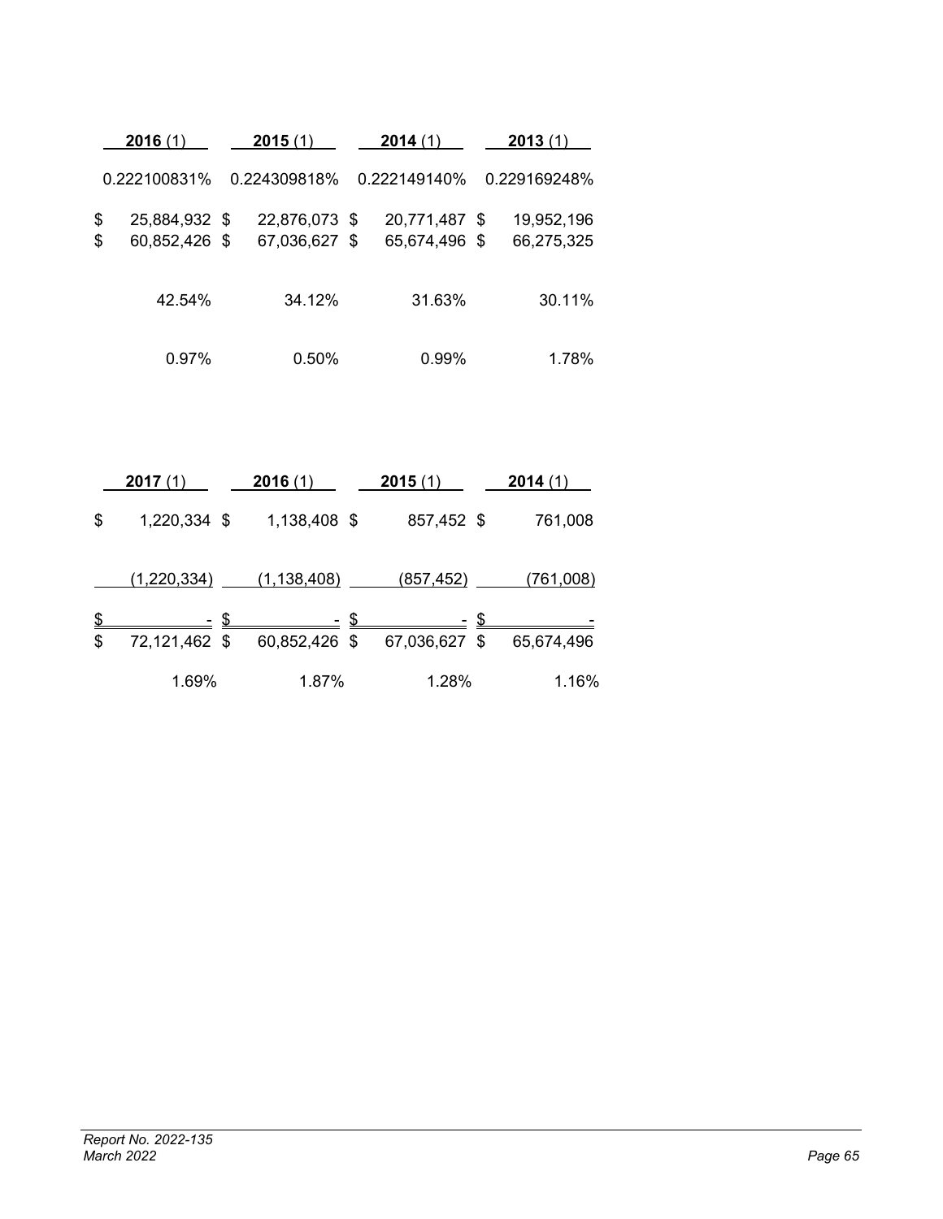| 2016 (1) | 2015 (1) | 2014 (1) | 2013 (1) |
|---|---|---|---|
| 0.222100831% | 0.224309818% | 0.222149140% | 0.229169248% |
| $ 25,884,932 | $ 22,876,073 | $ 20,771,487 | $ 19,952,196 |
| $ 60,852,426 | $ 67,036,627 | $ 65,674,496 | $ 66,275,325 |
| 42.54% | 34.12% | 31.63% | 30.11% |
| 0.97% | 0.50% | 0.99% | 1.78% |

| 2017 (1) | 2016 (1) | 2015 (1) | 2014 (1) |
|---|---|---|---|
| $ 1,220,334 | $ 1,138,408 | $ 857,452 | $ 761,008 |
| (1,220,334) | (1,138,408) | (857,452) | (761,008) |
| $ - | $ - | $ - | $ - |
| $ 72,121,462 | $ 60,852,426 | $ 67,036,627 | $ 65,674,496 |
| 1.69% | 1.87% | 1.28% | 1.16% |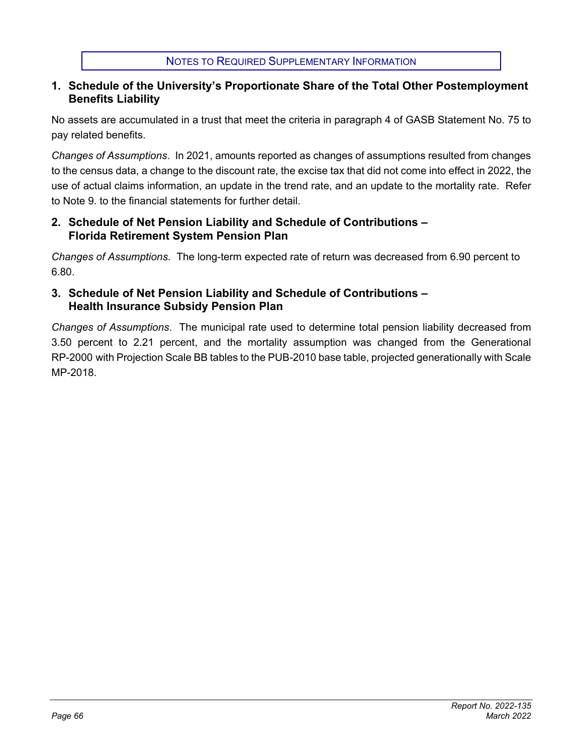## NOTES TO REQUIRED SUPPLEMENTARY INFORMATION

### 1. Schedule of the University's Proportionate Share of the Total Other Postemployment Benefits Liability

No assets are accumulated in a trust that meet the criteria in paragraph 4 of GASB Statement No. 75 to pay related benefits.

*Changes of Assumptions*. In 2021, amounts reported as changes of assumptions resulted from changes to the census data, a change to the discount rate, the excise tax that did not come into effect in 2022, the use of actual claims information, an update in the trend rate, and an update to the mortality rate. Refer to Note 9. to the financial statements for further detail.

### 2. Schedule of Net Pension Liability and Schedule of Contributions – Florida Retirement System Pension Plan

*Changes of Assumptions*. The long-term expected rate of return was decreased from 6.90 percent to 6.80.

### 3. Schedule of Net Pension Liability and Schedule of Contributions – Health Insurance Subsidy Pension Plan

*Changes of Assumptions*. The municipal rate used to determine total pension liability decreased from 3.50 percent to 2.21 percent, and the mortality assumption was changed from the Generational RP-2000 with Projection Scale BB tables to the PUB-2010 base table, projected generationally with Scale MP-2018.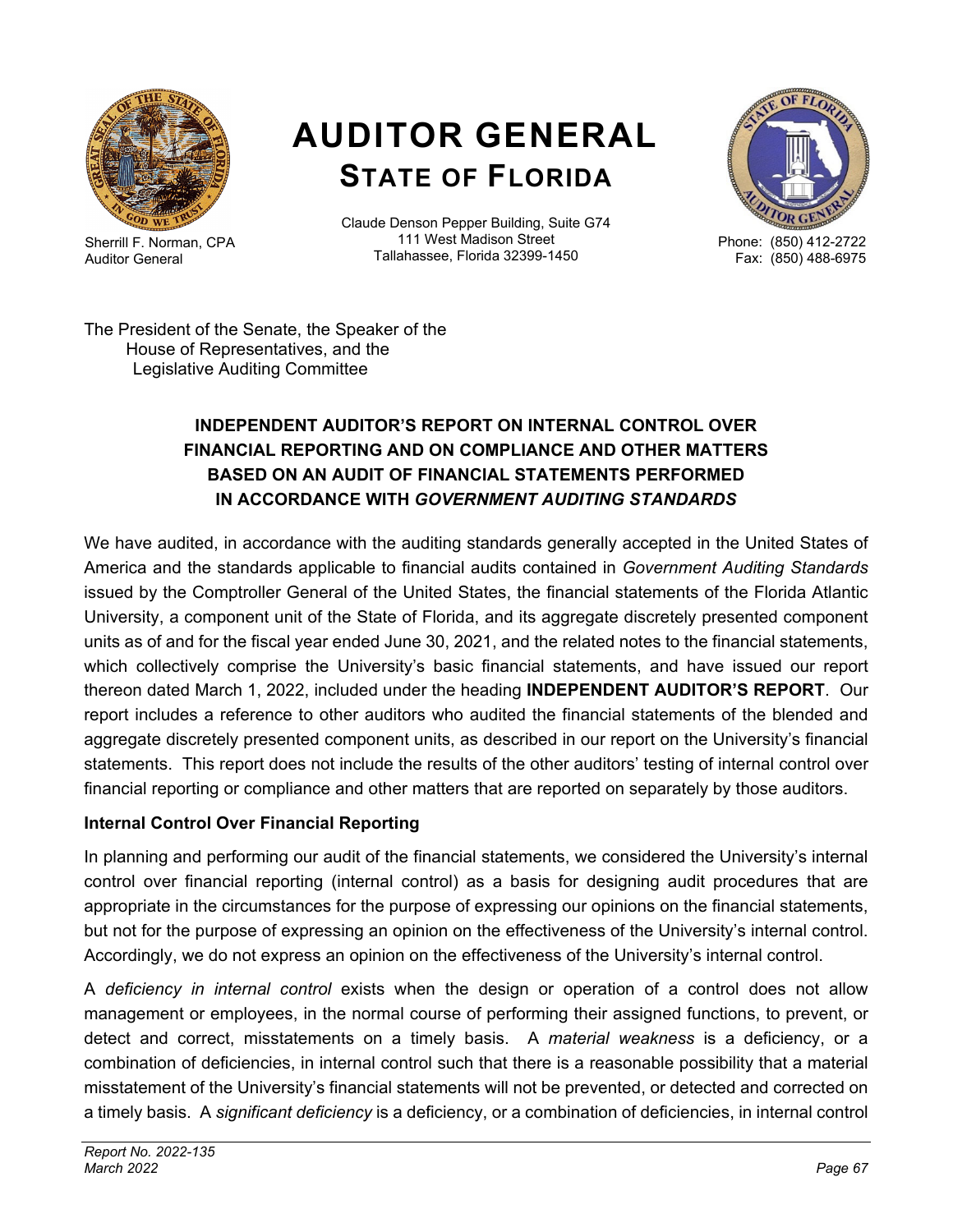# AUDITOR GENERAL

## STATE OF FLORIDA

Sherrill F. Norman, CPA
Auditor General

Claude Denson Pepper Building, Suite G74
111 West Madison Street
Tallahassee, Florida 32399-1450

Phone: (850) 412-2722
Fax: (850) 488-6975

The President of the Senate, the Speaker of the House of Representatives, and the Legislative Auditing Committee

### INDEPENDENT AUDITOR'S REPORT ON INTERNAL CONTROL OVER FINANCIAL REPORTING AND ON COMPLIANCE AND OTHER MATTERS BASED ON AN AUDIT OF FINANCIAL STATEMENTS PERFORMED IN ACCORDANCE WITH *GOVERNMENT AUDITING STANDARDS*

We have audited, in accordance with the auditing standards generally accepted in the United States of America and the standards applicable to financial audits contained in *Government Auditing Standards* issued by the Comptroller General of the United States, the financial statements of the Florida Atlantic University, a component unit of the State of Florida, and its aggregate discretely presented component units as of and for the fiscal year ended June 30, 2021, and the related notes to the financial statements, which collectively comprise the University's basic financial statements, and have issued our report thereon dated March 1, 2022, included under the heading **INDEPENDENT AUDITOR'S REPORT**. Our report includes a reference to other auditors who audited the financial statements of the blended and aggregate discretely presented component units, as described in our report on the University's financial statements. This report does not include the results of the other auditors' testing of internal control over financial reporting or compliance and other matters that are reported on separately by those auditors.

**Internal Control Over Financial Reporting**

In planning and performing our audit of the financial statements, we considered the University's internal control over financial reporting (internal control) as a basis for designing audit procedures that are appropriate in the circumstances for the purpose of expressing our opinions on the financial statements, but not for the purpose of expressing an opinion on the effectiveness of the University's internal control. Accordingly, we do not express an opinion on the effectiveness of the University's internal control.

A *deficiency in internal control* exists when the design or operation of a control does not allow management or employees, in the normal course of performing their assigned functions, to prevent, or detect and correct, misstatements on a timely basis. A *material weakness* is a deficiency, or a combination of deficiencies, in internal control such that there is a reasonable possibility that a material misstatement of the University's financial statements will not be prevented, or detected and corrected on a timely basis. A *significant deficiency* is a deficiency, or a combination of deficiencies, in internal control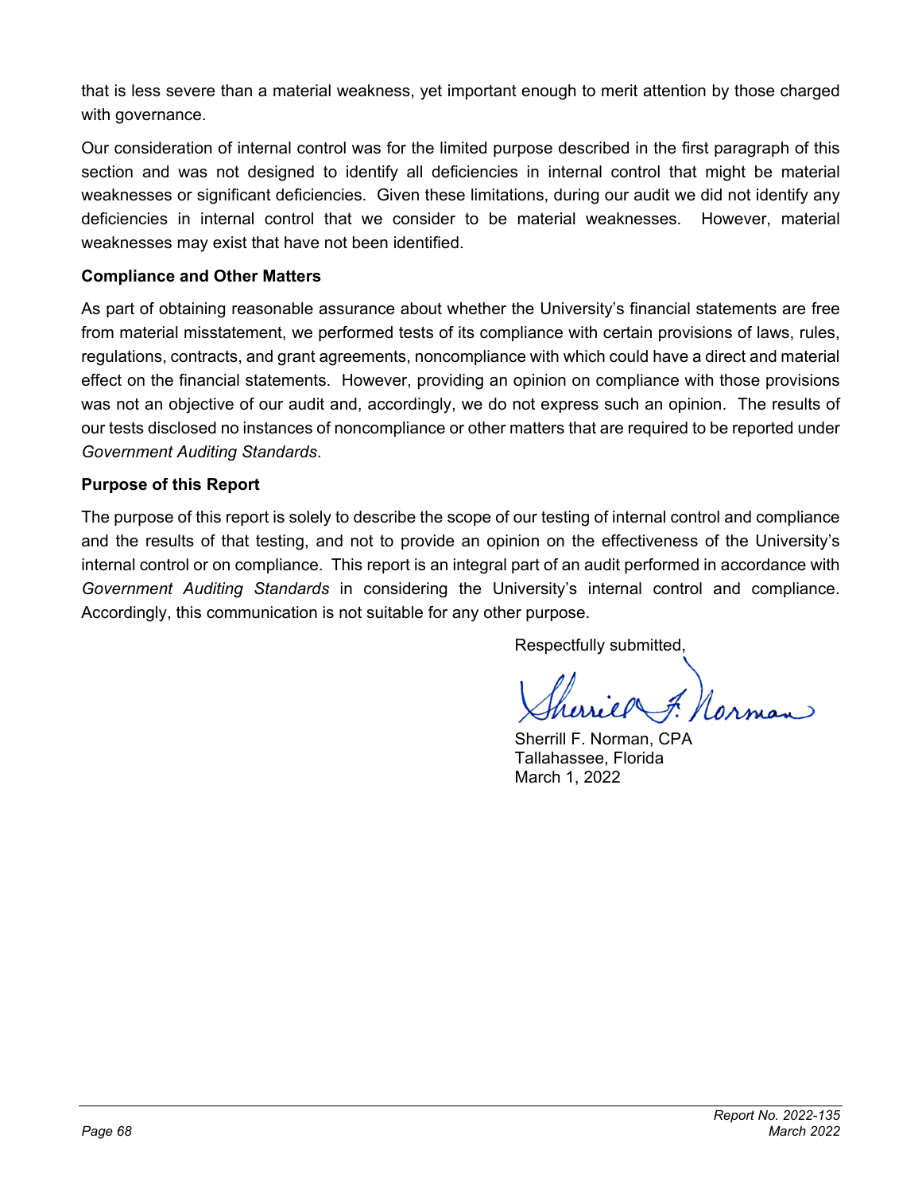that is less severe than a material weakness, yet important enough to merit attention by those charged with governance.

Our consideration of internal control was for the limited purpose described in the first paragraph of this section and was not designed to identify all deficiencies in internal control that might be material weaknesses or significant deficiencies. Given these limitations, during our audit we did not identify any deficiencies in internal control that we consider to be material weaknesses. However, material weaknesses may exist that have not been identified.

**Compliance and Other Matters**

As part of obtaining reasonable assurance about whether the University's financial statements are free from material misstatement, we performed tests of its compliance with certain provisions of laws, rules, regulations, contracts, and grant agreements, noncompliance with which could have a direct and material effect on the financial statements. However, providing an opinion on compliance with those provisions was not an objective of our audit and, accordingly, we do not express such an opinion. The results of our tests disclosed no instances of noncompliance or other matters that are required to be reported under *Government Auditing Standards*.

**Purpose of this Report**

The purpose of this report is solely to describe the scope of our testing of internal control and compliance and the results of that testing, and not to provide an opinion on the effectiveness of the University's internal control or on compliance. This report is an integral part of an audit performed in accordance with *Government Auditing Standards* in considering the University's internal control and compliance. Accordingly, this communication is not suitable for any other purpose.

Respectfully submitted,

Sherrill F. Norman, CPA
Tallahassee, Florida
March 1, 2022